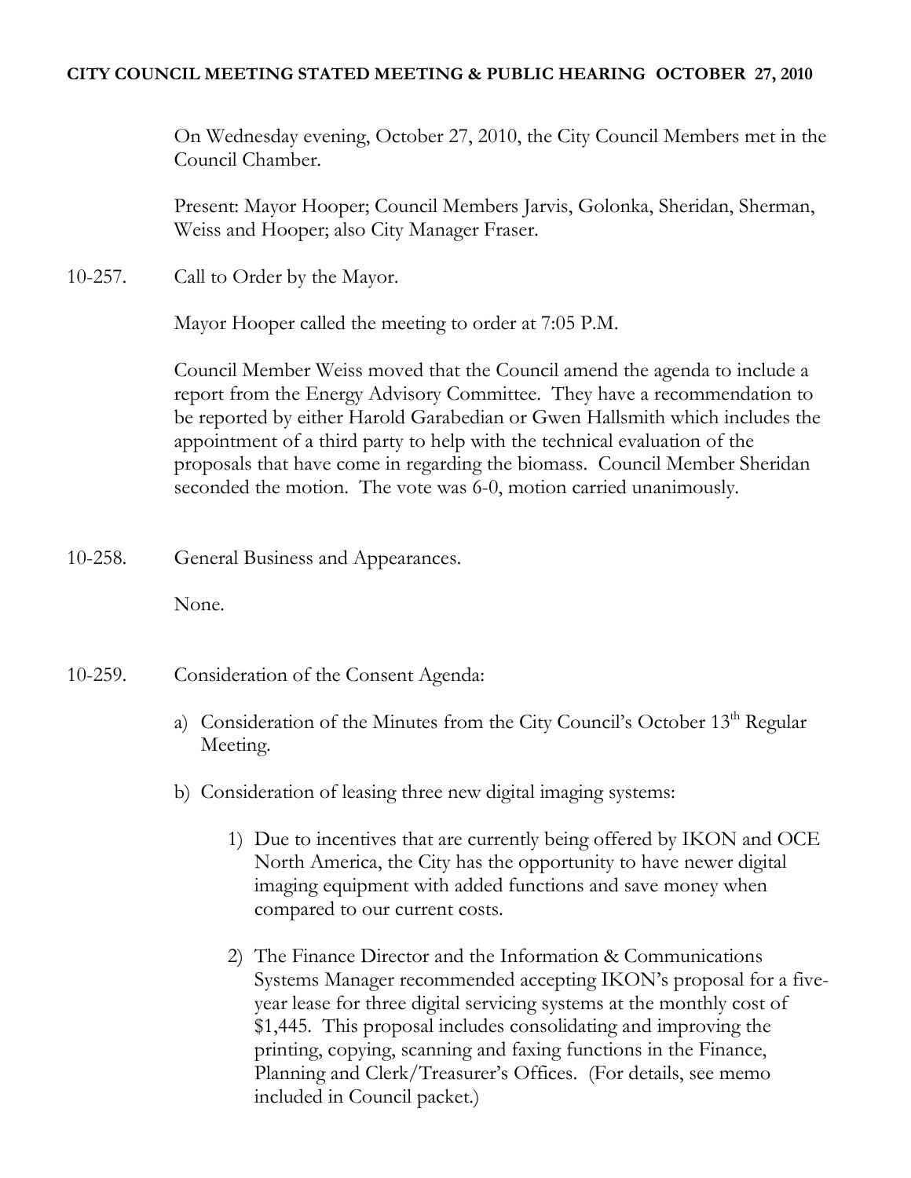**CITY COUNCIL MEETING STATED MEETING & PUBLIC HEARING OCTOBER 27, 2010**

On Wednesday evening, October 27, 2010, the City Council Members met in the Council Chamber.

Present: Mayor Hooper; Council Members Jarvis, Golonka, Sheridan, Sherman, Weiss and Hooper; also City Manager Fraser.

10-257. Call to Order by the Mayor.

Mayor Hooper called the meeting to order at 7:05 P.M.

Council Member Weiss moved that the Council amend the agenda to include a report from the Energy Advisory Committee. They have a recommendation to be reported by either Harold Garabedian or Gwen Hallsmith which includes the appointment of a third party to help with the technical evaluation of the proposals that have come in regarding the biomass. Council Member Sheridan seconded the motion. The vote was 6-0, motion carried unanimously.

10-258. General Business and Appearances.

None.

10-259. Consideration of the Consent Agenda:

a) Consideration of the Minutes from the City Council's October 13th Regular Meeting.

b) Consideration of leasing three new digital imaging systems:

1) Due to incentives that are currently being offered by IKON and OCE North America, the City has the opportunity to have newer digital imaging equipment with added functions and save money when compared to our current costs.

2) The Finance Director and the Information & Communications Systems Manager recommended accepting IKON's proposal for a five-year lease for three digital servicing systems at the monthly cost of $1,445. This proposal includes consolidating and improving the printing, copying, scanning and faxing functions in the Finance, Planning and Clerk/Treasurer's Offices. (For details, see memo included in Council packet.)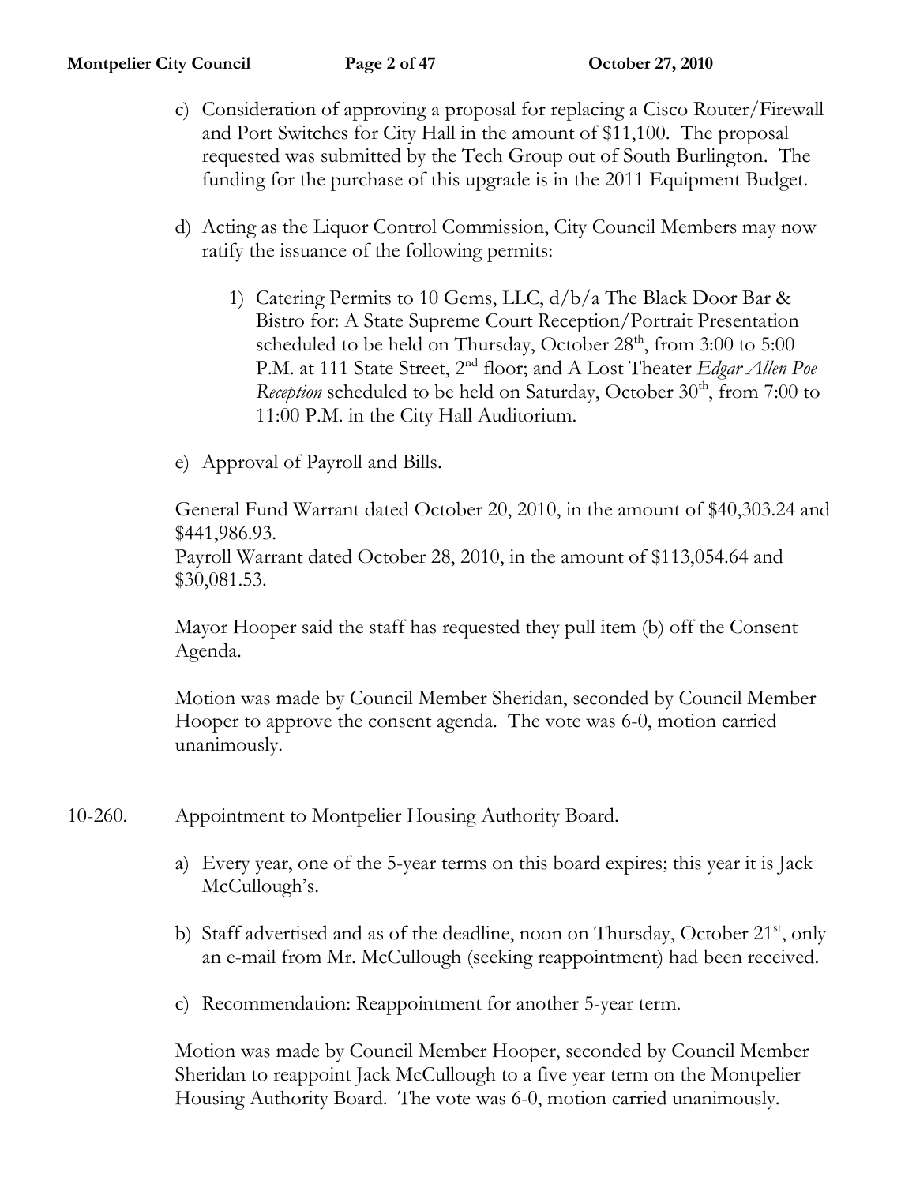c) Consideration of approving a proposal for replacing a Cisco Router/Firewall and Port Switches for City Hall in the amount of $11,100. The proposal requested was submitted by the Tech Group out of South Burlington. The funding for the purchase of this upgrade is in the 2011 Equipment Budget.

d) Acting as the Liquor Control Commission, City Council Members may now ratify the issuance of the following permits:

   1) Catering Permits to 10 Gems, LLC, d/b/a The Black Door Bar & Bistro for: A State Supreme Court Reception/Portrait Presentation scheduled to be held on Thursday, October 28th, from 3:00 to 5:00 P.M. at 111 State Street, 2nd floor; and A Lost Theater *Edgar Allen Poe Reception* scheduled to be held on Saturday, October 30th, from 7:00 to 11:00 P.M. in the City Hall Auditorium.

e) Approval of Payroll and Bills.

General Fund Warrant dated October 20, 2010, in the amount of $40,303.24 and $441,986.93.
Payroll Warrant dated October 28, 2010, in the amount of $113,054.64 and $30,081.53.

Mayor Hooper said the staff has requested they pull item (b) off the Consent Agenda.

Motion was made by Council Member Sheridan, seconded by Council Member Hooper to approve the consent agenda. The vote was 6-0, motion carried unanimously.

10-260. Appointment to Montpelier Housing Authority Board.

a) Every year, one of the 5-year terms on this board expires; this year it is Jack McCullough's.

b) Staff advertised and as of the deadline, noon on Thursday, October 21st, only an e-mail from Mr. McCullough (seeking reappointment) had been received.

c) Recommendation: Reappointment for another 5-year term.

Motion was made by Council Member Hooper, seconded by Council Member Sheridan to reappoint Jack McCullough to a five year term on the Montpelier Housing Authority Board. The vote was 6-0, motion carried unanimously.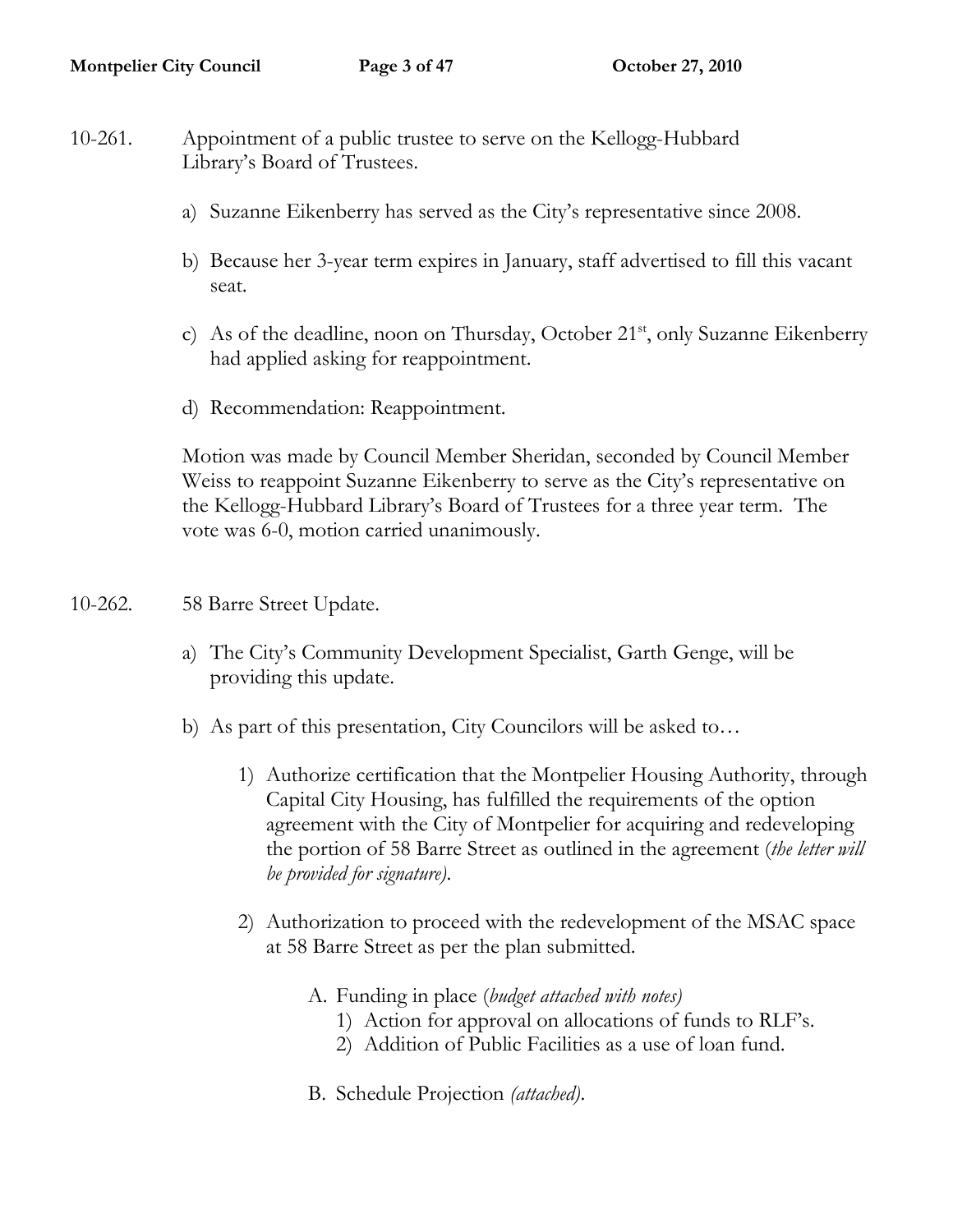10-261. Appointment of a public trustee to serve on the Kellogg-Hubbard Library's Board of Trustees.

a) Suzanne Eikenberry has served as the City's representative since 2008.

b) Because her 3-year term expires in January, staff advertised to fill this vacant seat.

c) As of the deadline, noon on Thursday, October 21st, only Suzanne Eikenberry had applied asking for reappointment.

d) Recommendation: Reappointment.

Motion was made by Council Member Sheridan, seconded by Council Member Weiss to reappoint Suzanne Eikenberry to serve as the City's representative on the Kellogg-Hubbard Library's Board of Trustees for a three year term. The vote was 6-0, motion carried unanimously.

10-262. 58 Barre Street Update.

a) The City's Community Development Specialist, Garth Genge, will be providing this update.

b) As part of this presentation, City Councilors will be asked to…

   1) Authorize certification that the Montpelier Housing Authority, through Capital City Housing, has fulfilled the requirements of the option agreement with the City of Montpelier for acquiring and redeveloping the portion of 58 Barre Street as outlined in the agreement (*the letter will be provided for signature)*.

   2) Authorization to proceed with the redevelopment of the MSAC space at 58 Barre Street as per the plan submitted.

      A. Funding in place (*budget attached with notes)*
         1) Action for approval on allocations of funds to RLF's.
         2) Addition of Public Facilities as a use of loan fund.

      B. Schedule Projection *(attached)*.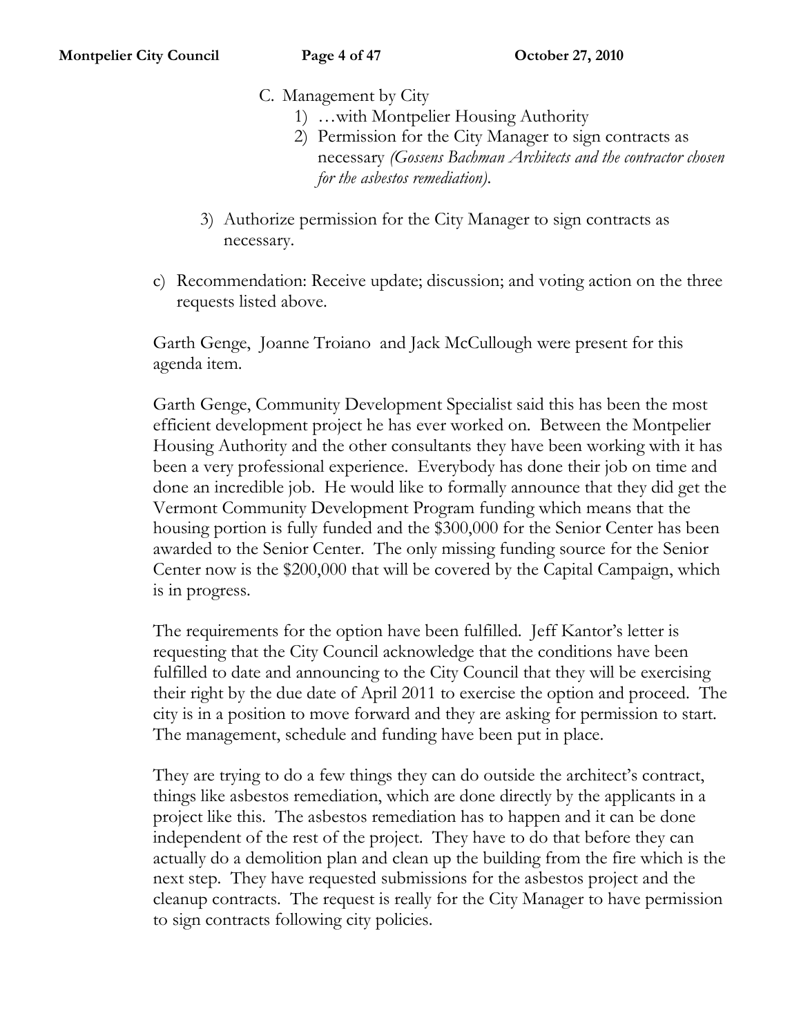C. Management by City
   1) …with Montpelier Housing Authority
   2) Permission for the City Manager to sign contracts as necessary *(Gossens Bachman Architects and the contractor chosen for the asbestos remediation).*

3) Authorize permission for the City Manager to sign contracts as necessary.

c) Recommendation: Receive update; discussion; and voting action on the three requests listed above.

Garth Genge, Joanne Troiano and Jack McCullough were present for this agenda item.

Garth Genge, Community Development Specialist said this has been the most efficient development project he has ever worked on. Between the Montpelier Housing Authority and the other consultants they have been working with it has been a very professional experience. Everybody has done their job on time and done an incredible job. He would like to formally announce that they did get the Vermont Community Development Program funding which means that the housing portion is fully funded and the $300,000 for the Senior Center has been awarded to the Senior Center. The only missing funding source for the Senior Center now is the $200,000 that will be covered by the Capital Campaign, which is in progress.

The requirements for the option have been fulfilled. Jeff Kantor's letter is requesting that the City Council acknowledge that the conditions have been fulfilled to date and announcing to the City Council that they will be exercising their right by the due date of April 2011 to exercise the option and proceed. The city is in a position to move forward and they are asking for permission to start. The management, schedule and funding have been put in place.

They are trying to do a few things they can do outside the architect's contract, things like asbestos remediation, which are done directly by the applicants in a project like this. The asbestos remediation has to happen and it can be done independent of the rest of the project. They have to do that before they can actually do a demolition plan and clean up the building from the fire which is the next step. They have requested submissions for the asbestos project and the cleanup contracts. The request is really for the City Manager to have permission to sign contracts following city policies.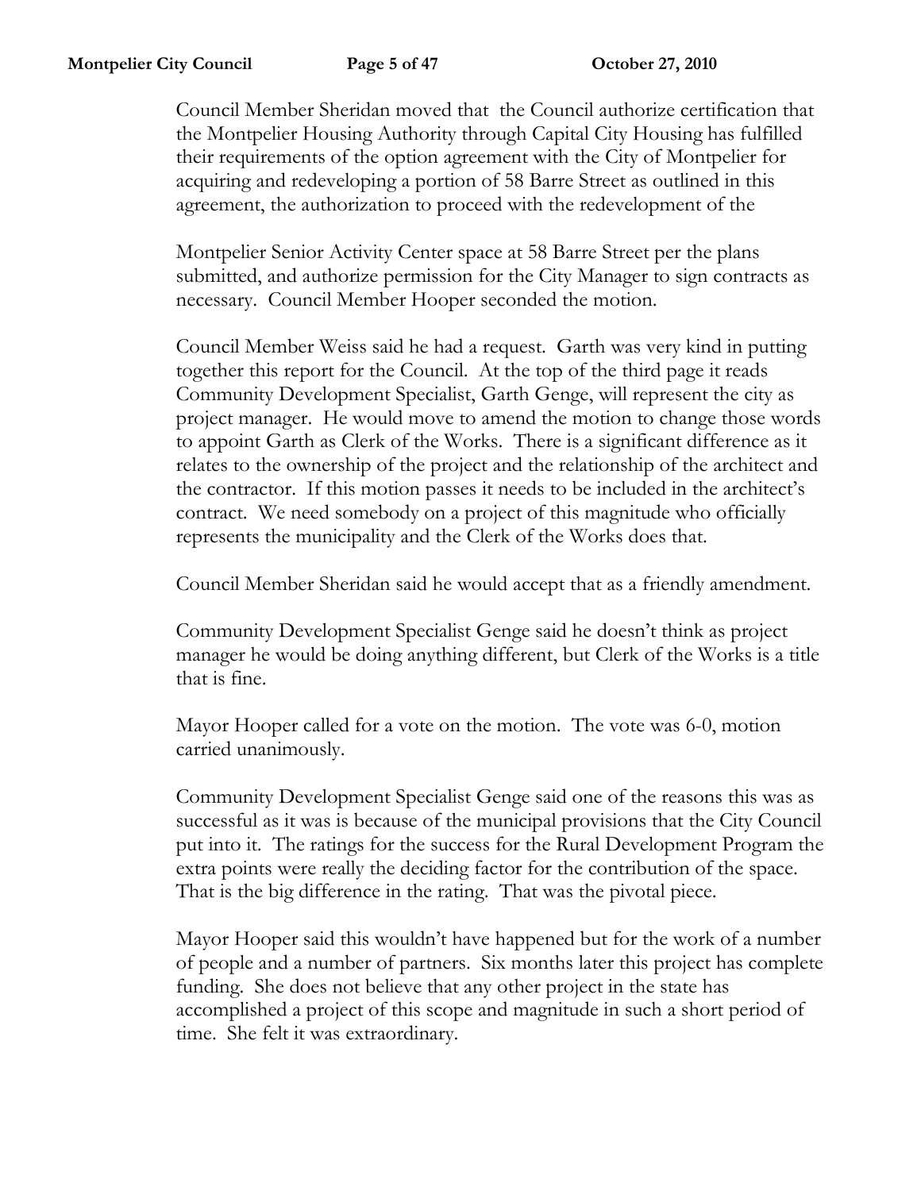Council Member Sheridan moved that the Council authorize certification that the Montpelier Housing Authority through Capital City Housing has fulfilled their requirements of the option agreement with the City of Montpelier for acquiring and redeveloping a portion of 58 Barre Street as outlined in this agreement, the authorization to proceed with the redevelopment of the

Montpelier Senior Activity Center space at 58 Barre Street per the plans submitted, and authorize permission for the City Manager to sign contracts as necessary. Council Member Hooper seconded the motion.

Council Member Weiss said he had a request. Garth was very kind in putting together this report for the Council. At the top of the third page it reads Community Development Specialist, Garth Genge, will represent the city as project manager. He would move to amend the motion to change those words to appoint Garth as Clerk of the Works. There is a significant difference as it relates to the ownership of the project and the relationship of the architect and the contractor. If this motion passes it needs to be included in the architect's contract. We need somebody on a project of this magnitude who officially represents the municipality and the Clerk of the Works does that.

Council Member Sheridan said he would accept that as a friendly amendment.

Community Development Specialist Genge said he doesn't think as project manager he would be doing anything different, but Clerk of the Works is a title that is fine.

Mayor Hooper called for a vote on the motion. The vote was 6-0, motion carried unanimously.

Community Development Specialist Genge said one of the reasons this was as successful as it was is because of the municipal provisions that the City Council put into it. The ratings for the success for the Rural Development Program the extra points were really the deciding factor for the contribution of the space. That is the big difference in the rating. That was the pivotal piece.

Mayor Hooper said this wouldn't have happened but for the work of a number of people and a number of partners. Six months later this project has complete funding. She does not believe that any other project in the state has accomplished a project of this scope and magnitude in such a short period of time. She felt it was extraordinary.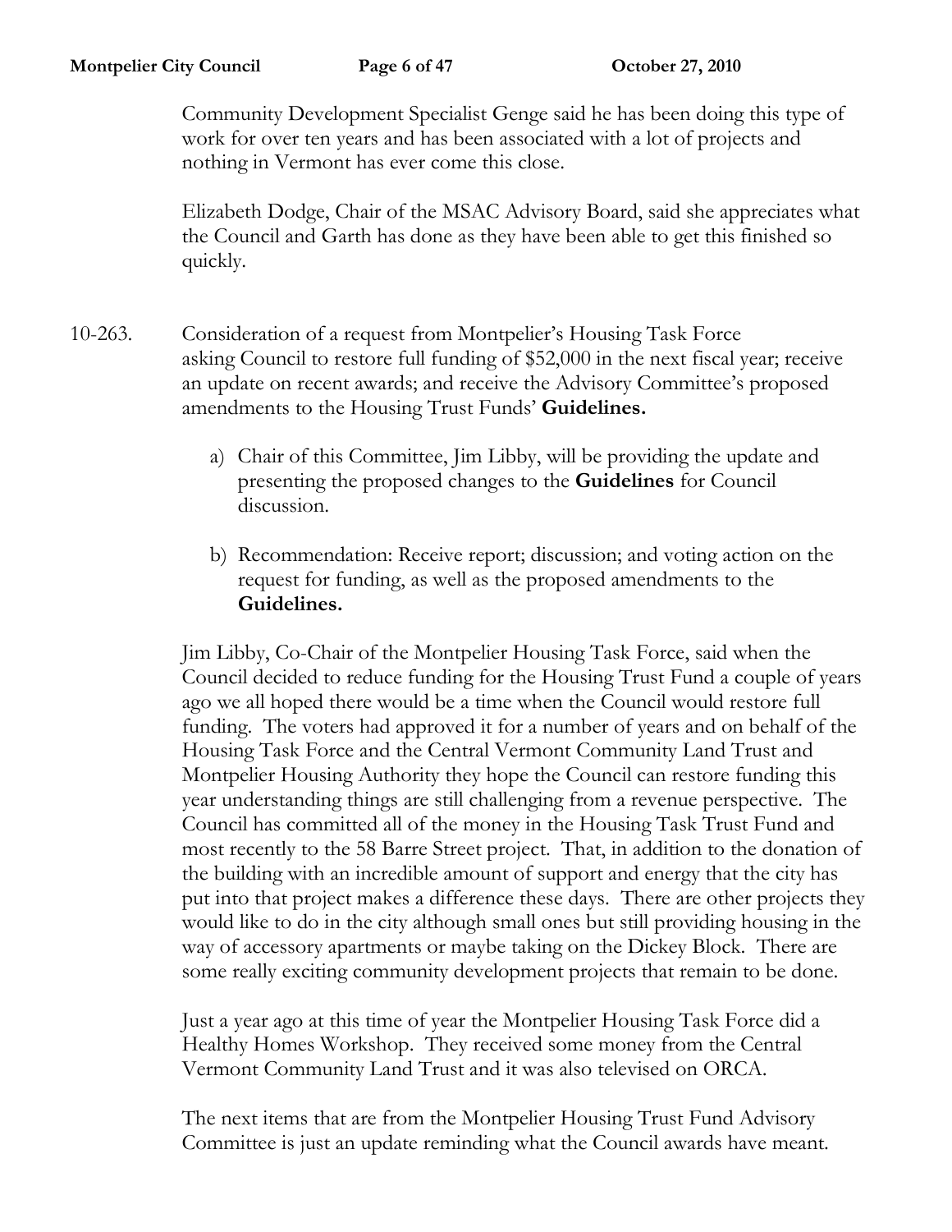Community Development Specialist Genge said he has been doing this type of work for over ten years and has been associated with a lot of projects and nothing in Vermont has ever come this close.

Elizabeth Dodge, Chair of the MSAC Advisory Board, said she appreciates what the Council and Garth has done as they have been able to get this finished so quickly.

10-263. Consideration of a request from Montpelier's Housing Task Force asking Council to restore full funding of $52,000 in the next fiscal year; receive an update on recent awards; and receive the Advisory Committee's proposed amendments to the Housing Trust Funds' **Guidelines.**

a) Chair of this Committee, Jim Libby, will be providing the update and presenting the proposed changes to the **Guidelines** for Council discussion.

b) Recommendation: Receive report; discussion; and voting action on the request for funding, as well as the proposed amendments to the **Guidelines.**

Jim Libby, Co-Chair of the Montpelier Housing Task Force, said when the Council decided to reduce funding for the Housing Trust Fund a couple of years ago we all hoped there would be a time when the Council would restore full funding. The voters had approved it for a number of years and on behalf of the Housing Task Force and the Central Vermont Community Land Trust and Montpelier Housing Authority they hope the Council can restore funding this year understanding things are still challenging from a revenue perspective. The Council has committed all of the money in the Housing Task Trust Fund and most recently to the 58 Barre Street project. That, in addition to the donation of the building with an incredible amount of support and energy that the city has put into that project makes a difference these days. There are other projects they would like to do in the city although small ones but still providing housing in the way of accessory apartments or maybe taking on the Dickey Block. There are some really exciting community development projects that remain to be done.

Just a year ago at this time of year the Montpelier Housing Task Force did a Healthy Homes Workshop. They received some money from the Central Vermont Community Land Trust and it was also televised on ORCA.

The next items that are from the Montpelier Housing Trust Fund Advisory Committee is just an update reminding what the Council awards have meant.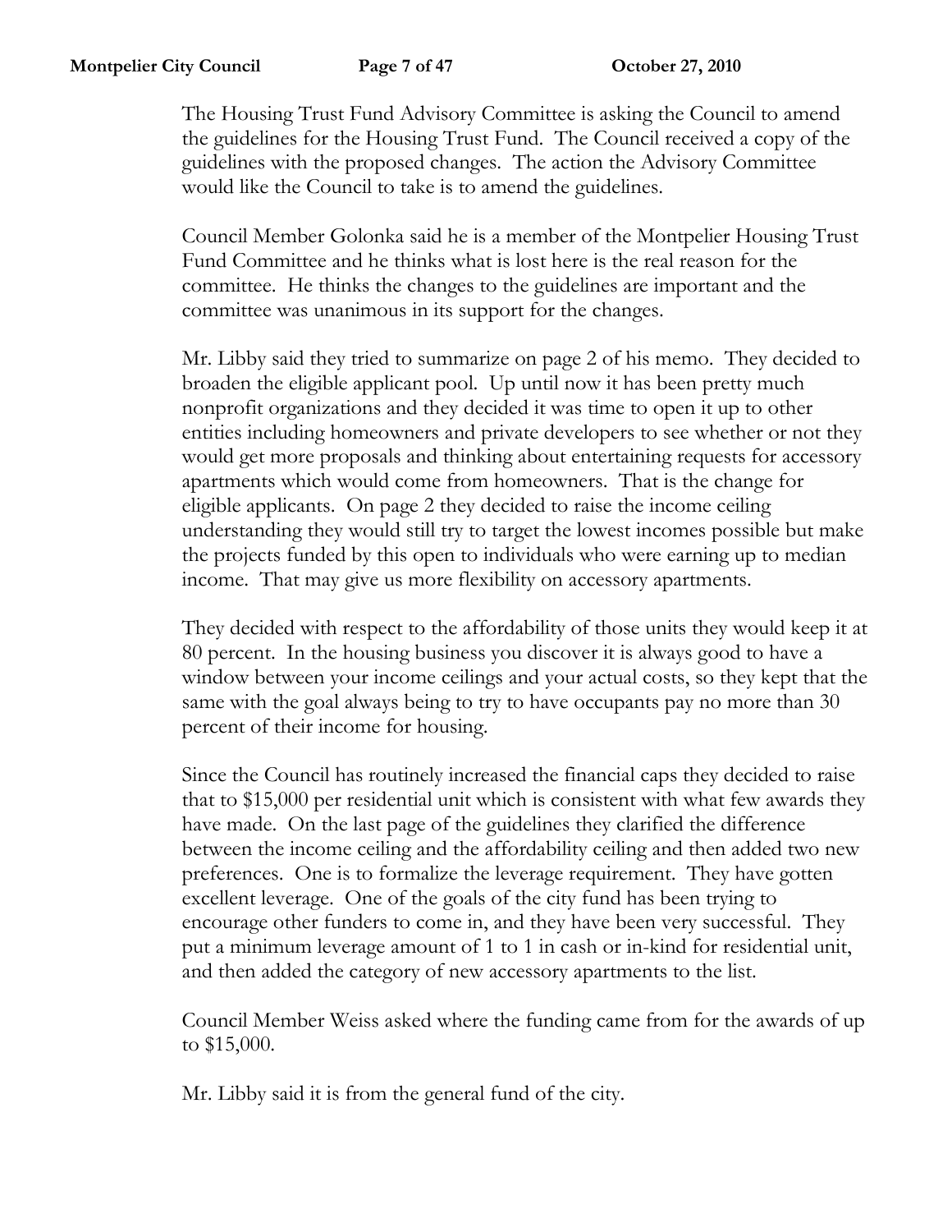The Housing Trust Fund Advisory Committee is asking the Council to amend the guidelines for the Housing Trust Fund. The Council received a copy of the guidelines with the proposed changes. The action the Advisory Committee would like the Council to take is to amend the guidelines.

Council Member Golonka said he is a member of the Montpelier Housing Trust Fund Committee and he thinks what is lost here is the real reason for the committee. He thinks the changes to the guidelines are important and the committee was unanimous in its support for the changes.

Mr. Libby said they tried to summarize on page 2 of his memo. They decided to broaden the eligible applicant pool. Up until now it has been pretty much nonprofit organizations and they decided it was time to open it up to other entities including homeowners and private developers to see whether or not they would get more proposals and thinking about entertaining requests for accessory apartments which would come from homeowners. That is the change for eligible applicants. On page 2 they decided to raise the income ceiling understanding they would still try to target the lowest incomes possible but make the projects funded by this open to individuals who were earning up to median income. That may give us more flexibility on accessory apartments.

They decided with respect to the affordability of those units they would keep it at 80 percent. In the housing business you discover it is always good to have a window between your income ceilings and your actual costs, so they kept that the same with the goal always being to try to have occupants pay no more than 30 percent of their income for housing.

Since the Council has routinely increased the financial caps they decided to raise that to $15,000 per residential unit which is consistent with what few awards they have made. On the last page of the guidelines they clarified the difference between the income ceiling and the affordability ceiling and then added two new preferences. One is to formalize the leverage requirement. They have gotten excellent leverage. One of the goals of the city fund has been trying to encourage other funders to come in, and they have been very successful. They put a minimum leverage amount of 1 to 1 in cash or in-kind for residential unit, and then added the category of new accessory apartments to the list.

Council Member Weiss asked where the funding came from for the awards of up to $15,000.

Mr. Libby said it is from the general fund of the city.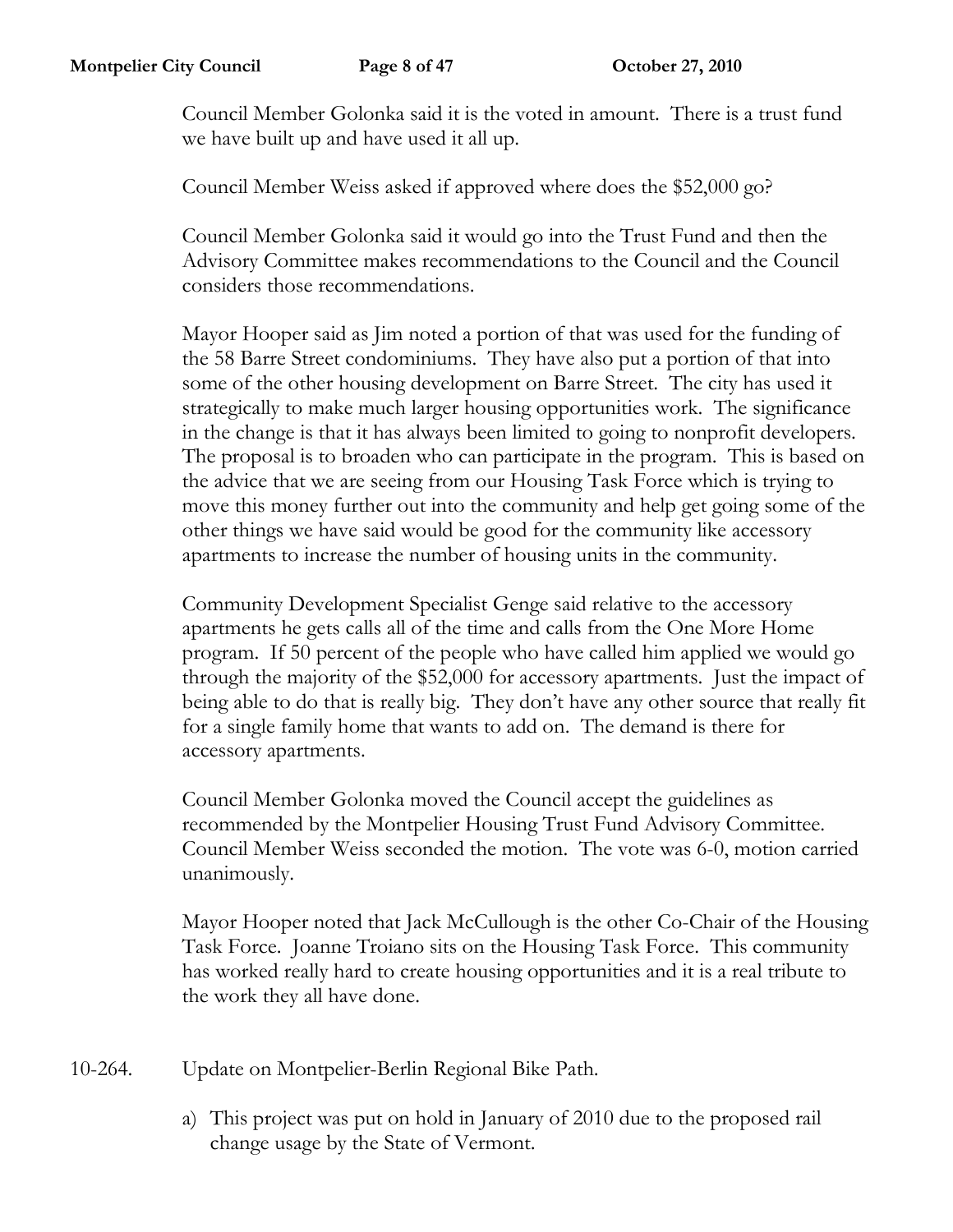Council Member Golonka said it is the voted in amount. There is a trust fund we have built up and have used it all up.

Council Member Weiss asked if approved where does the $52,000 go?

Council Member Golonka said it would go into the Trust Fund and then the Advisory Committee makes recommendations to the Council and the Council considers those recommendations.

Mayor Hooper said as Jim noted a portion of that was used for the funding of the 58 Barre Street condominiums. They have also put a portion of that into some of the other housing development on Barre Street. The city has used it strategically to make much larger housing opportunities work. The significance in the change is that it has always been limited to going to nonprofit developers. The proposal is to broaden who can participate in the program. This is based on the advice that we are seeing from our Housing Task Force which is trying to move this money further out into the community and help get going some of the other things we have said would be good for the community like accessory apartments to increase the number of housing units in the community.

Community Development Specialist Genge said relative to the accessory apartments he gets calls all of the time and calls from the One More Home program. If 50 percent of the people who have called him applied we would go through the majority of the $52,000 for accessory apartments. Just the impact of being able to do that is really big. They don't have any other source that really fit for a single family home that wants to add on. The demand is there for accessory apartments.

Council Member Golonka moved the Council accept the guidelines as recommended by the Montpelier Housing Trust Fund Advisory Committee. Council Member Weiss seconded the motion. The vote was 6-0, motion carried unanimously.

Mayor Hooper noted that Jack McCullough is the other Co-Chair of the Housing Task Force. Joanne Troiano sits on the Housing Task Force. This community has worked really hard to create housing opportunities and it is a real tribute to the work they all have done.

10-264. Update on Montpelier-Berlin Regional Bike Path.

a) This project was put on hold in January of 2010 due to the proposed rail change usage by the State of Vermont.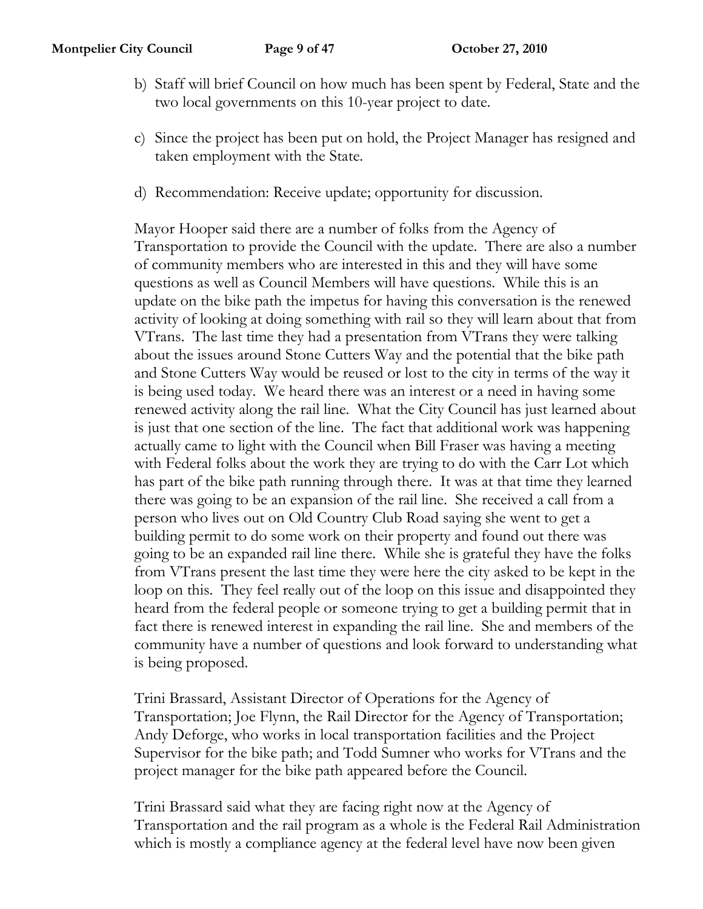b) Staff will brief Council on how much has been spent by Federal, State and the two local governments on this 10-year project to date.

c) Since the project has been put on hold, the Project Manager has resigned and taken employment with the State.

d) Recommendation: Receive update; opportunity for discussion.

Mayor Hooper said there are a number of folks from the Agency of Transportation to provide the Council with the update. There are also a number of community members who are interested in this and they will have some questions as well as Council Members will have questions. While this is an update on the bike path the impetus for having this conversation is the renewed activity of looking at doing something with rail so they will learn about that from VTrans. The last time they had a presentation from VTrans they were talking about the issues around Stone Cutters Way and the potential that the bike path and Stone Cutters Way would be reused or lost to the city in terms of the way it is being used today. We heard there was an interest or a need in having some renewed activity along the rail line. What the City Council has just learned about is just that one section of the line. The fact that additional work was happening actually came to light with the Council when Bill Fraser was having a meeting with Federal folks about the work they are trying to do with the Carr Lot which has part of the bike path running through there. It was at that time they learned there was going to be an expansion of the rail line. She received a call from a person who lives out on Old Country Club Road saying she went to get a building permit to do some work on their property and found out there was going to be an expanded rail line there. While she is grateful they have the folks from VTrans present the last time they were here the city asked to be kept in the loop on this. They feel really out of the loop on this issue and disappointed they heard from the federal people or someone trying to get a building permit that in fact there is renewed interest in expanding the rail line. She and members of the community have a number of questions and look forward to understanding what is being proposed.

Trini Brassard, Assistant Director of Operations for the Agency of Transportation; Joe Flynn, the Rail Director for the Agency of Transportation; Andy Deforge, who works in local transportation facilities and the Project Supervisor for the bike path; and Todd Sumner who works for VTrans and the project manager for the bike path appeared before the Council.

Trini Brassard said what they are facing right now at the Agency of Transportation and the rail program as a whole is the Federal Rail Administration which is mostly a compliance agency at the federal level have now been given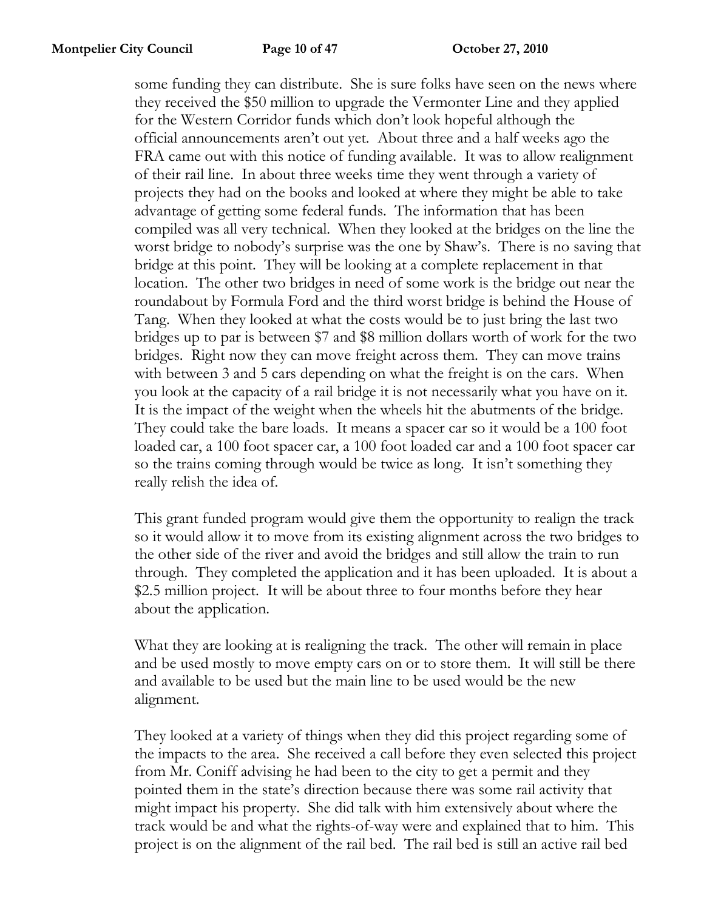some funding they can distribute. She is sure folks have seen on the news where they received the $50 million to upgrade the Vermonter Line and they applied for the Western Corridor funds which don't look hopeful although the official announcements aren't out yet. About three and a half weeks ago the FRA came out with this notice of funding available. It was to allow realignment of their rail line. In about three weeks time they went through a variety of projects they had on the books and looked at where they might be able to take advantage of getting some federal funds. The information that has been compiled was all very technical. When they looked at the bridges on the line the worst bridge to nobody's surprise was the one by Shaw's. There is no saving that bridge at this point. They will be looking at a complete replacement in that location. The other two bridges in need of some work is the bridge out near the roundabout by Formula Ford and the third worst bridge is behind the House of Tang. When they looked at what the costs would be to just bring the last two bridges up to par is between $7 and $8 million dollars worth of work for the two bridges. Right now they can move freight across them. They can move trains with between 3 and 5 cars depending on what the freight is on the cars. When you look at the capacity of a rail bridge it is not necessarily what you have on it. It is the impact of the weight when the wheels hit the abutments of the bridge. They could take the bare loads. It means a spacer car so it would be a 100 foot loaded car, a 100 foot spacer car, a 100 foot loaded car and a 100 foot spacer car so the trains coming through would be twice as long. It isn't something they really relish the idea of.

This grant funded program would give them the opportunity to realign the track so it would allow it to move from its existing alignment across the two bridges to the other side of the river and avoid the bridges and still allow the train to run through. They completed the application and it has been uploaded. It is about a $2.5 million project. It will be about three to four months before they hear about the application.

What they are looking at is realigning the track. The other will remain in place and be used mostly to move empty cars on or to store them. It will still be there and available to be used but the main line to be used would be the new alignment.

They looked at a variety of things when they did this project regarding some of the impacts to the area. She received a call before they even selected this project from Mr. Coniff advising he had been to the city to get a permit and they pointed them in the state's direction because there was some rail activity that might impact his property. She did talk with him extensively about where the track would be and what the rights-of-way were and explained that to him. This project is on the alignment of the rail bed. The rail bed is still an active rail bed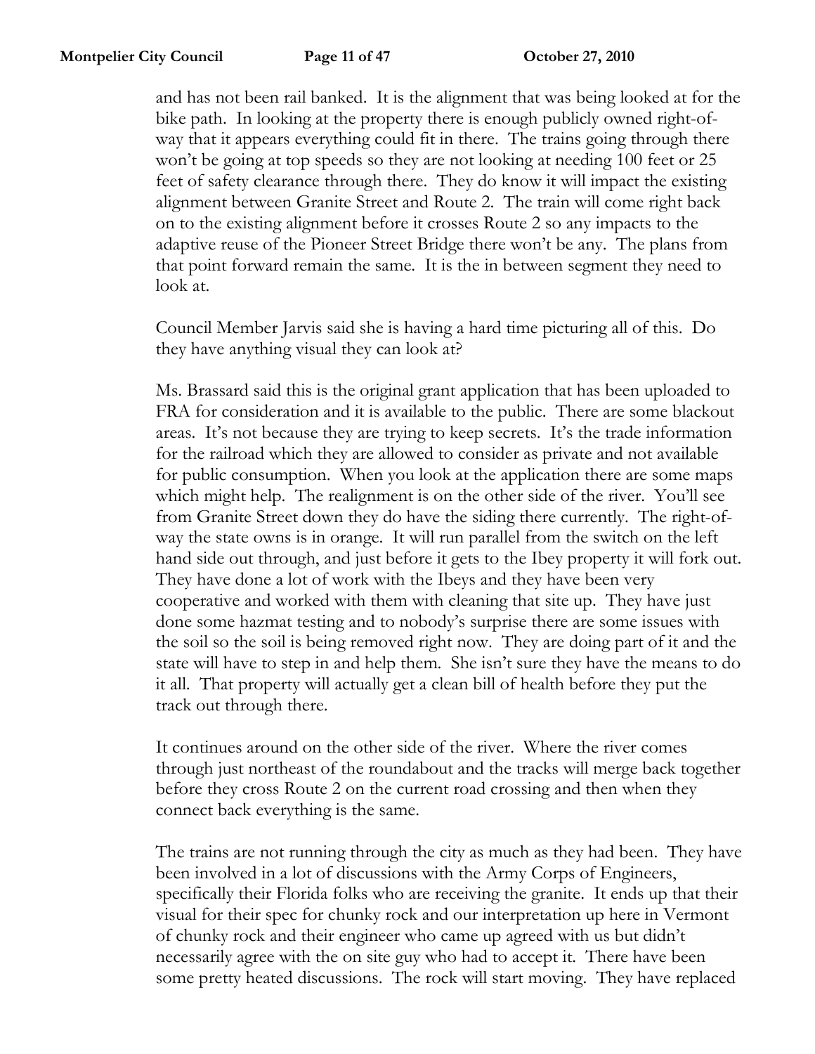and has not been rail banked. It is the alignment that was being looked at for the bike path. In looking at the property there is enough publicly owned right-of-way that it appears everything could fit in there. The trains going through there won't be going at top speeds so they are not looking at needing 100 feet or 25 feet of safety clearance through there. They do know it will impact the existing alignment between Granite Street and Route 2. The train will come right back on to the existing alignment before it crosses Route 2 so any impacts to the adaptive reuse of the Pioneer Street Bridge there won't be any. The plans from that point forward remain the same. It is the in between segment they need to look at.

Council Member Jarvis said she is having a hard time picturing all of this. Do they have anything visual they can look at?

Ms. Brassard said this is the original grant application that has been uploaded to FRA for consideration and it is available to the public. There are some blackout areas. It's not because they are trying to keep secrets. It's the trade information for the railroad which they are allowed to consider as private and not available for public consumption. When you look at the application there are some maps which might help. The realignment is on the other side of the river. You'll see from Granite Street down they do have the siding there currently. The right-of-way the state owns is in orange. It will run parallel from the switch on the left hand side out through, and just before it gets to the Ibey property it will fork out. They have done a lot of work with the Ibeys and they have been very cooperative and worked with them with cleaning that site up. They have just done some hazmat testing and to nobody's surprise there are some issues with the soil so the soil is being removed right now. They are doing part of it and the state will have to step in and help them. She isn't sure they have the means to do it all. That property will actually get a clean bill of health before they put the track out through there.

It continues around on the other side of the river. Where the river comes through just northeast of the roundabout and the tracks will merge back together before they cross Route 2 on the current road crossing and then when they connect back everything is the same.

The trains are not running through the city as much as they had been. They have been involved in a lot of discussions with the Army Corps of Engineers, specifically their Florida folks who are receiving the granite. It ends up that their visual for their spec for chunky rock and our interpretation up here in Vermont of chunky rock and their engineer who came up agreed with us but didn't necessarily agree with the on site guy who had to accept it. There have been some pretty heated discussions. The rock will start moving. They have replaced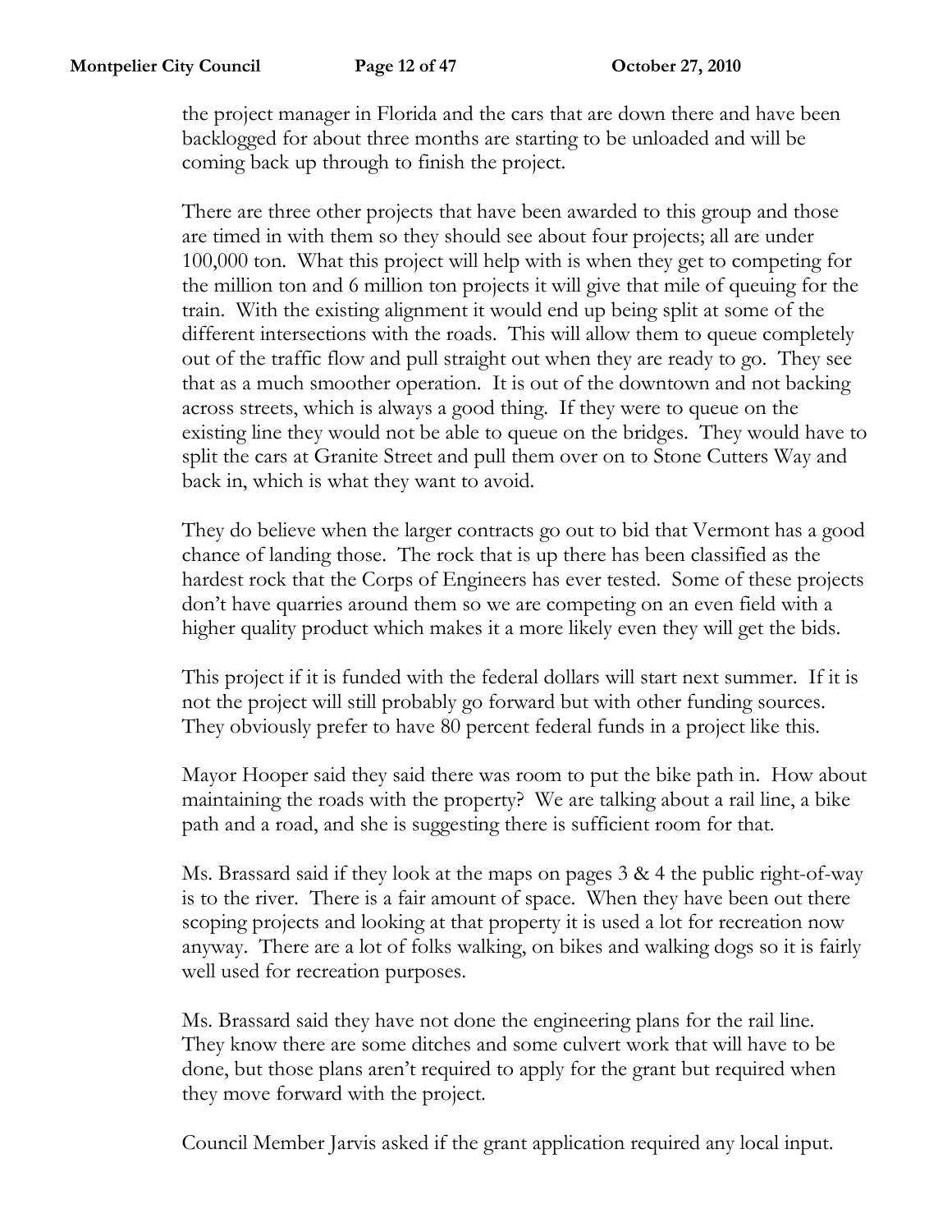the project manager in Florida and the cars that are down there and have been backlogged for about three months are starting to be unloaded and will be coming back up through to finish the project.

There are three other projects that have been awarded to this group and those are timed in with them so they should see about four projects; all are under 100,000 ton. What this project will help with is when they get to competing for the million ton and 6 million ton projects it will give that mile of queuing for the train. With the existing alignment it would end up being split at some of the different intersections with the roads. This will allow them to queue completely out of the traffic flow and pull straight out when they are ready to go. They see that as a much smoother operation. It is out of the downtown and not backing across streets, which is always a good thing. If they were to queue on the existing line they would not be able to queue on the bridges. They would have to split the cars at Granite Street and pull them over on to Stone Cutters Way and back in, which is what they want to avoid.

They do believe when the larger contracts go out to bid that Vermont has a good chance of landing those. The rock that is up there has been classified as the hardest rock that the Corps of Engineers has ever tested. Some of these projects don't have quarries around them so we are competing on an even field with a higher quality product which makes it a more likely even they will get the bids.

This project if it is funded with the federal dollars will start next summer. If it is not the project will still probably go forward but with other funding sources. They obviously prefer to have 80 percent federal funds in a project like this.

Mayor Hooper said they said there was room to put the bike path in. How about maintaining the roads with the property? We are talking about a rail line, a bike path and a road, and she is suggesting there is sufficient room for that.

Ms. Brassard said if they look at the maps on pages 3 & 4 the public right-of-way is to the river. There is a fair amount of space. When they have been out there scoping projects and looking at that property it is used a lot for recreation now anyway. There are a lot of folks walking, on bikes and walking dogs so it is fairly well used for recreation purposes.

Ms. Brassard said they have not done the engineering plans for the rail line. They know there are some ditches and some culvert work that will have to be done, but those plans aren't required to apply for the grant but required when they move forward with the project.

Council Member Jarvis asked if the grant application required any local input.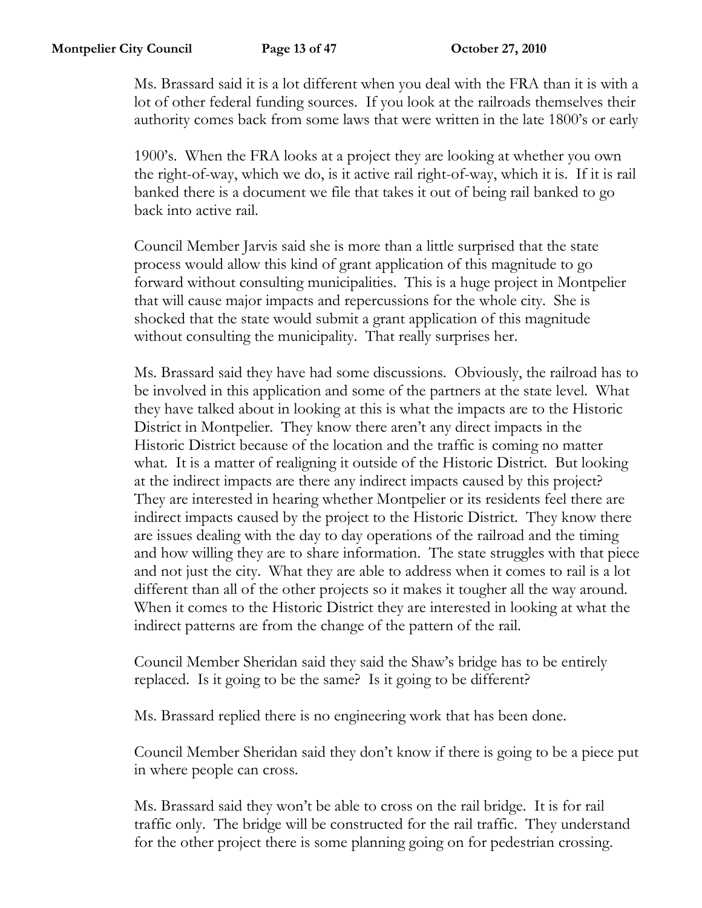Ms. Brassard said it is a lot different when you deal with the FRA than it is with a lot of other federal funding sources. If you look at the railroads themselves their authority comes back from some laws that were written in the late 1800's or early 1900's. When the FRA looks at a project they are looking at whether you own the right-of-way, which we do, is it active rail right-of-way, which it is. If it is rail banked there is a document we file that takes it out of being rail banked to go back into active rail.

Council Member Jarvis said she is more than a little surprised that the state process would allow this kind of grant application of this magnitude to go forward without consulting municipalities. This is a huge project in Montpelier that will cause major impacts and repercussions for the whole city. She is shocked that the state would submit a grant application of this magnitude without consulting the municipality. That really surprises her.

Ms. Brassard said they have had some discussions. Obviously, the railroad has to be involved in this application and some of the partners at the state level. What they have talked about in looking at this is what the impacts are to the Historic District in Montpelier. They know there aren't any direct impacts in the Historic District because of the location and the traffic is coming no matter what. It is a matter of realigning it outside of the Historic District. But looking at the indirect impacts are there any indirect impacts caused by this project? They are interested in hearing whether Montpelier or its residents feel there are indirect impacts caused by the project to the Historic District. They know there are issues dealing with the day to day operations of the railroad and the timing and how willing they are to share information. The state struggles with that piece and not just the city. What they are able to address when it comes to rail is a lot different than all of the other projects so it makes it tougher all the way around. When it comes to the Historic District they are interested in looking at what the indirect patterns are from the change of the pattern of the rail.

Council Member Sheridan said they said the Shaw's bridge has to be entirely replaced. Is it going to be the same? Is it going to be different?

Ms. Brassard replied there is no engineering work that has been done.

Council Member Sheridan said they don't know if there is going to be a piece put in where people can cross.

Ms. Brassard said they won't be able to cross on the rail bridge. It is for rail traffic only. The bridge will be constructed for the rail traffic. They understand for the other project there is some planning going on for pedestrian crossing.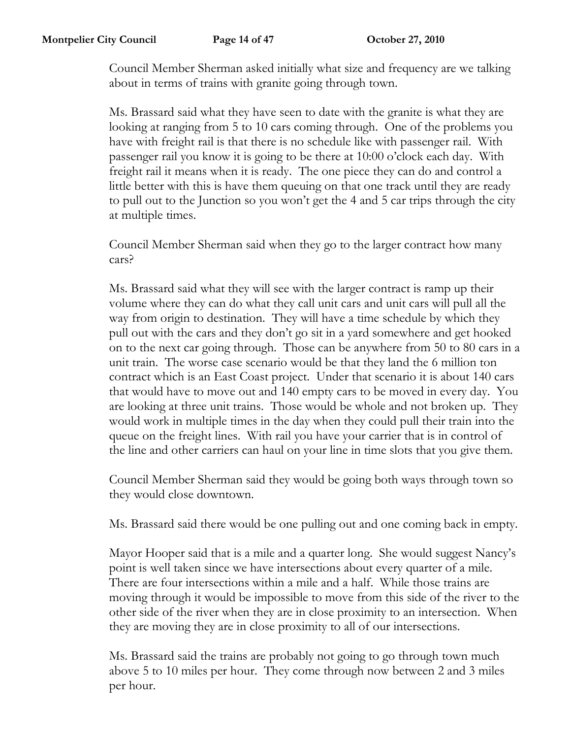Council Member Sherman asked initially what size and frequency are we talking about in terms of trains with granite going through town.

Ms. Brassard said what they have seen to date with the granite is what they are looking at ranging from 5 to 10 cars coming through. One of the problems you have with freight rail is that there is no schedule like with passenger rail. With passenger rail you know it is going to be there at 10:00 o'clock each day. With freight rail it means when it is ready. The one piece they can do and control a little better with this is have them queuing on that one track until they are ready to pull out to the Junction so you won't get the 4 and 5 car trips through the city at multiple times.

Council Member Sherman said when they go to the larger contract how many cars?

Ms. Brassard said what they will see with the larger contract is ramp up their volume where they can do what they call unit cars and unit cars will pull all the way from origin to destination. They will have a time schedule by which they pull out with the cars and they don't go sit in a yard somewhere and get hooked on to the next car going through. Those can be anywhere from 50 to 80 cars in a unit train. The worse case scenario would be that they land the 6 million ton contract which is an East Coast project. Under that scenario it is about 140 cars that would have to move out and 140 empty cars to be moved in every day. You are looking at three unit trains. Those would be whole and not broken up. They would work in multiple times in the day when they could pull their train into the queue on the freight lines. With rail you have your carrier that is in control of the line and other carriers can haul on your line in time slots that you give them.

Council Member Sherman said they would be going both ways through town so they would close downtown.

Ms. Brassard said there would be one pulling out and one coming back in empty.

Mayor Hooper said that is a mile and a quarter long. She would suggest Nancy's point is well taken since we have intersections about every quarter of a mile. There are four intersections within a mile and a half. While those trains are moving through it would be impossible to move from this side of the river to the other side of the river when they are in close proximity to an intersection. When they are moving they are in close proximity to all of our intersections.

Ms. Brassard said the trains are probably not going to go through town much above 5 to 10 miles per hour. They come through now between 2 and 3 miles per hour.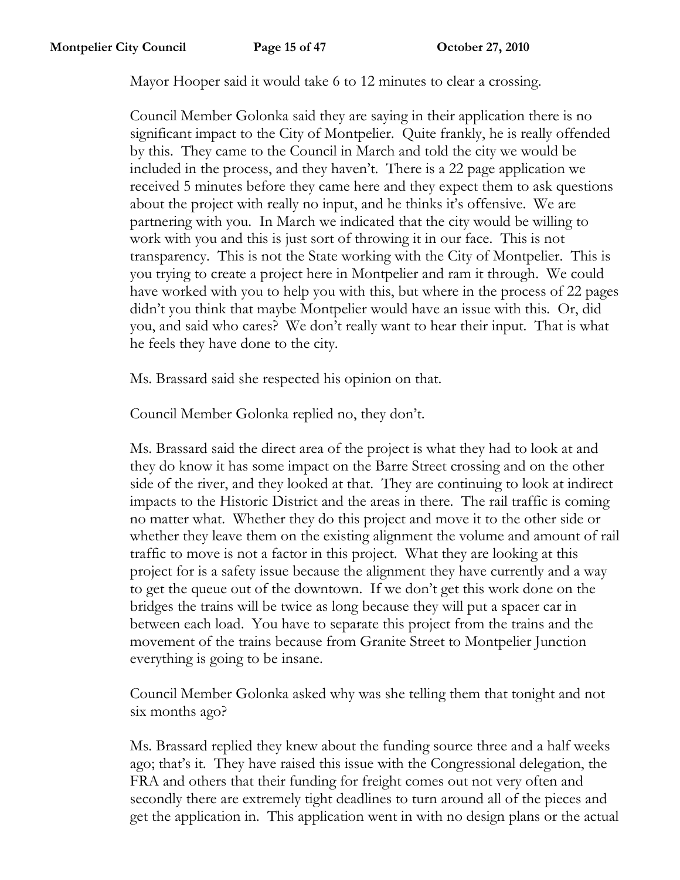Mayor Hooper said it would take 6 to 12 minutes to clear a crossing.

Council Member Golonka said they are saying in their application there is no significant impact to the City of Montpelier. Quite frankly, he is really offended by this. They came to the Council in March and told the city we would be included in the process, and they haven't. There is a 22 page application we received 5 minutes before they came here and they expect them to ask questions about the project with really no input, and he thinks it's offensive. We are partnering with you. In March we indicated that the city would be willing to work with you and this is just sort of throwing it in our face. This is not transparency. This is not the State working with the City of Montpelier. This is you trying to create a project here in Montpelier and ram it through. We could have worked with you to help you with this, but where in the process of 22 pages didn't you think that maybe Montpelier would have an issue with this. Or, did you, and said who cares? We don't really want to hear their input. That is what he feels they have done to the city.

Ms. Brassard said she respected his opinion on that.

Council Member Golonka replied no, they don't.

Ms. Brassard said the direct area of the project is what they had to look at and they do know it has some impact on the Barre Street crossing and on the other side of the river, and they looked at that. They are continuing to look at indirect impacts to the Historic District and the areas in there. The rail traffic is coming no matter what. Whether they do this project and move it to the other side or whether they leave them on the existing alignment the volume and amount of rail traffic to move is not a factor in this project. What they are looking at this project for is a safety issue because the alignment they have currently and a way to get the queue out of the downtown. If we don't get this work done on the bridges the trains will be twice as long because they will put a spacer car in between each load. You have to separate this project from the trains and the movement of the trains because from Granite Street to Montpelier Junction everything is going to be insane.

Council Member Golonka asked why was she telling them that tonight and not six months ago?

Ms. Brassard replied they knew about the funding source three and a half weeks ago; that's it. They have raised this issue with the Congressional delegation, the FRA and others that their funding for freight comes out not very often and secondly there are extremely tight deadlines to turn around all of the pieces and get the application in. This application went in with no design plans or the actual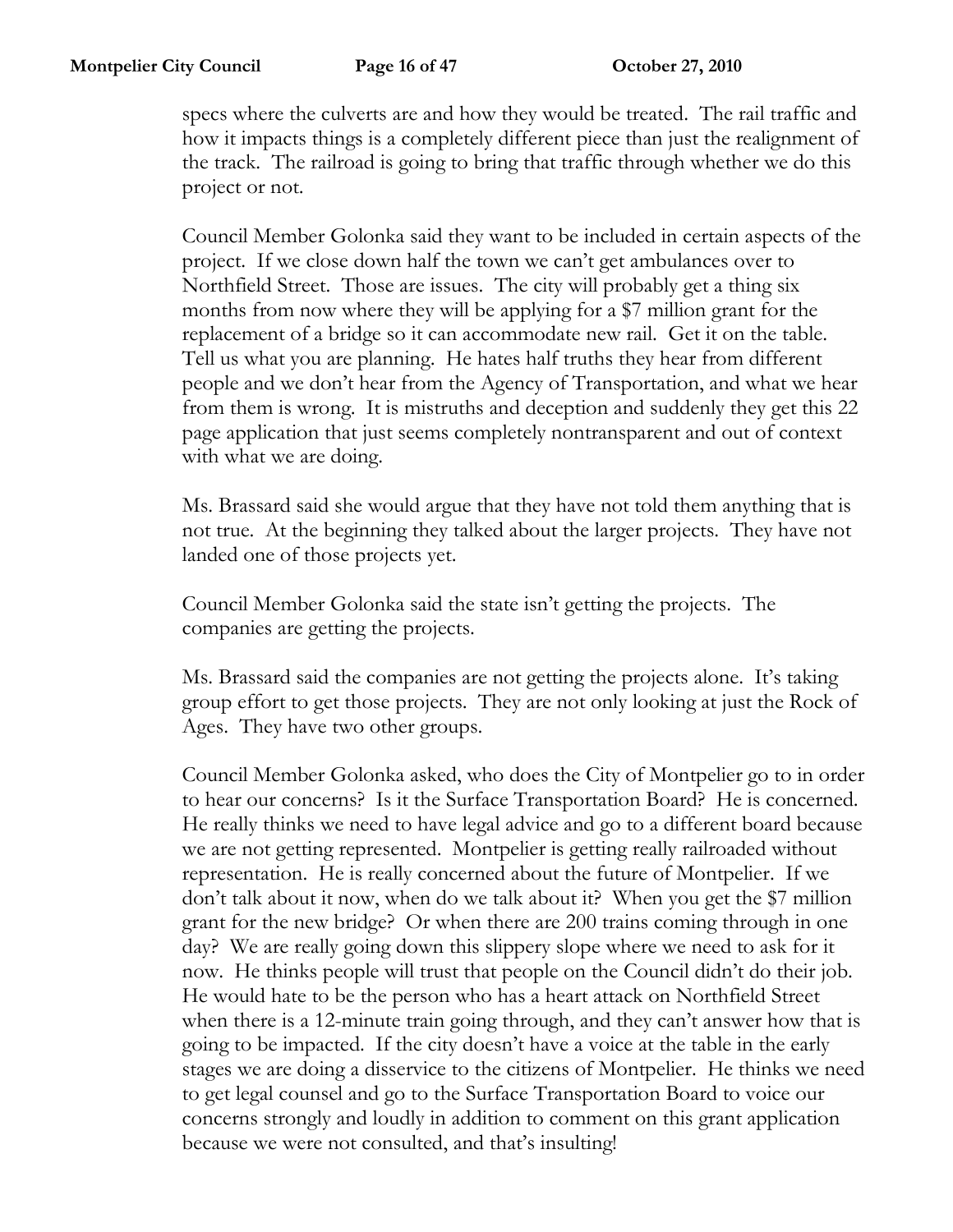specs where the culverts are and how they would be treated. The rail traffic and how it impacts things is a completely different piece than just the realignment of the track. The railroad is going to bring that traffic through whether we do this project or not.

Council Member Golonka said they want to be included in certain aspects of the project. If we close down half the town we can't get ambulances over to Northfield Street. Those are issues. The city will probably get a thing six months from now where they will be applying for a $7 million grant for the replacement of a bridge so it can accommodate new rail. Get it on the table. Tell us what you are planning. He hates half truths they hear from different people and we don't hear from the Agency of Transportation, and what we hear from them is wrong. It is mistruths and deception and suddenly they get this 22 page application that just seems completely nontransparent and out of context with what we are doing.

Ms. Brassard said she would argue that they have not told them anything that is not true. At the beginning they talked about the larger projects. They have not landed one of those projects yet.

Council Member Golonka said the state isn't getting the projects. The companies are getting the projects.

Ms. Brassard said the companies are not getting the projects alone. It's taking group effort to get those projects. They are not only looking at just the Rock of Ages. They have two other groups.

Council Member Golonka asked, who does the City of Montpelier go to in order to hear our concerns? Is it the Surface Transportation Board? He is concerned. He really thinks we need to have legal advice and go to a different board because we are not getting represented. Montpelier is getting really railroaded without representation. He is really concerned about the future of Montpelier. If we don't talk about it now, when do we talk about it? When you get the $7 million grant for the new bridge? Or when there are 200 trains coming through in one day? We are really going down this slippery slope where we need to ask for it now. He thinks people will trust that people on the Council didn't do their job. He would hate to be the person who has a heart attack on Northfield Street when there is a 12-minute train going through, and they can't answer how that is going to be impacted. If the city doesn't have a voice at the table in the early stages we are doing a disservice to the citizens of Montpelier. He thinks we need to get legal counsel and go to the Surface Transportation Board to voice our concerns strongly and loudly in addition to comment on this grant application because we were not consulted, and that's insulting!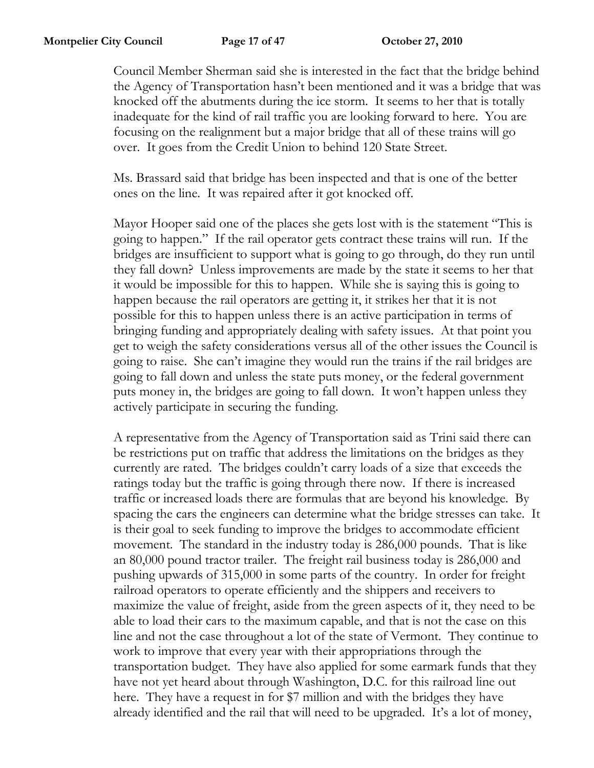Council Member Sherman said she is interested in the fact that the bridge behind the Agency of Transportation hasn't been mentioned and it was a bridge that was knocked off the abutments during the ice storm. It seems to her that is totally inadequate for the kind of rail traffic you are looking forward to here. You are focusing on the realignment but a major bridge that all of these trains will go over. It goes from the Credit Union to behind 120 State Street.

Ms. Brassard said that bridge has been inspected and that is one of the better ones on the line. It was repaired after it got knocked off.

Mayor Hooper said one of the places she gets lost with is the statement "This is going to happen." If the rail operator gets contract these trains will run. If the bridges are insufficient to support what is going to go through, do they run until they fall down? Unless improvements are made by the state it seems to her that it would be impossible for this to happen. While she is saying this is going to happen because the rail operators are getting it, it strikes her that it is not possible for this to happen unless there is an active participation in terms of bringing funding and appropriately dealing with safety issues. At that point you get to weigh the safety considerations versus all of the other issues the Council is going to raise. She can't imagine they would run the trains if the rail bridges are going to fall down and unless the state puts money, or the federal government puts money in, the bridges are going to fall down. It won't happen unless they actively participate in securing the funding.

A representative from the Agency of Transportation said as Trini said there can be restrictions put on traffic that address the limitations on the bridges as they currently are rated. The bridges couldn't carry loads of a size that exceeds the ratings today but the traffic is going through there now. If there is increased traffic or increased loads there are formulas that are beyond his knowledge. By spacing the cars the engineers can determine what the bridge stresses can take. It is their goal to seek funding to improve the bridges to accommodate efficient movement. The standard in the industry today is 286,000 pounds. That is like an 80,000 pound tractor trailer. The freight rail business today is 286,000 and pushing upwards of 315,000 in some parts of the country. In order for freight railroad operators to operate efficiently and the shippers and receivers to maximize the value of freight, aside from the green aspects of it, they need to be able to load their cars to the maximum capable, and that is not the case on this line and not the case throughout a lot of the state of Vermont. They continue to work to improve that every year with their appropriations through the transportation budget. They have also applied for some earmark funds that they have not yet heard about through Washington, D.C. for this railroad line out here. They have a request in for $7 million and with the bridges they have already identified and the rail that will need to be upgraded. It's a lot of money,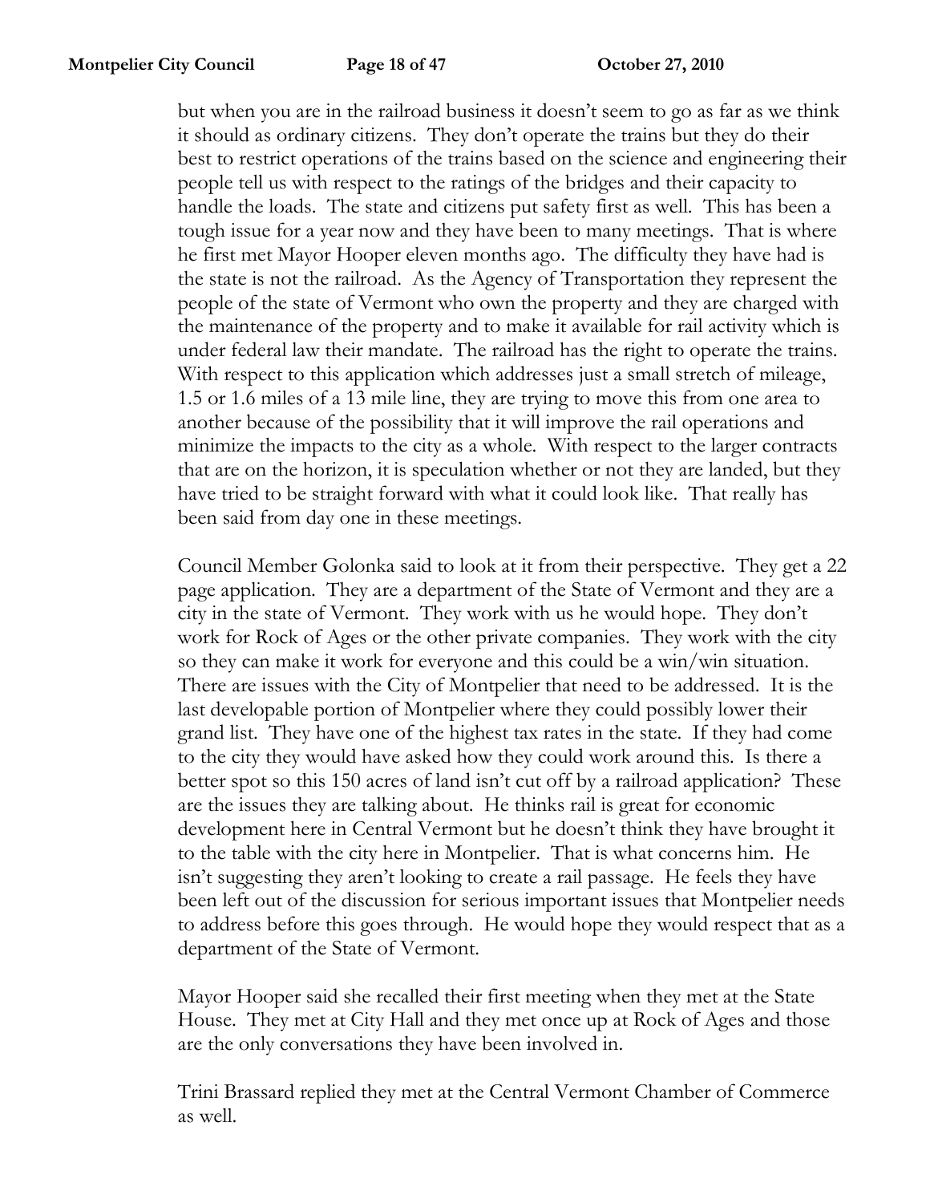but when you are in the railroad business it doesn't seem to go as far as we think it should as ordinary citizens. They don't operate the trains but they do their best to restrict operations of the trains based on the science and engineering their people tell us with respect to the ratings of the bridges and their capacity to handle the loads. The state and citizens put safety first as well. This has been a tough issue for a year now and they have been to many meetings. That is where he first met Mayor Hooper eleven months ago. The difficulty they have had is the state is not the railroad. As the Agency of Transportation they represent the people of the state of Vermont who own the property and they are charged with the maintenance of the property and to make it available for rail activity which is under federal law their mandate. The railroad has the right to operate the trains. With respect to this application which addresses just a small stretch of mileage, 1.5 or 1.6 miles of a 13 mile line, they are trying to move this from one area to another because of the possibility that it will improve the rail operations and minimize the impacts to the city as a whole. With respect to the larger contracts that are on the horizon, it is speculation whether or not they are landed, but they have tried to be straight forward with what it could look like. That really has been said from day one in these meetings.

Council Member Golonka said to look at it from their perspective. They get a 22 page application. They are a department of the State of Vermont and they are a city in the state of Vermont. They work with us he would hope. They don't work for Rock of Ages or the other private companies. They work with the city so they can make it work for everyone and this could be a win/win situation. There are issues with the City of Montpelier that need to be addressed. It is the last developable portion of Montpelier where they could possibly lower their grand list. They have one of the highest tax rates in the state. If they had come to the city they would have asked how they could work around this. Is there a better spot so this 150 acres of land isn't cut off by a railroad application? These are the issues they are talking about. He thinks rail is great for economic development here in Central Vermont but he doesn't think they have brought it to the table with the city here in Montpelier. That is what concerns him. He isn't suggesting they aren't looking to create a rail passage. He feels they have been left out of the discussion for serious important issues that Montpelier needs to address before this goes through. He would hope they would respect that as a department of the State of Vermont.

Mayor Hooper said she recalled their first meeting when they met at the State House. They met at City Hall and they met once up at Rock of Ages and those are the only conversations they have been involved in.

Trini Brassard replied they met at the Central Vermont Chamber of Commerce as well.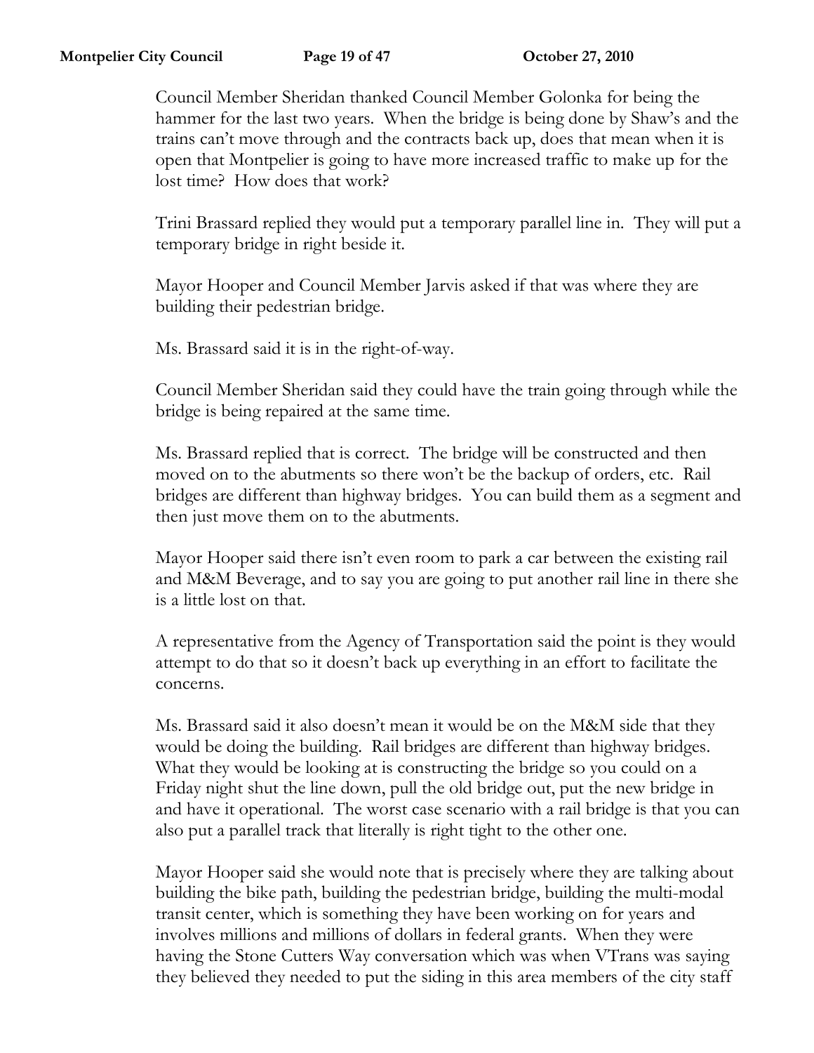Council Member Sheridan thanked Council Member Golonka for being the hammer for the last two years. When the bridge is being done by Shaw's and the trains can't move through and the contracts back up, does that mean when it is open that Montpelier is going to have more increased traffic to make up for the lost time? How does that work?

Trini Brassard replied they would put a temporary parallel line in. They will put a temporary bridge in right beside it.

Mayor Hooper and Council Member Jarvis asked if that was where they are building their pedestrian bridge.

Ms. Brassard said it is in the right-of-way.

Council Member Sheridan said they could have the train going through while the bridge is being repaired at the same time.

Ms. Brassard replied that is correct. The bridge will be constructed and then moved on to the abutments so there won't be the backup of orders, etc. Rail bridges are different than highway bridges. You can build them as a segment and then just move them on to the abutments.

Mayor Hooper said there isn't even room to park a car between the existing rail and M&M Beverage, and to say you are going to put another rail line in there she is a little lost on that.

A representative from the Agency of Transportation said the point is they would attempt to do that so it doesn't back up everything in an effort to facilitate the concerns.

Ms. Brassard said it also doesn't mean it would be on the M&M side that they would be doing the building. Rail bridges are different than highway bridges. What they would be looking at is constructing the bridge so you could on a Friday night shut the line down, pull the old bridge out, put the new bridge in and have it operational. The worst case scenario with a rail bridge is that you can also put a parallel track that literally is right tight to the other one.

Mayor Hooper said she would note that is precisely where they are talking about building the bike path, building the pedestrian bridge, building the multi-modal transit center, which is something they have been working on for years and involves millions and millions of dollars in federal grants. When they were having the Stone Cutters Way conversation which was when VTrans was saying they believed they needed to put the siding in this area members of the city staff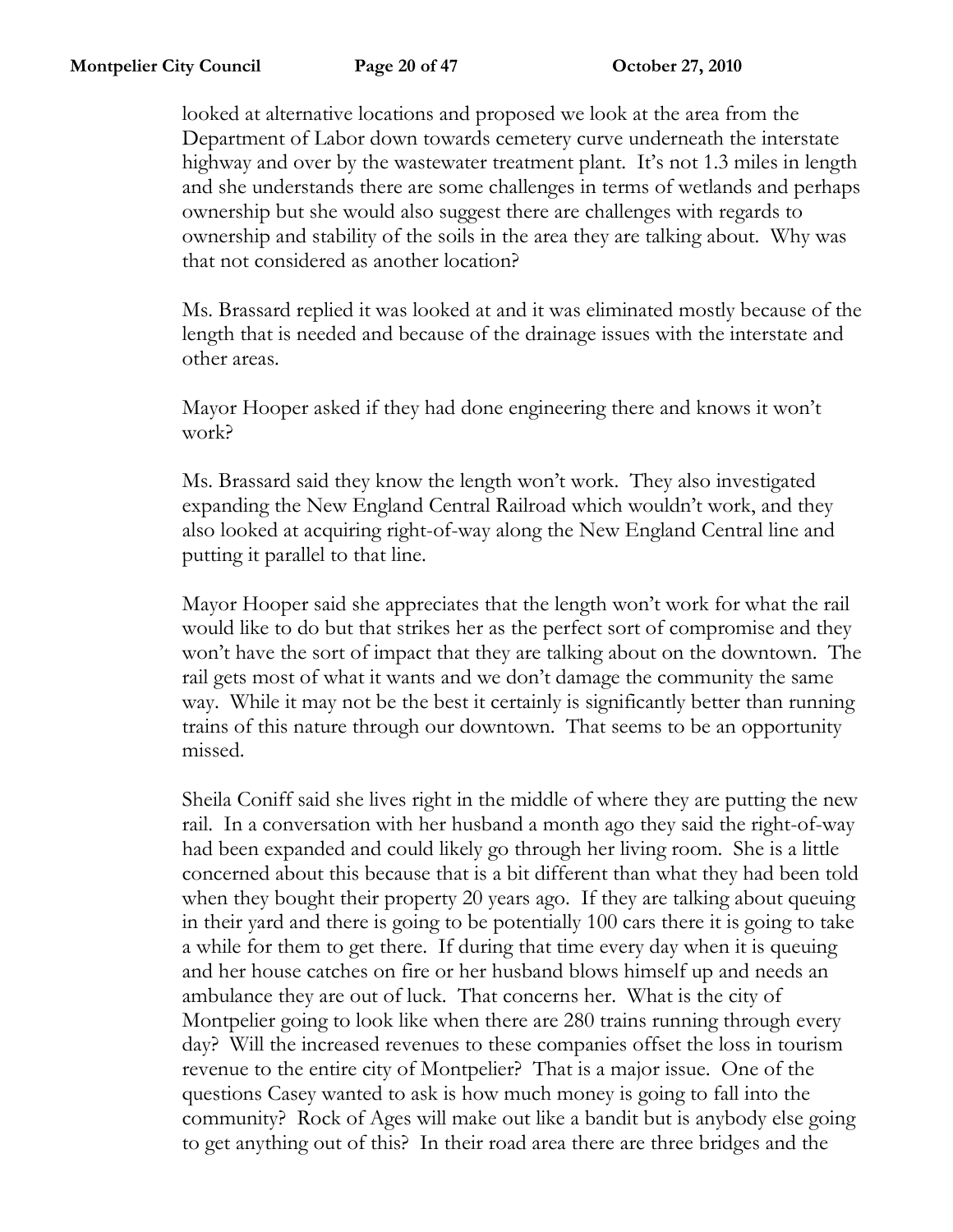looked at alternative locations and proposed we look at the area from the Department of Labor down towards cemetery curve underneath the interstate highway and over by the wastewater treatment plant. It's not 1.3 miles in length and she understands there are some challenges in terms of wetlands and perhaps ownership but she would also suggest there are challenges with regards to ownership and stability of the soils in the area they are talking about. Why was that not considered as another location?

Ms. Brassard replied it was looked at and it was eliminated mostly because of the length that is needed and because of the drainage issues with the interstate and other areas.

Mayor Hooper asked if they had done engineering there and knows it won't work?

Ms. Brassard said they know the length won't work. They also investigated expanding the New England Central Railroad which wouldn't work, and they also looked at acquiring right-of-way along the New England Central line and putting it parallel to that line.

Mayor Hooper said she appreciates that the length won't work for what the rail would like to do but that strikes her as the perfect sort of compromise and they won't have the sort of impact that they are talking about on the downtown. The rail gets most of what it wants and we don't damage the community the same way. While it may not be the best it certainly is significantly better than running trains of this nature through our downtown. That seems to be an opportunity missed.

Sheila Coniff said she lives right in the middle of where they are putting the new rail. In a conversation with her husband a month ago they said the right-of-way had been expanded and could likely go through her living room. She is a little concerned about this because that is a bit different than what they had been told when they bought their property 20 years ago. If they are talking about queuing in their yard and there is going to be potentially 100 cars there it is going to take a while for them to get there. If during that time every day when it is queuing and her house catches on fire or her husband blows himself up and needs an ambulance they are out of luck. That concerns her. What is the city of Montpelier going to look like when there are 280 trains running through every day? Will the increased revenues to these companies offset the loss in tourism revenue to the entire city of Montpelier? That is a major issue. One of the questions Casey wanted to ask is how much money is going to fall into the community? Rock of Ages will make out like a bandit but is anybody else going to get anything out of this? In their road area there are three bridges and the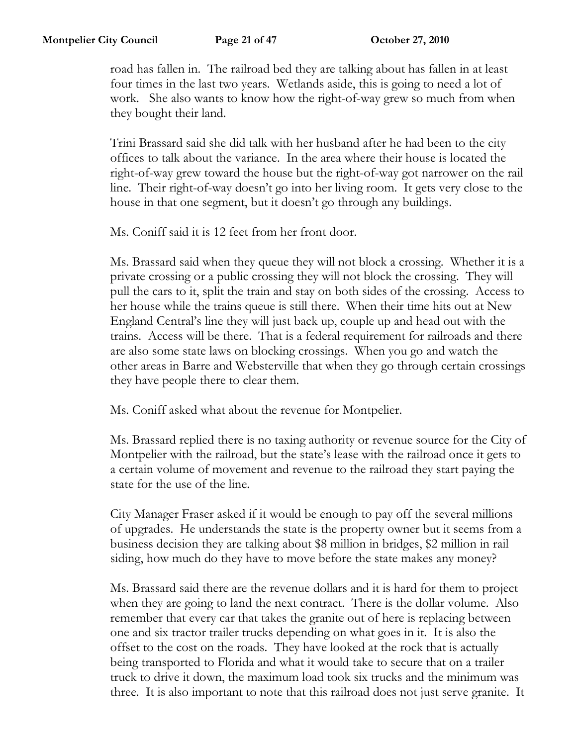road has fallen in. The railroad bed they are talking about has fallen in at least four times in the last two years. Wetlands aside, this is going to need a lot of work. She also wants to know how the right-of-way grew so much from when they bought their land.

Trini Brassard said she did talk with her husband after he had been to the city offices to talk about the variance. In the area where their house is located the right-of-way grew toward the house but the right-of-way got narrower on the rail line. Their right-of-way doesn't go into her living room. It gets very close to the house in that one segment, but it doesn't go through any buildings.

Ms. Coniff said it is 12 feet from her front door.

Ms. Brassard said when they queue they will not block a crossing. Whether it is a private crossing or a public crossing they will not block the crossing. They will pull the cars to it, split the train and stay on both sides of the crossing. Access to her house while the trains queue is still there. When their time hits out at New England Central's line they will just back up, couple up and head out with the trains. Access will be there. That is a federal requirement for railroads and there are also some state laws on blocking crossings. When you go and watch the other areas in Barre and Websterville that when they go through certain crossings they have people there to clear them.

Ms. Coniff asked what about the revenue for Montpelier.

Ms. Brassard replied there is no taxing authority or revenue source for the City of Montpelier with the railroad, but the state's lease with the railroad once it gets to a certain volume of movement and revenue to the railroad they start paying the state for the use of the line.

City Manager Fraser asked if it would be enough to pay off the several millions of upgrades. He understands the state is the property owner but it seems from a business decision they are talking about $8 million in bridges, $2 million in rail siding, how much do they have to move before the state makes any money?

Ms. Brassard said there are the revenue dollars and it is hard for them to project when they are going to land the next contract. There is the dollar volume. Also remember that every car that takes the granite out of here is replacing between one and six tractor trailer trucks depending on what goes in it. It is also the offset to the cost on the roads. They have looked at the rock that is actually being transported to Florida and what it would take to secure that on a trailer truck to drive it down, the maximum load took six trucks and the minimum was three. It is also important to note that this railroad does not just serve granite. It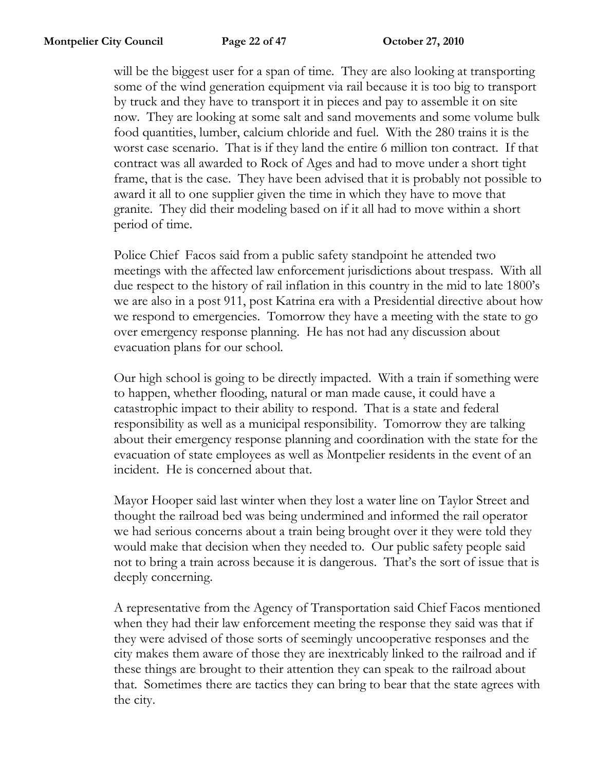will be the biggest user for a span of time. They are also looking at transporting some of the wind generation equipment via rail because it is too big to transport by truck and they have to transport it in pieces and pay to assemble it on site now. They are looking at some salt and sand movements and some volume bulk food quantities, lumber, calcium chloride and fuel. With the 280 trains it is the worst case scenario. That is if they land the entire 6 million ton contract. If that contract was all awarded to Rock of Ages and had to move under a short tight frame, that is the case. They have been advised that it is probably not possible to award it all to one supplier given the time in which they have to move that granite. They did their modeling based on if it all had to move within a short period of time.

Police Chief Facos said from a public safety standpoint he attended two meetings with the affected law enforcement jurisdictions about trespass. With all due respect to the history of rail inflation in this country in the mid to late 1800's we are also in a post 911, post Katrina era with a Presidential directive about how we respond to emergencies. Tomorrow they have a meeting with the state to go over emergency response planning. He has not had any discussion about evacuation plans for our school.

Our high school is going to be directly impacted. With a train if something were to happen, whether flooding, natural or man made cause, it could have a catastrophic impact to their ability to respond. That is a state and federal responsibility as well as a municipal responsibility. Tomorrow they are talking about their emergency response planning and coordination with the state for the evacuation of state employees as well as Montpelier residents in the event of an incident. He is concerned about that.

Mayor Hooper said last winter when they lost a water line on Taylor Street and thought the railroad bed was being undermined and informed the rail operator we had serious concerns about a train being brought over it they were told they would make that decision when they needed to. Our public safety people said not to bring a train across because it is dangerous. That's the sort of issue that is deeply concerning.

A representative from the Agency of Transportation said Chief Facos mentioned when they had their law enforcement meeting the response they said was that if they were advised of those sorts of seemingly uncooperative responses and the city makes them aware of those they are inextricably linked to the railroad and if these things are brought to their attention they can speak to the railroad about that. Sometimes there are tactics they can bring to bear that the state agrees with the city.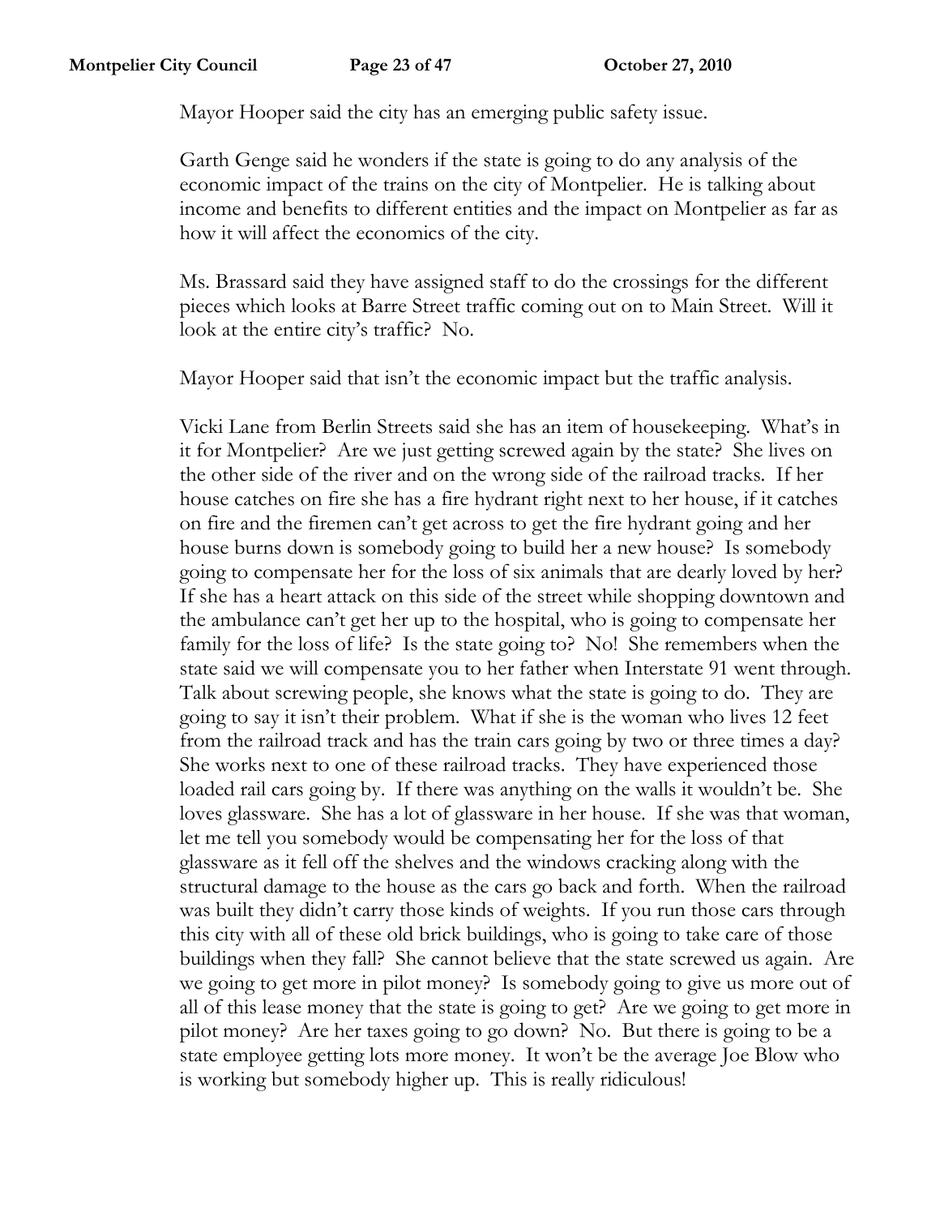Mayor Hooper said the city has an emerging public safety issue.

Garth Genge said he wonders if the state is going to do any analysis of the economic impact of the trains on the city of Montpelier. He is talking about income and benefits to different entities and the impact on Montpelier as far as how it will affect the economics of the city.

Ms. Brassard said they have assigned staff to do the crossings for the different pieces which looks at Barre Street traffic coming out on to Main Street. Will it look at the entire city's traffic? No.

Mayor Hooper said that isn't the economic impact but the traffic analysis.

Vicki Lane from Berlin Streets said she has an item of housekeeping. What's in it for Montpelier? Are we just getting screwed again by the state? She lives on the other side of the river and on the wrong side of the railroad tracks. If her house catches on fire she has a fire hydrant right next to her house, if it catches on fire and the firemen can't get across to get the fire hydrant going and her house burns down is somebody going to build her a new house? Is somebody going to compensate her for the loss of six animals that are dearly loved by her? If she has a heart attack on this side of the street while shopping downtown and the ambulance can't get her up to the hospital, who is going to compensate her family for the loss of life? Is the state going to? No! She remembers when the state said we will compensate you to her father when Interstate 91 went through. Talk about screwing people, she knows what the state is going to do. They are going to say it isn't their problem. What if she is the woman who lives 12 feet from the railroad track and has the train cars going by two or three times a day? She works next to one of these railroad tracks. They have experienced those loaded rail cars going by. If there was anything on the walls it wouldn't be. She loves glassware. She has a lot of glassware in her house. If she was that woman, let me tell you somebody would be compensating her for the loss of that glassware as it fell off the shelves and the windows cracking along with the structural damage to the house as the cars go back and forth. When the railroad was built they didn't carry those kinds of weights. If you run those cars through this city with all of these old brick buildings, who is going to take care of those buildings when they fall? She cannot believe that the state screwed us again. Are we going to get more in pilot money? Is somebody going to give us more out of all of this lease money that the state is going to get? Are we going to get more in pilot money? Are her taxes going to go down? No. But there is going to be a state employee getting lots more money. It won't be the average Joe Blow who is working but somebody higher up. This is really ridiculous!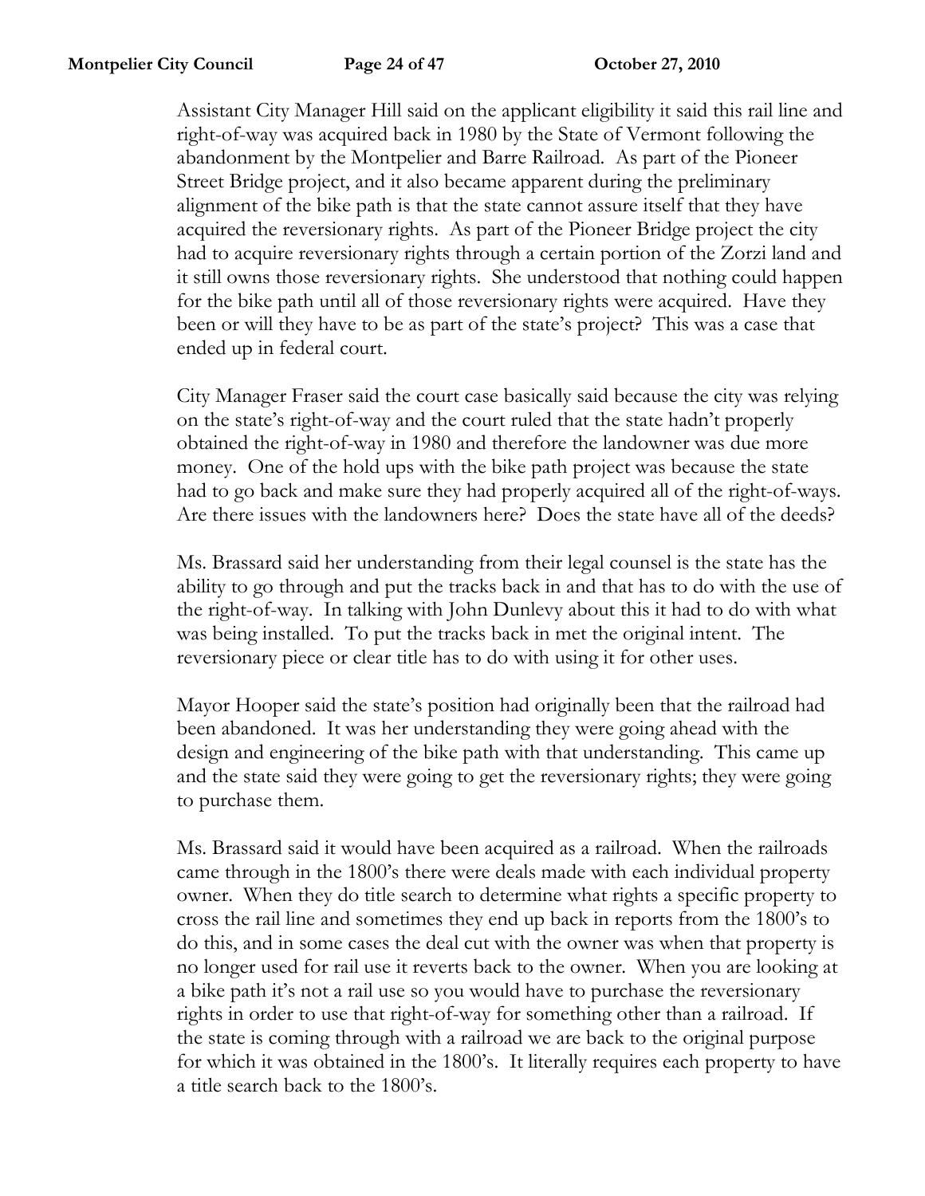Assistant City Manager Hill said on the applicant eligibility it said this rail line and right-of-way was acquired back in 1980 by the State of Vermont following the abandonment by the Montpelier and Barre Railroad. As part of the Pioneer Street Bridge project, and it also became apparent during the preliminary alignment of the bike path is that the state cannot assure itself that they have acquired the reversionary rights. As part of the Pioneer Bridge project the city had to acquire reversionary rights through a certain portion of the Zorzi land and it still owns those reversionary rights. She understood that nothing could happen for the bike path until all of those reversionary rights were acquired. Have they been or will they have to be as part of the state's project? This was a case that ended up in federal court.

City Manager Fraser said the court case basically said because the city was relying on the state's right-of-way and the court ruled that the state hadn't properly obtained the right-of-way in 1980 and therefore the landowner was due more money. One of the hold ups with the bike path project was because the state had to go back and make sure they had properly acquired all of the right-of-ways. Are there issues with the landowners here? Does the state have all of the deeds?

Ms. Brassard said her understanding from their legal counsel is the state has the ability to go through and put the tracks back in and that has to do with the use of the right-of-way. In talking with John Dunlevy about this it had to do with what was being installed. To put the tracks back in met the original intent. The reversionary piece or clear title has to do with using it for other uses.

Mayor Hooper said the state's position had originally been that the railroad had been abandoned. It was her understanding they were going ahead with the design and engineering of the bike path with that understanding. This came up and the state said they were going to get the reversionary rights; they were going to purchase them.

Ms. Brassard said it would have been acquired as a railroad. When the railroads came through in the 1800's there were deals made with each individual property owner. When they do title search to determine what rights a specific property to cross the rail line and sometimes they end up back in reports from the 1800's to do this, and in some cases the deal cut with the owner was when that property is no longer used for rail use it reverts back to the owner. When you are looking at a bike path it's not a rail use so you would have to purchase the reversionary rights in order to use that right-of-way for something other than a railroad. If the state is coming through with a railroad we are back to the original purpose for which it was obtained in the 1800's. It literally requires each property to have a title search back to the 1800's.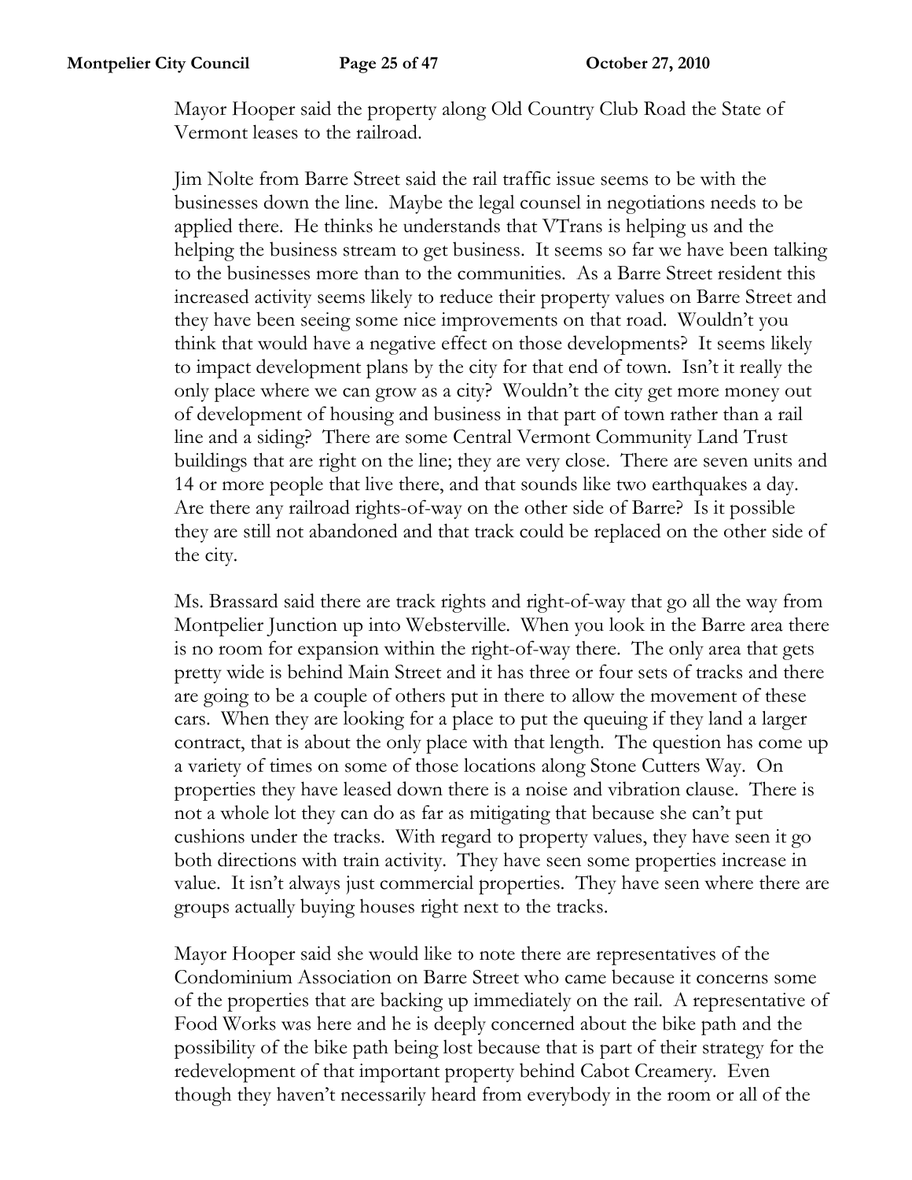Mayor Hooper said the property along Old Country Club Road the State of Vermont leases to the railroad.

Jim Nolte from Barre Street said the rail traffic issue seems to be with the businesses down the line. Maybe the legal counsel in negotiations needs to be applied there. He thinks he understands that VTrans is helping us and the helping the business stream to get business. It seems so far we have been talking to the businesses more than to the communities. As a Barre Street resident this increased activity seems likely to reduce their property values on Barre Street and they have been seeing some nice improvements on that road. Wouldn't you think that would have a negative effect on those developments? It seems likely to impact development plans by the city for that end of town. Isn't it really the only place where we can grow as a city? Wouldn't the city get more money out of development of housing and business in that part of town rather than a rail line and a siding? There are some Central Vermont Community Land Trust buildings that are right on the line; they are very close. There are seven units and 14 or more people that live there, and that sounds like two earthquakes a day. Are there any railroad rights-of-way on the other side of Barre? Is it possible they are still not abandoned and that track could be replaced on the other side of the city.

Ms. Brassard said there are track rights and right-of-way that go all the way from Montpelier Junction up into Websterville. When you look in the Barre area there is no room for expansion within the right-of-way there. The only area that gets pretty wide is behind Main Street and it has three or four sets of tracks and there are going to be a couple of others put in there to allow the movement of these cars. When they are looking for a place to put the queuing if they land a larger contract, that is about the only place with that length. The question has come up a variety of times on some of those locations along Stone Cutters Way. On properties they have leased down there is a noise and vibration clause. There is not a whole lot they can do as far as mitigating that because she can't put cushions under the tracks. With regard to property values, they have seen it go both directions with train activity. They have seen some properties increase in value. It isn't always just commercial properties. They have seen where there are groups actually buying houses right next to the tracks.

Mayor Hooper said she would like to note there are representatives of the Condominium Association on Barre Street who came because it concerns some of the properties that are backing up immediately on the rail. A representative of Food Works was here and he is deeply concerned about the bike path and the possibility of the bike path being lost because that is part of their strategy for the redevelopment of that important property behind Cabot Creamery. Even though they haven't necessarily heard from everybody in the room or all of the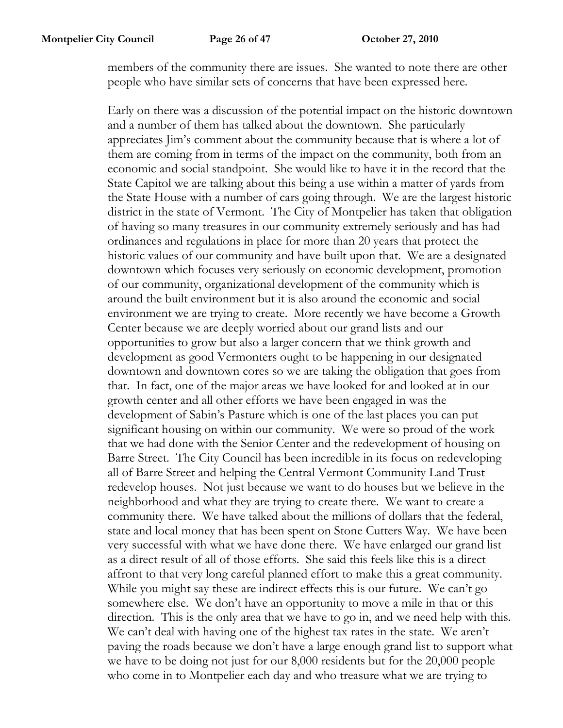members of the community there are issues. She wanted to note there are other people who have similar sets of concerns that have been expressed here.

Early on there was a discussion of the potential impact on the historic downtown and a number of them has talked about the downtown. She particularly appreciates Jim's comment about the community because that is where a lot of them are coming from in terms of the impact on the community, both from an economic and social standpoint. She would like to have it in the record that the State Capitol we are talking about this being a use within a matter of yards from the State House with a number of cars going through. We are the largest historic district in the state of Vermont. The City of Montpelier has taken that obligation of having so many treasures in our community extremely seriously and has had ordinances and regulations in place for more than 20 years that protect the historic values of our community and have built upon that. We are a designated downtown which focuses very seriously on economic development, promotion of our community, organizational development of the community which is around the built environment but it is also around the economic and social environment we are trying to create. More recently we have become a Growth Center because we are deeply worried about our grand lists and our opportunities to grow but also a larger concern that we think growth and development as good Vermonters ought to be happening in our designated downtown and downtown cores so we are taking the obligation that goes from that. In fact, one of the major areas we have looked for and looked at in our growth center and all other efforts we have been engaged in was the development of Sabin's Pasture which is one of the last places you can put significant housing on within our community. We were so proud of the work that we had done with the Senior Center and the redevelopment of housing on Barre Street. The City Council has been incredible in its focus on redeveloping all of Barre Street and helping the Central Vermont Community Land Trust redevelop houses. Not just because we want to do houses but we believe in the neighborhood and what they are trying to create there. We want to create a community there. We have talked about the millions of dollars that the federal, state and local money that has been spent on Stone Cutters Way. We have been very successful with what we have done there. We have enlarged our grand list as a direct result of all of those efforts. She said this feels like this is a direct affront to that very long careful planned effort to make this a great community. While you might say these are indirect effects this is our future. We can't go somewhere else. We don't have an opportunity to move a mile in that or this direction. This is the only area that we have to go in, and we need help with this. We can't deal with having one of the highest tax rates in the state. We aren't paving the roads because we don't have a large enough grand list to support what we have to be doing not just for our 8,000 residents but for the 20,000 people who come in to Montpelier each day and who treasure what we are trying to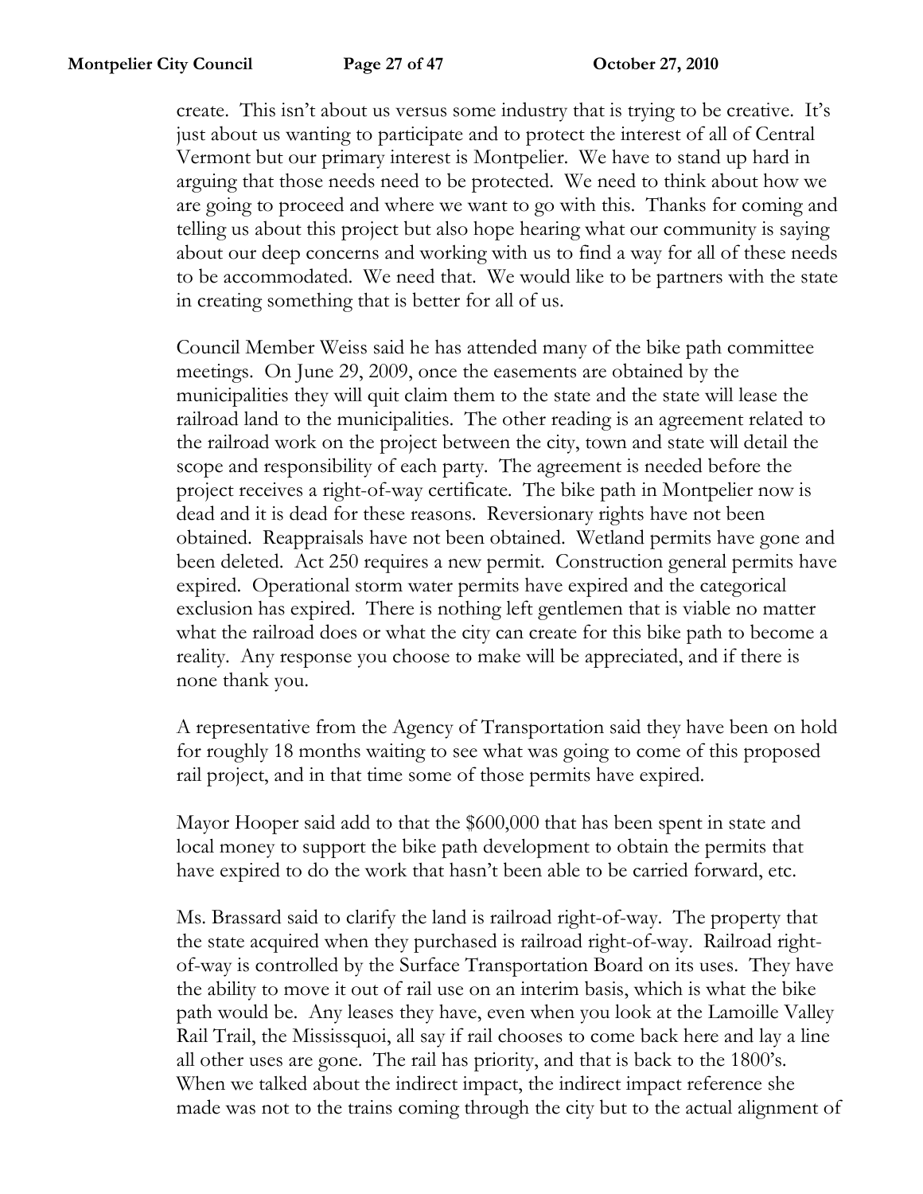create. This isn't about us versus some industry that is trying to be creative. It's just about us wanting to participate and to protect the interest of all of Central Vermont but our primary interest is Montpelier. We have to stand up hard in arguing that those needs need to be protected. We need to think about how we are going to proceed and where we want to go with this. Thanks for coming and telling us about this project but also hope hearing what our community is saying about our deep concerns and working with us to find a way for all of these needs to be accommodated. We need that. We would like to be partners with the state in creating something that is better for all of us.

Council Member Weiss said he has attended many of the bike path committee meetings. On June 29, 2009, once the easements are obtained by the municipalities they will quit claim them to the state and the state will lease the railroad land to the municipalities. The other reading is an agreement related to the railroad work on the project between the city, town and state will detail the scope and responsibility of each party. The agreement is needed before the project receives a right-of-way certificate. The bike path in Montpelier now is dead and it is dead for these reasons. Reversionary rights have not been obtained. Reappraisals have not been obtained. Wetland permits have gone and been deleted. Act 250 requires a new permit. Construction general permits have expired. Operational storm water permits have expired and the categorical exclusion has expired. There is nothing left gentlemen that is viable no matter what the railroad does or what the city can create for this bike path to become a reality. Any response you choose to make will be appreciated, and if there is none thank you.

A representative from the Agency of Transportation said they have been on hold for roughly 18 months waiting to see what was going to come of this proposed rail project, and in that time some of those permits have expired.

Mayor Hooper said add to that the $600,000 that has been spent in state and local money to support the bike path development to obtain the permits that have expired to do the work that hasn't been able to be carried forward, etc.

Ms. Brassard said to clarify the land is railroad right-of-way. The property that the state acquired when they purchased is railroad right-of-way. Railroad right-of-way is controlled by the Surface Transportation Board on its uses. They have the ability to move it out of rail use on an interim basis, which is what the bike path would be. Any leases they have, even when you look at the Lamoille Valley Rail Trail, the Mississquoi, all say if rail chooses to come back here and lay a line all other uses are gone. The rail has priority, and that is back to the 1800's. When we talked about the indirect impact, the indirect impact reference she made was not to the trains coming through the city but to the actual alignment of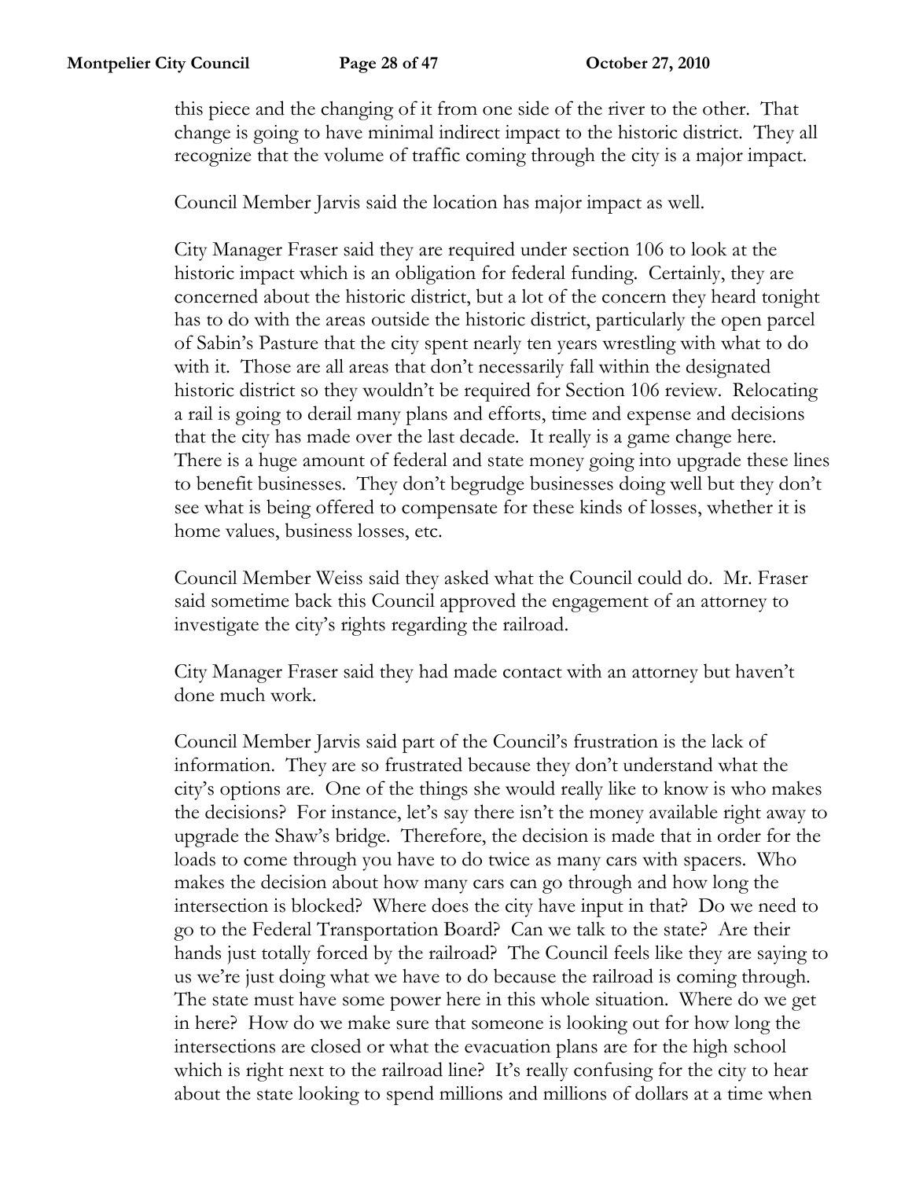this piece and the changing of it from one side of the river to the other. That change is going to have minimal indirect impact to the historic district. They all recognize that the volume of traffic coming through the city is a major impact.

Council Member Jarvis said the location has major impact as well.

City Manager Fraser said they are required under section 106 to look at the historic impact which is an obligation for federal funding. Certainly, they are concerned about the historic district, but a lot of the concern they heard tonight has to do with the areas outside the historic district, particularly the open parcel of Sabin's Pasture that the city spent nearly ten years wrestling with what to do with it. Those are all areas that don't necessarily fall within the designated historic district so they wouldn't be required for Section 106 review. Relocating a rail is going to derail many plans and efforts, time and expense and decisions that the city has made over the last decade. It really is a game change here. There is a huge amount of federal and state money going into upgrade these lines to benefit businesses. They don't begrudge businesses doing well but they don't see what is being offered to compensate for these kinds of losses, whether it is home values, business losses, etc.

Council Member Weiss said they asked what the Council could do. Mr. Fraser said sometime back this Council approved the engagement of an attorney to investigate the city's rights regarding the railroad.

City Manager Fraser said they had made contact with an attorney but haven't done much work.

Council Member Jarvis said part of the Council's frustration is the lack of information. They are so frustrated because they don't understand what the city's options are. One of the things she would really like to know is who makes the decisions? For instance, let's say there isn't the money available right away to upgrade the Shaw's bridge. Therefore, the decision is made that in order for the loads to come through you have to do twice as many cars with spacers. Who makes the decision about how many cars can go through and how long the intersection is blocked? Where does the city have input in that? Do we need to go to the Federal Transportation Board? Can we talk to the state? Are their hands just totally forced by the railroad? The Council feels like they are saying to us we're just doing what we have to do because the railroad is coming through. The state must have some power here in this whole situation. Where do we get in here? How do we make sure that someone is looking out for how long the intersections are closed or what the evacuation plans are for the high school which is right next to the railroad line? It's really confusing for the city to hear about the state looking to spend millions and millions of dollars at a time when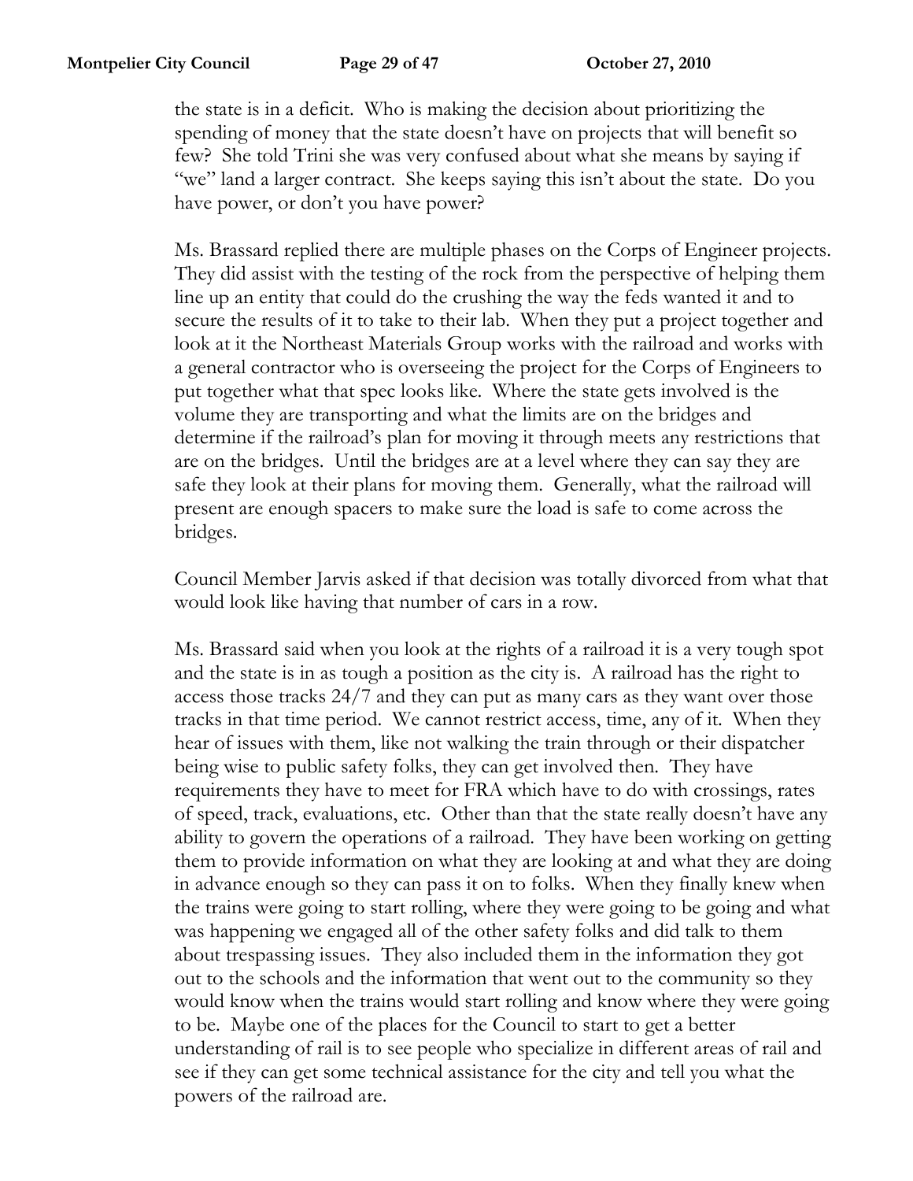the state is in a deficit. Who is making the decision about prioritizing the spending of money that the state doesn't have on projects that will benefit so few? She told Trini she was very confused about what she means by saying if "we" land a larger contract. She keeps saying this isn't about the state. Do you have power, or don't you have power?

Ms. Brassard replied there are multiple phases on the Corps of Engineer projects. They did assist with the testing of the rock from the perspective of helping them line up an entity that could do the crushing the way the feds wanted it and to secure the results of it to take to their lab. When they put a project together and look at it the Northeast Materials Group works with the railroad and works with a general contractor who is overseeing the project for the Corps of Engineers to put together what that spec looks like. Where the state gets involved is the volume they are transporting and what the limits are on the bridges and determine if the railroad's plan for moving it through meets any restrictions that are on the bridges. Until the bridges are at a level where they can say they are safe they look at their plans for moving them. Generally, what the railroad will present are enough spacers to make sure the load is safe to come across the bridges.

Council Member Jarvis asked if that decision was totally divorced from what that would look like having that number of cars in a row.

Ms. Brassard said when you look at the rights of a railroad it is a very tough spot and the state is in as tough a position as the city is. A railroad has the right to access those tracks 24/7 and they can put as many cars as they want over those tracks in that time period. We cannot restrict access, time, any of it. When they hear of issues with them, like not walking the train through or their dispatcher being wise to public safety folks, they can get involved then. They have requirements they have to meet for FRA which have to do with crossings, rates of speed, track, evaluations, etc. Other than that the state really doesn't have any ability to govern the operations of a railroad. They have been working on getting them to provide information on what they are looking at and what they are doing in advance enough so they can pass it on to folks. When they finally knew when the trains were going to start rolling, where they were going to be going and what was happening we engaged all of the other safety folks and did talk to them about trespassing issues. They also included them in the information they got out to the schools and the information that went out to the community so they would know when the trains would start rolling and know where they were going to be. Maybe one of the places for the Council to start to get a better understanding of rail is to see people who specialize in different areas of rail and see if they can get some technical assistance for the city and tell you what the powers of the railroad are.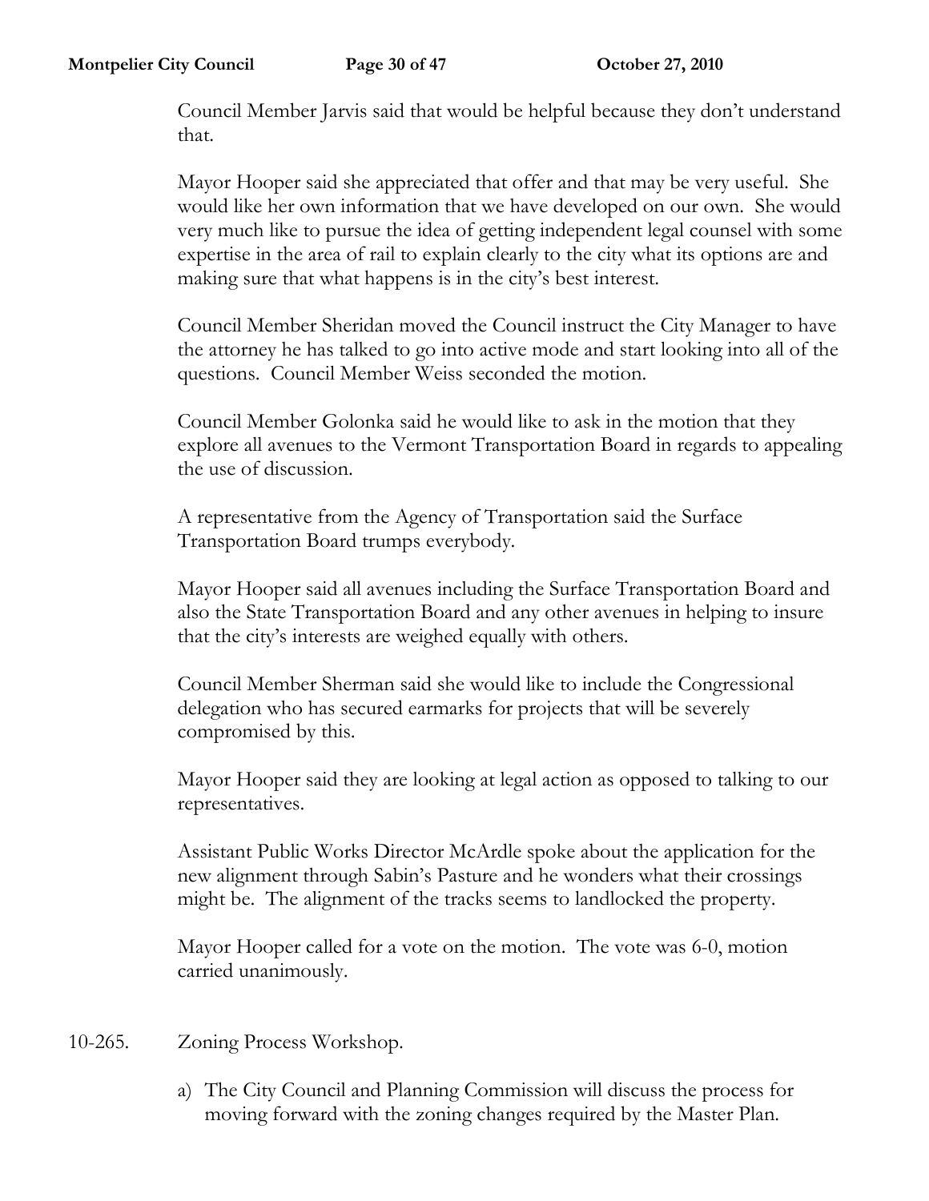Council Member Jarvis said that would be helpful because they don't understand that.

Mayor Hooper said she appreciated that offer and that may be very useful. She would like her own information that we have developed on our own. She would very much like to pursue the idea of getting independent legal counsel with some expertise in the area of rail to explain clearly to the city what its options are and making sure that what happens is in the city's best interest.

Council Member Sheridan moved the Council instruct the City Manager to have the attorney he has talked to go into active mode and start looking into all of the questions. Council Member Weiss seconded the motion.

Council Member Golonka said he would like to ask in the motion that they explore all avenues to the Vermont Transportation Board in regards to appealing the use of discussion.

A representative from the Agency of Transportation said the Surface Transportation Board trumps everybody.

Mayor Hooper said all avenues including the Surface Transportation Board and also the State Transportation Board and any other avenues in helping to insure that the city's interests are weighed equally with others.

Council Member Sherman said she would like to include the Congressional delegation who has secured earmarks for projects that will be severely compromised by this.

Mayor Hooper said they are looking at legal action as opposed to talking to our representatives.

Assistant Public Works Director McArdle spoke about the application for the new alignment through Sabin's Pasture and he wonders what their crossings might be. The alignment of the tracks seems to landlocked the property.

Mayor Hooper called for a vote on the motion. The vote was 6-0, motion carried unanimously.

10-265. Zoning Process Workshop.

a) The City Council and Planning Commission will discuss the process for moving forward with the zoning changes required by the Master Plan.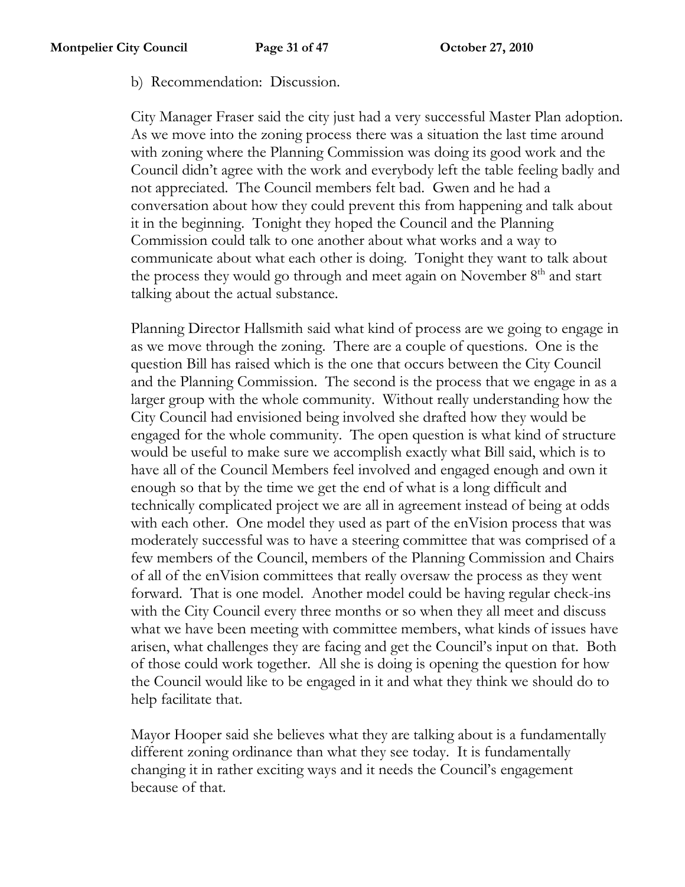b) Recommendation: Discussion.

City Manager Fraser said the city just had a very successful Master Plan adoption. As we move into the zoning process there was a situation the last time around with zoning where the Planning Commission was doing its good work and the Council didn't agree with the work and everybody left the table feeling badly and not appreciated. The Council members felt bad. Gwen and he had a conversation about how they could prevent this from happening and talk about it in the beginning. Tonight they hoped the Council and the Planning Commission could talk to one another about what works and a way to communicate about what each other is doing. Tonight they want to talk about the process they would go through and meet again on November 8th and start talking about the actual substance.

Planning Director Hallsmith said what kind of process are we going to engage in as we move through the zoning. There are a couple of questions. One is the question Bill has raised which is the one that occurs between the City Council and the Planning Commission. The second is the process that we engage in as a larger group with the whole community. Without really understanding how the City Council had envisioned being involved she drafted how they would be engaged for the whole community. The open question is what kind of structure would be useful to make sure we accomplish exactly what Bill said, which is to have all of the Council Members feel involved and engaged enough and own it enough so that by the time we get the end of what is a long difficult and technically complicated project we are all in agreement instead of being at odds with each other. One model they used as part of the enVision process that was moderately successful was to have a steering committee that was comprised of a few members of the Council, members of the Planning Commission and Chairs of all of the enVision committees that really oversaw the process as they went forward. That is one model. Another model could be having regular check-ins with the City Council every three months or so when they all meet and discuss what we have been meeting with committee members, what kinds of issues have arisen, what challenges they are facing and get the Council's input on that. Both of those could work together. All she is doing is opening the question for how the Council would like to be engaged in it and what they think we should do to help facilitate that.

Mayor Hooper said she believes what they are talking about is a fundamentally different zoning ordinance than what they see today. It is fundamentally changing it in rather exciting ways and it needs the Council's engagement because of that.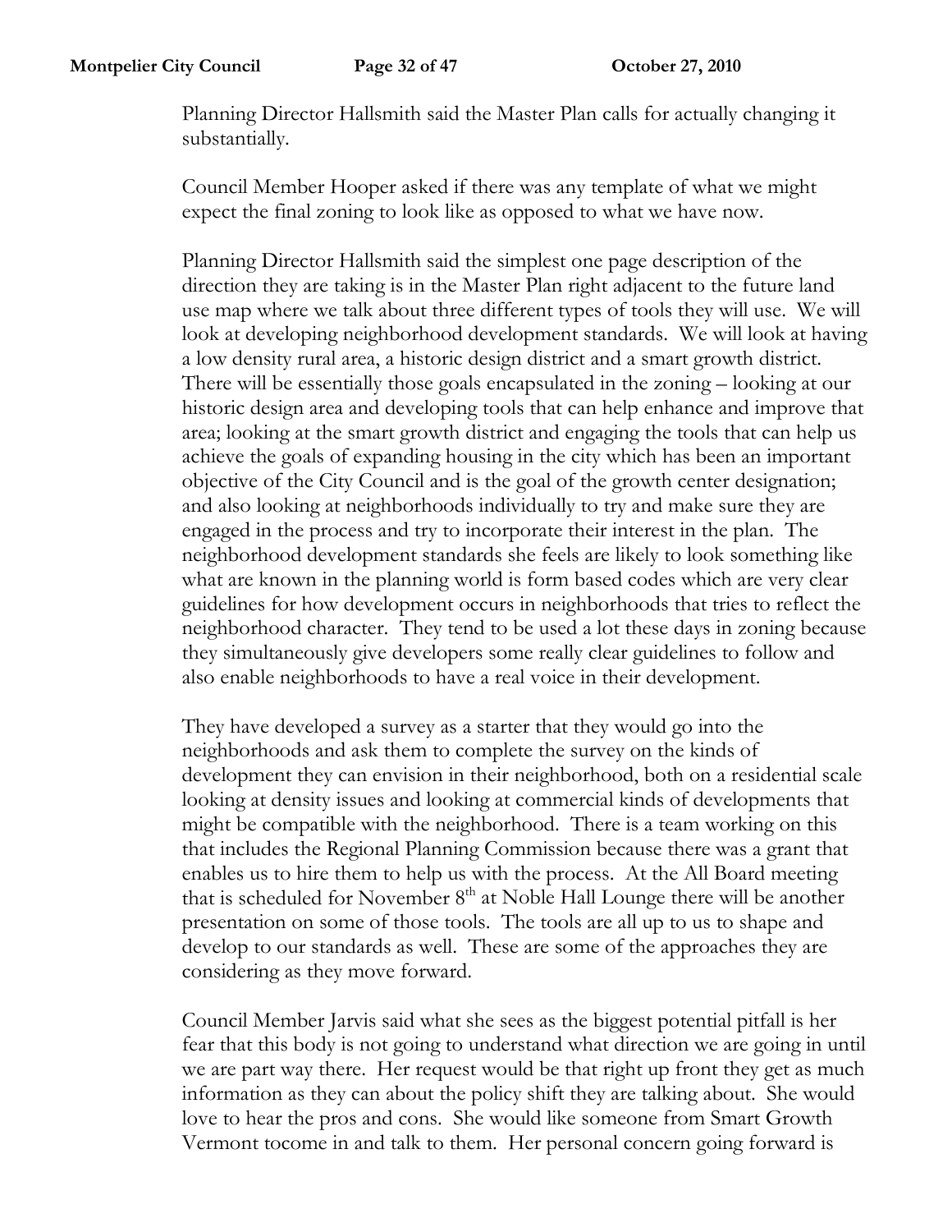Planning Director Hallsmith said the Master Plan calls for actually changing it substantially.

Council Member Hooper asked if there was any template of what we might expect the final zoning to look like as opposed to what we have now.

Planning Director Hallsmith said the simplest one page description of the direction they are taking is in the Master Plan right adjacent to the future land use map where we talk about three different types of tools they will use. We will look at developing neighborhood development standards. We will look at having a low density rural area, a historic design district and a smart growth district. There will be essentially those goals encapsulated in the zoning – looking at our historic design area and developing tools that can help enhance and improve that area; looking at the smart growth district and engaging the tools that can help us achieve the goals of expanding housing in the city which has been an important objective of the City Council and is the goal of the growth center designation; and also looking at neighborhoods individually to try and make sure they are engaged in the process and try to incorporate their interest in the plan. The neighborhood development standards she feels are likely to look something like what are known in the planning world is form based codes which are very clear guidelines for how development occurs in neighborhoods that tries to reflect the neighborhood character. They tend to be used a lot these days in zoning because they simultaneously give developers some really clear guidelines to follow and also enable neighborhoods to have a real voice in their development.

They have developed a survey as a starter that they would go into the neighborhoods and ask them to complete the survey on the kinds of development they can envision in their neighborhood, both on a residential scale looking at density issues and looking at commercial kinds of developments that might be compatible with the neighborhood. There is a team working on this that includes the Regional Planning Commission because there was a grant that enables us to hire them to help us with the process. At the All Board meeting that is scheduled for November 8th at Noble Hall Lounge there will be another presentation on some of those tools. The tools are all up to us to shape and develop to our standards as well. These are some of the approaches they are considering as they move forward.

Council Member Jarvis said what she sees as the biggest potential pitfall is her fear that this body is not going to understand what direction we are going in until we are part way there. Her request would be that right up front they get as much information as they can about the policy shift they are talking about. She would love to hear the pros and cons. She would like someone from Smart Growth Vermont tocome in and talk to them. Her personal concern going forward is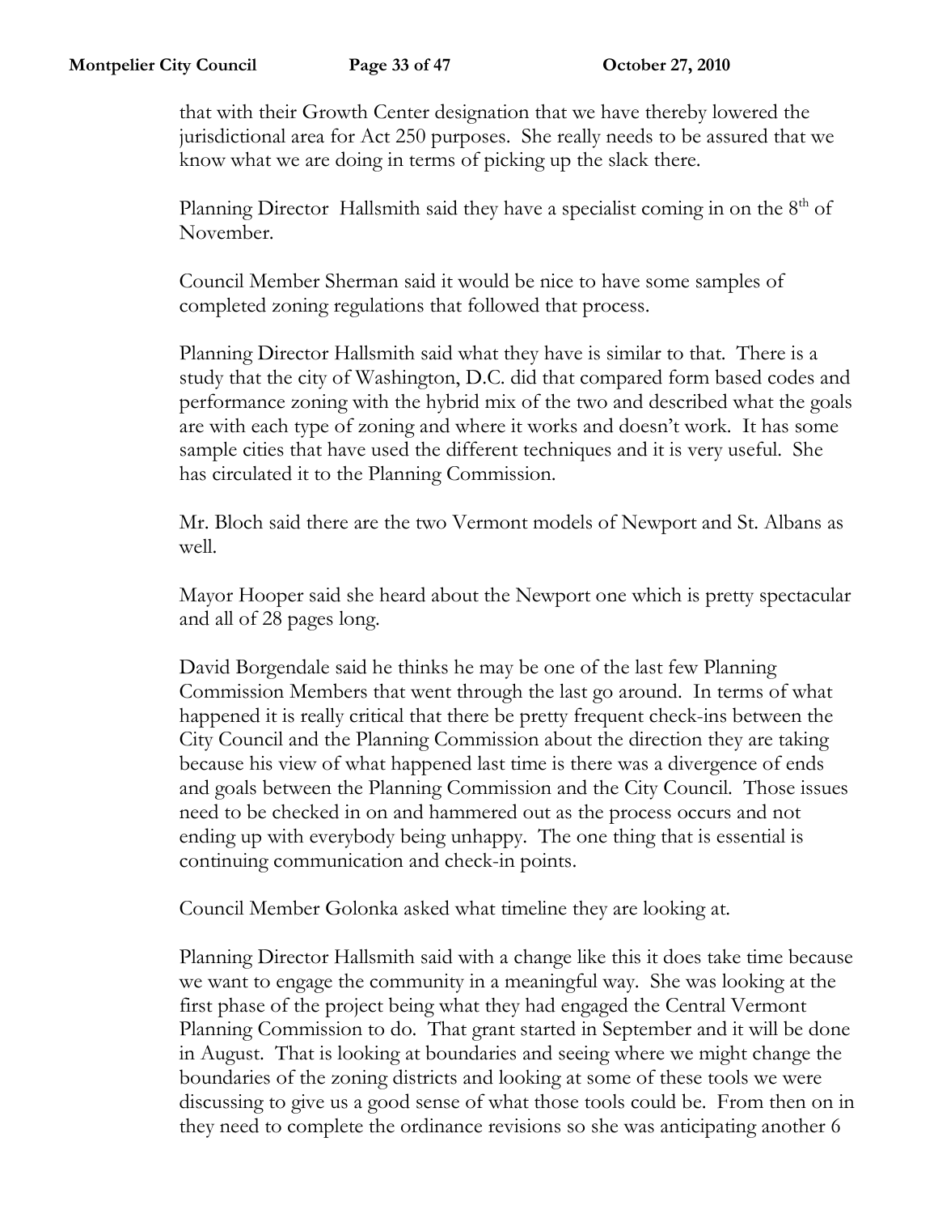that with their Growth Center designation that we have thereby lowered the jurisdictional area for Act 250 purposes. She really needs to be assured that we know what we are doing in terms of picking up the slack there.

Planning Director Hallsmith said they have a specialist coming in on the 8th of November.

Council Member Sherman said it would be nice to have some samples of completed zoning regulations that followed that process.

Planning Director Hallsmith said what they have is similar to that. There is a study that the city of Washington, D.C. did that compared form based codes and performance zoning with the hybrid mix of the two and described what the goals are with each type of zoning and where it works and doesn't work. It has some sample cities that have used the different techniques and it is very useful. She has circulated it to the Planning Commission.

Mr. Bloch said there are the two Vermont models of Newport and St. Albans as well.

Mayor Hooper said she heard about the Newport one which is pretty spectacular and all of 28 pages long.

David Borgendale said he thinks he may be one of the last few Planning Commission Members that went through the last go around. In terms of what happened it is really critical that there be pretty frequent check-ins between the City Council and the Planning Commission about the direction they are taking because his view of what happened last time is there was a divergence of ends and goals between the Planning Commission and the City Council. Those issues need to be checked in on and hammered out as the process occurs and not ending up with everybody being unhappy. The one thing that is essential is continuing communication and check-in points.

Council Member Golonka asked what timeline they are looking at.

Planning Director Hallsmith said with a change like this it does take time because we want to engage the community in a meaningful way. She was looking at the first phase of the project being what they had engaged the Central Vermont Planning Commission to do. That grant started in September and it will be done in August. That is looking at boundaries and seeing where we might change the boundaries of the zoning districts and looking at some of these tools we were discussing to give us a good sense of what those tools could be. From then on in they need to complete the ordinance revisions so she was anticipating another 6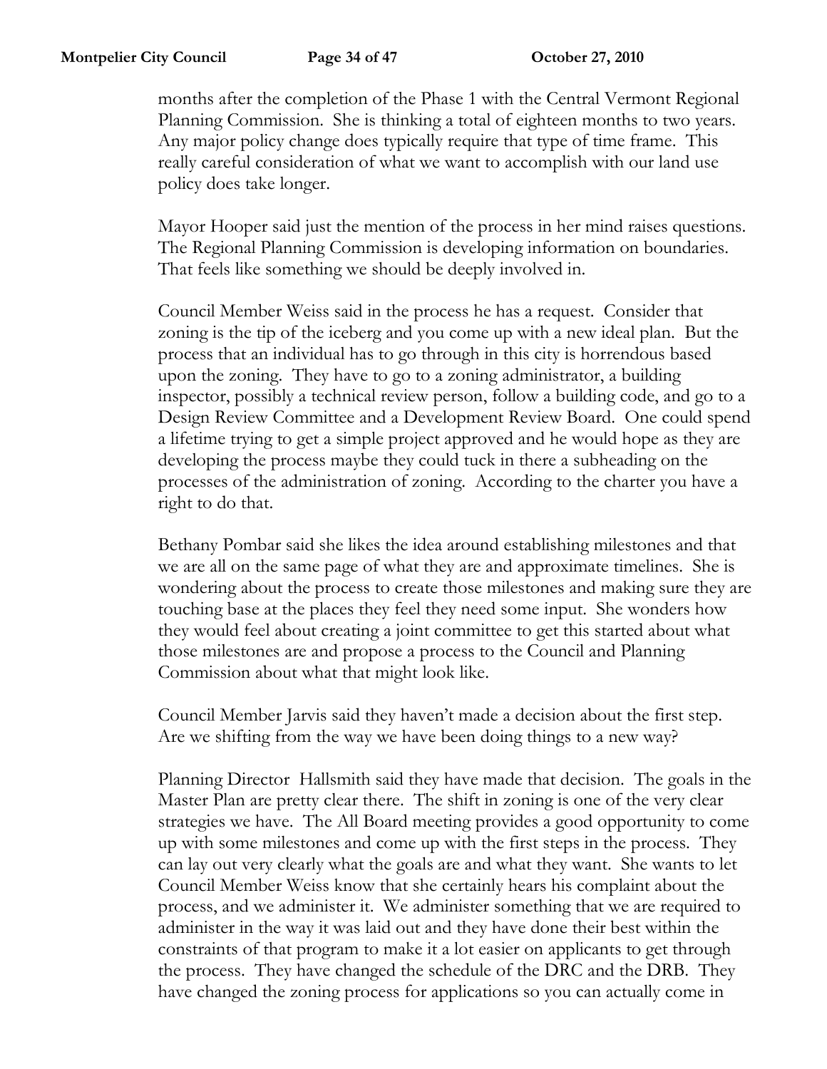months after the completion of the Phase 1 with the Central Vermont Regional Planning Commission. She is thinking a total of eighteen months to two years. Any major policy change does typically require that type of time frame. This really careful consideration of what we want to accomplish with our land use policy does take longer.

Mayor Hooper said just the mention of the process in her mind raises questions. The Regional Planning Commission is developing information on boundaries. That feels like something we should be deeply involved in.

Council Member Weiss said in the process he has a request. Consider that zoning is the tip of the iceberg and you come up with a new ideal plan. But the process that an individual has to go through in this city is horrendous based upon the zoning. They have to go to a zoning administrator, a building inspector, possibly a technical review person, follow a building code, and go to a Design Review Committee and a Development Review Board. One could spend a lifetime trying to get a simple project approved and he would hope as they are developing the process maybe they could tuck in there a subheading on the processes of the administration of zoning. According to the charter you have a right to do that.

Bethany Pombar said she likes the idea around establishing milestones and that we are all on the same page of what they are and approximate timelines. She is wondering about the process to create those milestones and making sure they are touching base at the places they feel they need some input. She wonders how they would feel about creating a joint committee to get this started about what those milestones are and propose a process to the Council and Planning Commission about what that might look like.

Council Member Jarvis said they haven't made a decision about the first step. Are we shifting from the way we have been doing things to a new way?

Planning Director Hallsmith said they have made that decision. The goals in the Master Plan are pretty clear there. The shift in zoning is one of the very clear strategies we have. The All Board meeting provides a good opportunity to come up with some milestones and come up with the first steps in the process. They can lay out very clearly what the goals are and what they want. She wants to let Council Member Weiss know that she certainly hears his complaint about the process, and we administer it. We administer something that we are required to administer in the way it was laid out and they have done their best within the constraints of that program to make it a lot easier on applicants to get through the process. They have changed the schedule of the DRC and the DRB. They have changed the zoning process for applications so you can actually come in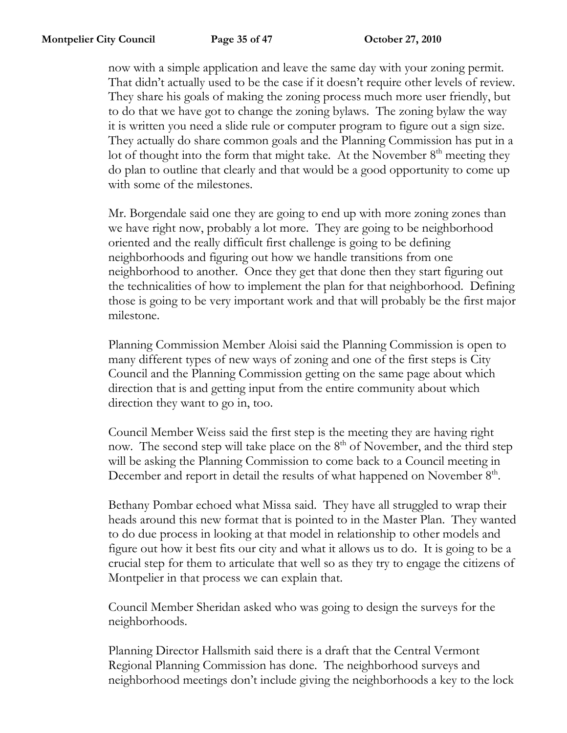now with a simple application and leave the same day with your zoning permit. That didn't actually used to be the case if it doesn't require other levels of review. They share his goals of making the zoning process much more user friendly, but to do that we have got to change the zoning bylaws. The zoning bylaw the way it is written you need a slide rule or computer program to figure out a sign size. They actually do share common goals and the Planning Commission has put in a lot of thought into the form that might take. At the November 8th meeting they do plan to outline that clearly and that would be a good opportunity to come up with some of the milestones.

Mr. Borgendale said one they are going to end up with more zoning zones than we have right now, probably a lot more. They are going to be neighborhood oriented and the really difficult first challenge is going to be defining neighborhoods and figuring out how we handle transitions from one neighborhood to another. Once they get that done then they start figuring out the technicalities of how to implement the plan for that neighborhood. Defining those is going to be very important work and that will probably be the first major milestone.

Planning Commission Member Aloisi said the Planning Commission is open to many different types of new ways of zoning and one of the first steps is City Council and the Planning Commission getting on the same page about which direction that is and getting input from the entire community about which direction they want to go in, too.

Council Member Weiss said the first step is the meeting they are having right now. The second step will take place on the 8th of November, and the third step will be asking the Planning Commission to come back to a Council meeting in December and report in detail the results of what happened on November 8th.

Bethany Pombar echoed what Missa said. They have all struggled to wrap their heads around this new format that is pointed to in the Master Plan. They wanted to do due process in looking at that model in relationship to other models and figure out how it best fits our city and what it allows us to do. It is going to be a crucial step for them to articulate that well so as they try to engage the citizens of Montpelier in that process we can explain that.

Council Member Sheridan asked who was going to design the surveys for the neighborhoods.

Planning Director Hallsmith said there is a draft that the Central Vermont Regional Planning Commission has done. The neighborhood surveys and neighborhood meetings don't include giving the neighborhoods a key to the lock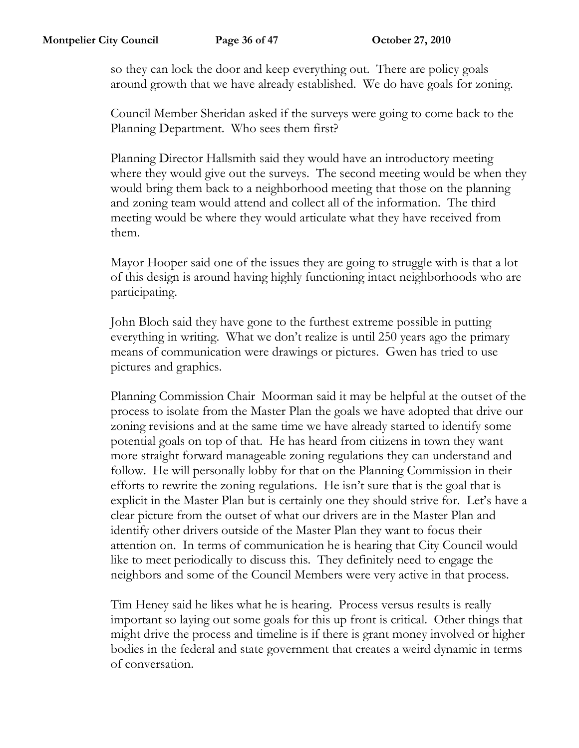so they can lock the door and keep everything out. There are policy goals around growth that we have already established. We do have goals for zoning.

Council Member Sheridan asked if the surveys were going to come back to the Planning Department. Who sees them first?

Planning Director Hallsmith said they would have an introductory meeting where they would give out the surveys. The second meeting would be when they would bring them back to a neighborhood meeting that those on the planning and zoning team would attend and collect all of the information. The third meeting would be where they would articulate what they have received from them.

Mayor Hooper said one of the issues they are going to struggle with is that a lot of this design is around having highly functioning intact neighborhoods who are participating.

John Bloch said they have gone to the furthest extreme possible in putting everything in writing. What we don't realize is until 250 years ago the primary means of communication were drawings or pictures. Gwen has tried to use pictures and graphics.

Planning Commission Chair Moorman said it may be helpful at the outset of the process to isolate from the Master Plan the goals we have adopted that drive our zoning revisions and at the same time we have already started to identify some potential goals on top of that. He has heard from citizens in town they want more straight forward manageable zoning regulations they can understand and follow. He will personally lobby for that on the Planning Commission in their efforts to rewrite the zoning regulations. He isn't sure that is the goal that is explicit in the Master Plan but is certainly one they should strive for. Let's have a clear picture from the outset of what our drivers are in the Master Plan and identify other drivers outside of the Master Plan they want to focus their attention on. In terms of communication he is hearing that City Council would like to meet periodically to discuss this. They definitely need to engage the neighbors and some of the Council Members were very active in that process.

Tim Heney said he likes what he is hearing. Process versus results is really important so laying out some goals for this up front is critical. Other things that might drive the process and timeline is if there is grant money involved or higher bodies in the federal and state government that creates a weird dynamic in terms of conversation.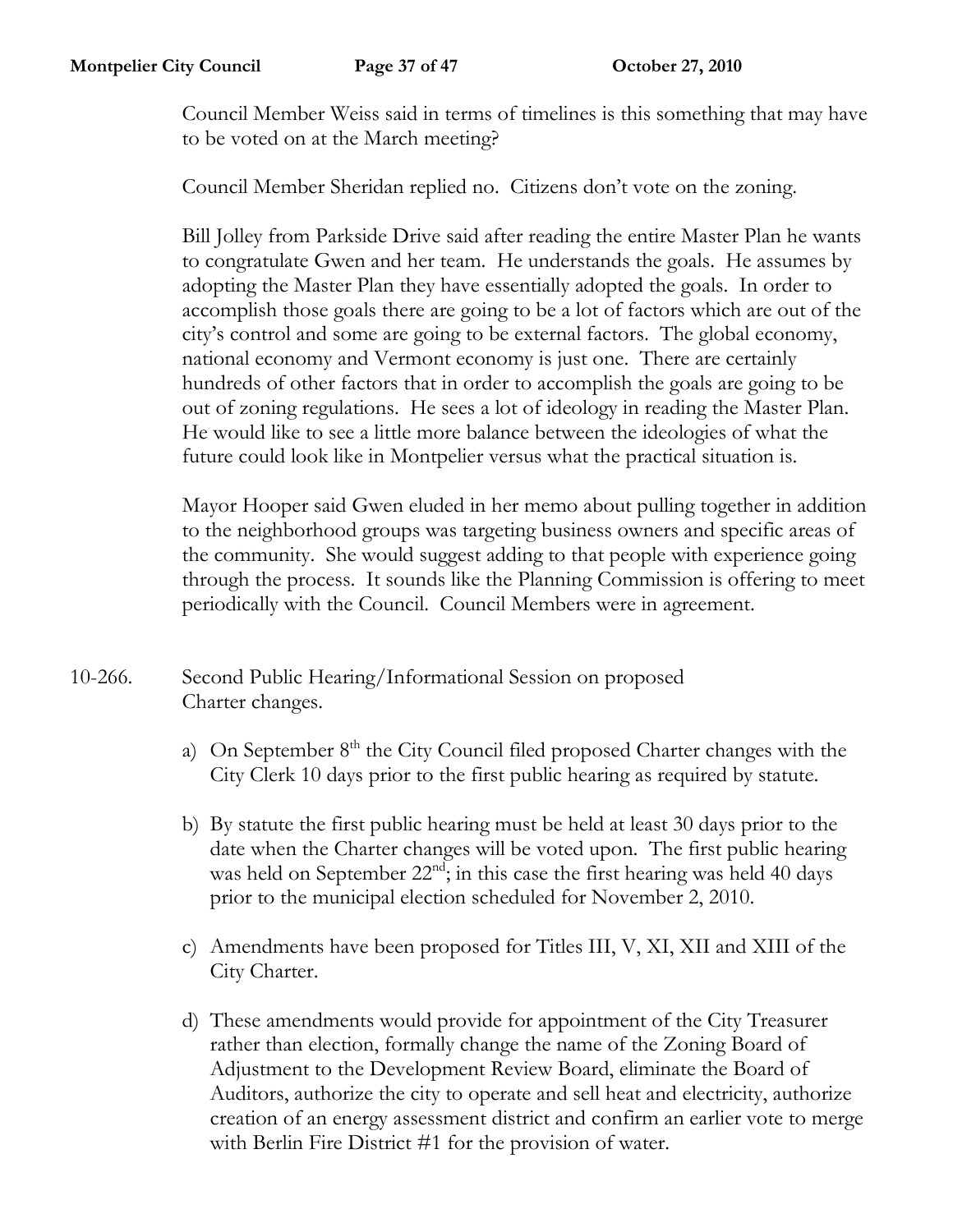Council Member Weiss said in terms of timelines is this something that may have to be voted on at the March meeting?

Council Member Sheridan replied no. Citizens don't vote on the zoning.

Bill Jolley from Parkside Drive said after reading the entire Master Plan he wants to congratulate Gwen and her team. He understands the goals. He assumes by adopting the Master Plan they have essentially adopted the goals. In order to accomplish those goals there are going to be a lot of factors which are out of the city's control and some are going to be external factors. The global economy, national economy and Vermont economy is just one. There are certainly hundreds of other factors that in order to accomplish the goals are going to be out of zoning regulations. He sees a lot of ideology in reading the Master Plan. He would like to see a little more balance between the ideologies of what the future could look like in Montpelier versus what the practical situation is.

Mayor Hooper said Gwen eluded in her memo about pulling together in addition to the neighborhood groups was targeting business owners and specific areas of the community. She would suggest adding to that people with experience going through the process. It sounds like the Planning Commission is offering to meet periodically with the Council. Council Members were in agreement.

10-266. Second Public Hearing/Informational Session on proposed Charter changes.

a) On September 8th the City Council filed proposed Charter changes with the City Clerk 10 days prior to the first public hearing as required by statute.

b) By statute the first public hearing must be held at least 30 days prior to the date when the Charter changes will be voted upon. The first public hearing was held on September 22nd; in this case the first hearing was held 40 days prior to the municipal election scheduled for November 2, 2010.

c) Amendments have been proposed for Titles III, V, XI, XII and XIII of the City Charter.

d) These amendments would provide for appointment of the City Treasurer rather than election, formally change the name of the Zoning Board of Adjustment to the Development Review Board, eliminate the Board of Auditors, authorize the city to operate and sell heat and electricity, authorize creation of an energy assessment district and confirm an earlier vote to merge with Berlin Fire District #1 for the provision of water.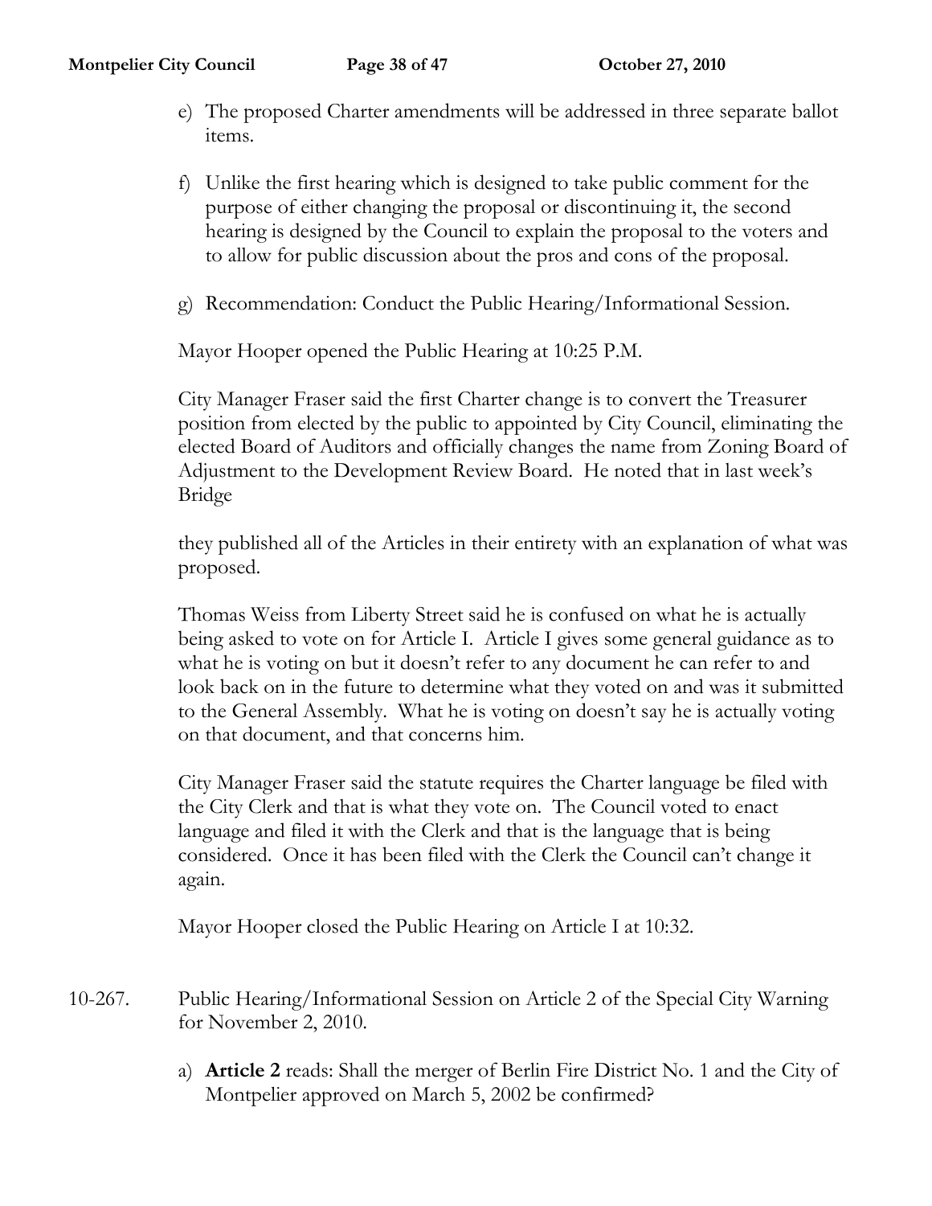e) The proposed Charter amendments will be addressed in three separate ballot items.

f) Unlike the first hearing which is designed to take public comment for the purpose of either changing the proposal or discontinuing it, the second hearing is designed by the Council to explain the proposal to the voters and to allow for public discussion about the pros and cons of the proposal.

g) Recommendation: Conduct the Public Hearing/Informational Session.

Mayor Hooper opened the Public Hearing at 10:25 P.M.

City Manager Fraser said the first Charter change is to convert the Treasurer position from elected by the public to appointed by City Council, eliminating the elected Board of Auditors and officially changes the name from Zoning Board of Adjustment to the Development Review Board. He noted that in last week's Bridge

they published all of the Articles in their entirety with an explanation of what was proposed.

Thomas Weiss from Liberty Street said he is confused on what he is actually being asked to vote on for Article I. Article I gives some general guidance as to what he is voting on but it doesn't refer to any document he can refer to and look back on in the future to determine what they voted on and was it submitted to the General Assembly. What he is voting on doesn't say he is actually voting on that document, and that concerns him.

City Manager Fraser said the statute requires the Charter language be filed with the City Clerk and that is what they vote on. The Council voted to enact language and filed it with the Clerk and that is the language that is being considered. Once it has been filed with the Clerk the Council can't change it again.

Mayor Hooper closed the Public Hearing on Article I at 10:32.

10-267. Public Hearing/Informational Session on Article 2 of the Special City Warning for November 2, 2010.

a) **Article 2** reads: Shall the merger of Berlin Fire District No. 1 and the City of Montpelier approved on March 5, 2002 be confirmed?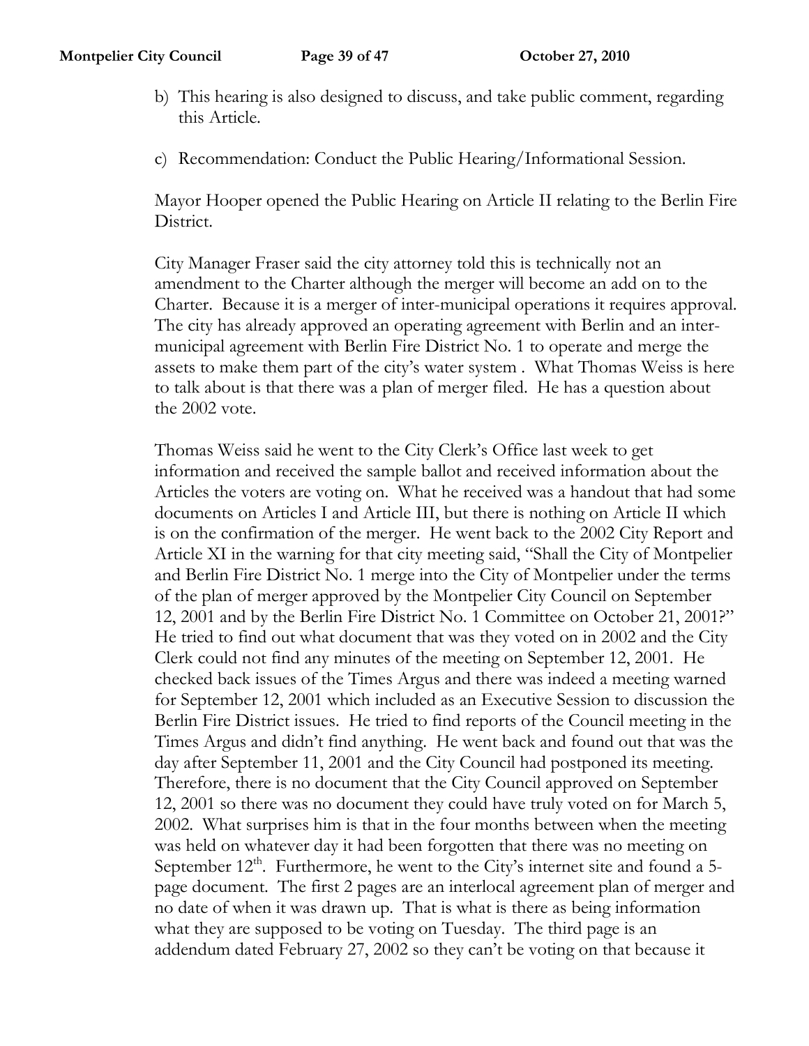b) This hearing is also designed to discuss, and take public comment, regarding this Article.

c) Recommendation: Conduct the Public Hearing/Informational Session.

Mayor Hooper opened the Public Hearing on Article II relating to the Berlin Fire District.

City Manager Fraser said the city attorney told this is technically not an amendment to the Charter although the merger will become an add on to the Charter. Because it is a merger of inter-municipal operations it requires approval. The city has already approved an operating agreement with Berlin and an inter-municipal agreement with Berlin Fire District No. 1 to operate and merge the assets to make them part of the city's water system . What Thomas Weiss is here to talk about is that there was a plan of merger filed. He has a question about the 2002 vote.

Thomas Weiss said he went to the City Clerk's Office last week to get information and received the sample ballot and received information about the Articles the voters are voting on. What he received was a handout that had some documents on Articles I and Article III, but there is nothing on Article II which is on the confirmation of the merger. He went back to the 2002 City Report and Article XI in the warning for that city meeting said, "Shall the City of Montpelier and Berlin Fire District No. 1 merge into the City of Montpelier under the terms of the plan of merger approved by the Montpelier City Council on September 12, 2001 and by the Berlin Fire District No. 1 Committee on October 21, 2001?" He tried to find out what document that was they voted on in 2002 and the City Clerk could not find any minutes of the meeting on September 12, 2001. He checked back issues of the Times Argus and there was indeed a meeting warned for September 12, 2001 which included as an Executive Session to discussion the Berlin Fire District issues. He tried to find reports of the Council meeting in the Times Argus and didn't find anything. He went back and found out that was the day after September 11, 2001 and the City Council had postponed its meeting. Therefore, there is no document that the City Council approved on September 12, 2001 so there was no document they could have truly voted on for March 5, 2002. What surprises him is that in the four months between when the meeting was held on whatever day it had been forgotten that there was no meeting on September 12th. Furthermore, he went to the City's internet site and found a 5-page document. The first 2 pages are an interlocal agreement plan of merger and no date of when it was drawn up. That is what is there as being information what they are supposed to be voting on Tuesday. The third page is an addendum dated February 27, 2002 so they can't be voting on that because it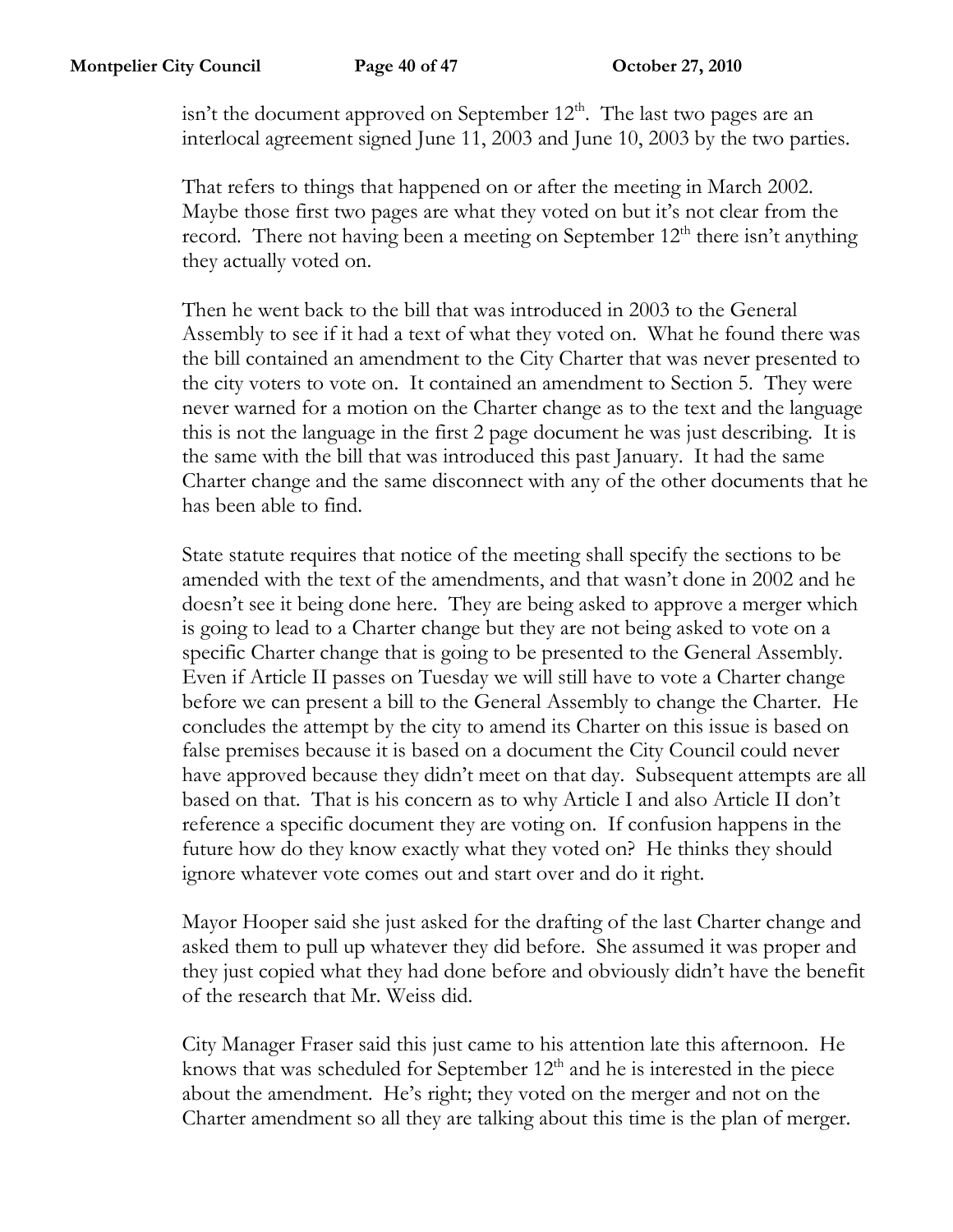isn't the document approved on September 12th. The last two pages are an interlocal agreement signed June 11, 2003 and June 10, 2003 by the two parties.

That refers to things that happened on or after the meeting in March 2002. Maybe those first two pages are what they voted on but it's not clear from the record. There not having been a meeting on September 12th there isn't anything they actually voted on.

Then he went back to the bill that was introduced in 2003 to the General Assembly to see if it had a text of what they voted on. What he found there was the bill contained an amendment to the City Charter that was never presented to the city voters to vote on. It contained an amendment to Section 5. They were never warned for a motion on the Charter change as to the text and the language this is not the language in the first 2 page document he was just describing. It is the same with the bill that was introduced this past January. It had the same Charter change and the same disconnect with any of the other documents that he has been able to find.

State statute requires that notice of the meeting shall specify the sections to be amended with the text of the amendments, and that wasn't done in 2002 and he doesn't see it being done here. They are being asked to approve a merger which is going to lead to a Charter change but they are not being asked to vote on a specific Charter change that is going to be presented to the General Assembly. Even if Article II passes on Tuesday we will still have to vote a Charter change before we can present a bill to the General Assembly to change the Charter. He concludes the attempt by the city to amend its Charter on this issue is based on false premises because it is based on a document the City Council could never have approved because they didn't meet on that day. Subsequent attempts are all based on that. That is his concern as to why Article I and also Article II don't reference a specific document they are voting on. If confusion happens in the future how do they know exactly what they voted on? He thinks they should ignore whatever vote comes out and start over and do it right.

Mayor Hooper said she just asked for the drafting of the last Charter change and asked them to pull up whatever they did before. She assumed it was proper and they just copied what they had done before and obviously didn't have the benefit of the research that Mr. Weiss did.

City Manager Fraser said this just came to his attention late this afternoon. He knows that was scheduled for September 12th and he is interested in the piece about the amendment. He's right; they voted on the merger and not on the Charter amendment so all they are talking about this time is the plan of merger.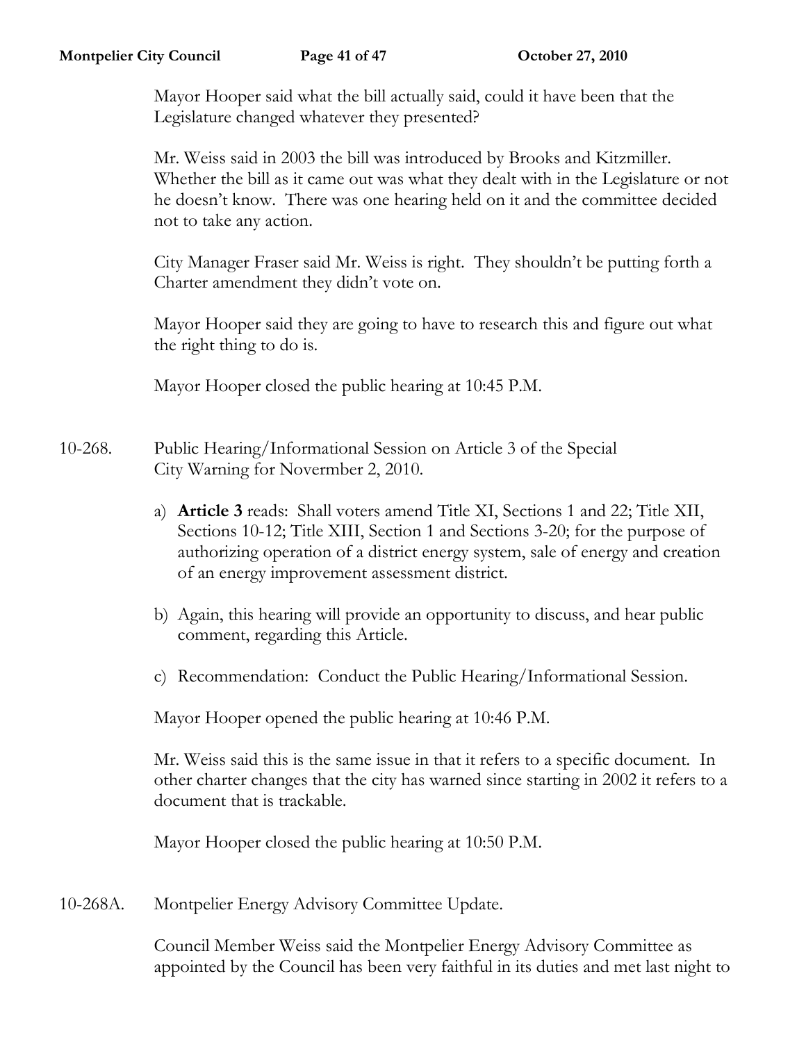Mayor Hooper said what the bill actually said, could it have been that the Legislature changed whatever they presented?

Mr. Weiss said in 2003 the bill was introduced by Brooks and Kitzmiller. Whether the bill as it came out was what they dealt with in the Legislature or not he doesn't know. There was one hearing held on it and the committee decided not to take any action.

City Manager Fraser said Mr. Weiss is right. They shouldn't be putting forth a Charter amendment they didn't vote on.

Mayor Hooper said they are going to have to research this and figure out what the right thing to do is.

Mayor Hooper closed the public hearing at 10:45 P.M.

10-268. Public Hearing/Informational Session on Article 3 of the Special City Warning for Novermber 2, 2010.

a) **Article 3** reads: Shall voters amend Title XI, Sections 1 and 22; Title XII, Sections 10-12; Title XIII, Section 1 and Sections 3-20; for the purpose of authorizing operation of a district energy system, sale of energy and creation of an energy improvement assessment district.

b) Again, this hearing will provide an opportunity to discuss, and hear public comment, regarding this Article.

c) Recommendation: Conduct the Public Hearing/Informational Session.

Mayor Hooper opened the public hearing at 10:46 P.M.

Mr. Weiss said this is the same issue in that it refers to a specific document. In other charter changes that the city has warned since starting in 2002 it refers to a document that is trackable.

Mayor Hooper closed the public hearing at 10:50 P.M.

10-268A. Montpelier Energy Advisory Committee Update.

Council Member Weiss said the Montpelier Energy Advisory Committee as appointed by the Council has been very faithful in its duties and met last night to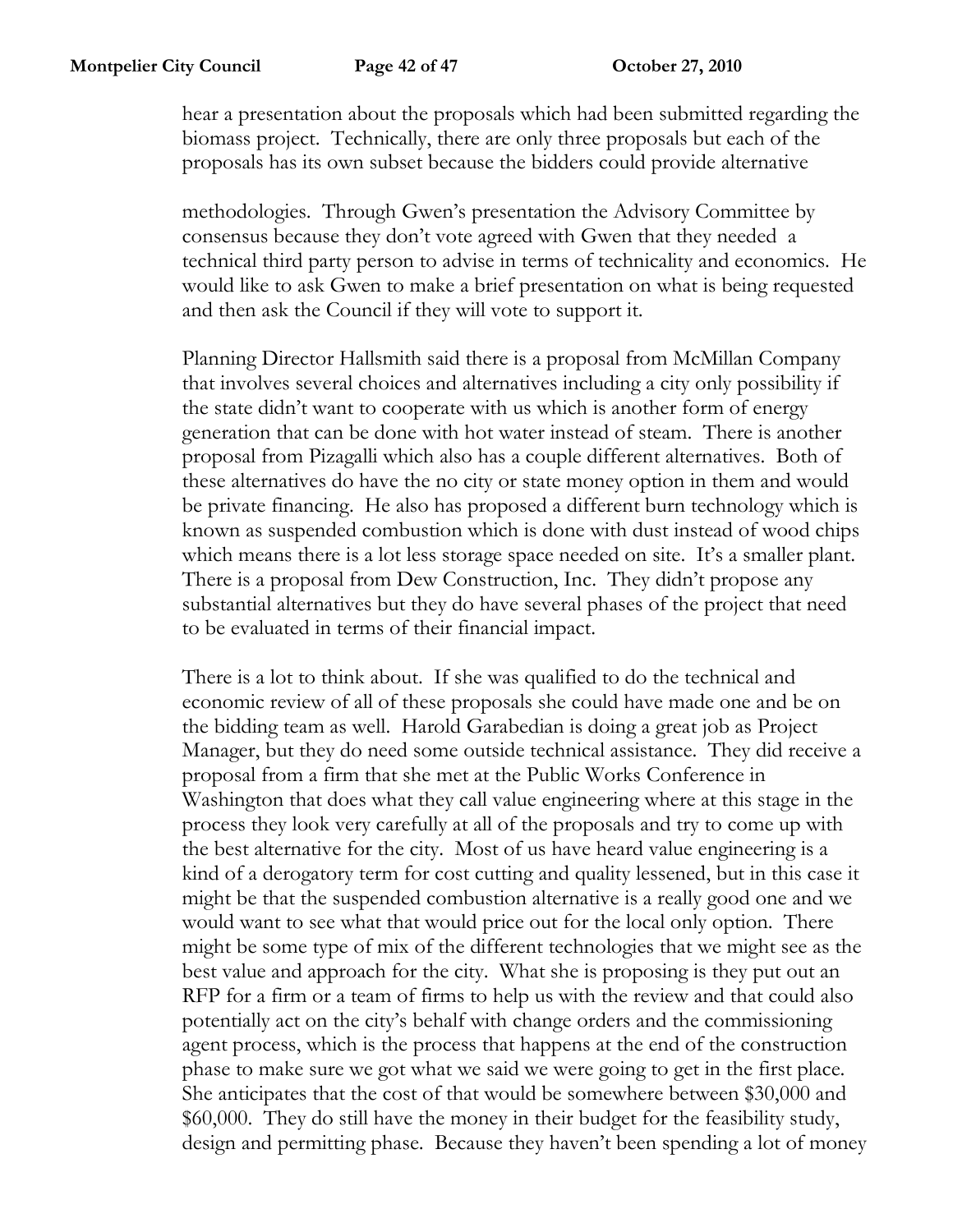hear a presentation about the proposals which had been submitted regarding the biomass project. Technically, there are only three proposals but each of the proposals has its own subset because the bidders could provide alternative

methodologies. Through Gwen's presentation the Advisory Committee by consensus because they don't vote agreed with Gwen that they needed a technical third party person to advise in terms of technicality and economics. He would like to ask Gwen to make a brief presentation on what is being requested and then ask the Council if they will vote to support it.

Planning Director Hallsmith said there is a proposal from McMillan Company that involves several choices and alternatives including a city only possibility if the state didn't want to cooperate with us which is another form of energy generation that can be done with hot water instead of steam. There is another proposal from Pizagalli which also has a couple different alternatives. Both of these alternatives do have the no city or state money option in them and would be private financing. He also has proposed a different burn technology which is known as suspended combustion which is done with dust instead of wood chips which means there is a lot less storage space needed on site. It's a smaller plant. There is a proposal from Dew Construction, Inc. They didn't propose any substantial alternatives but they do have several phases of the project that need to be evaluated in terms of their financial impact.

There is a lot to think about. If she was qualified to do the technical and economic review of all of these proposals she could have made one and be on the bidding team as well. Harold Garabedian is doing a great job as Project Manager, but they do need some outside technical assistance. They did receive a proposal from a firm that she met at the Public Works Conference in Washington that does what they call value engineering where at this stage in the process they look very carefully at all of the proposals and try to come up with the best alternative for the city. Most of us have heard value engineering is a kind of a derogatory term for cost cutting and quality lessened, but in this case it might be that the suspended combustion alternative is a really good one and we would want to see what that would price out for the local only option. There might be some type of mix of the different technologies that we might see as the best value and approach for the city. What she is proposing is they put out an RFP for a firm or a team of firms to help us with the review and that could also potentially act on the city's behalf with change orders and the commissioning agent process, which is the process that happens at the end of the construction phase to make sure we got what we said we were going to get in the first place. She anticipates that the cost of that would be somewhere between $30,000 and $60,000. They do still have the money in their budget for the feasibility study, design and permitting phase. Because they haven't been spending a lot of money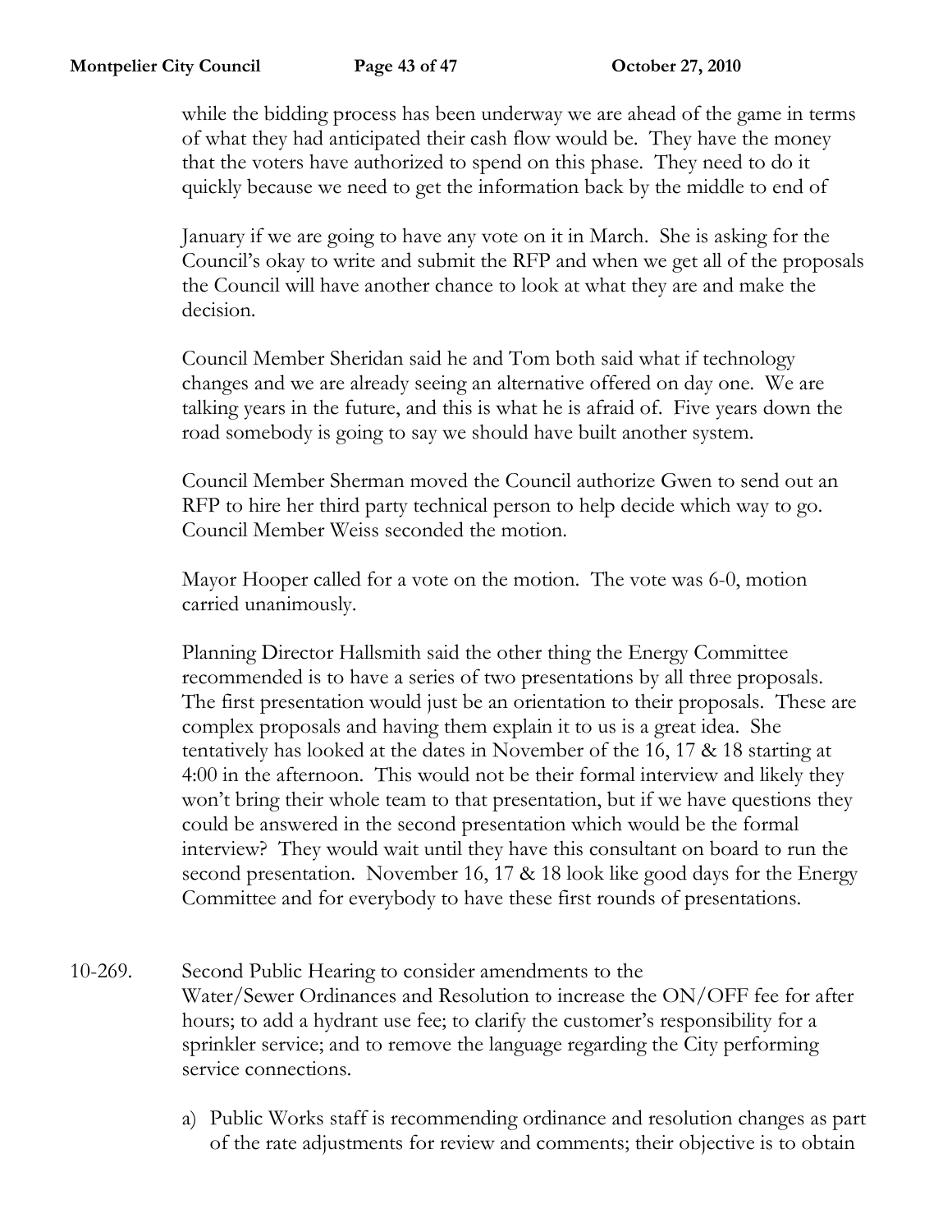while the bidding process has been underway we are ahead of the game in terms of what they had anticipated their cash flow would be. They have the money that the voters have authorized to spend on this phase. They need to do it quickly because we need to get the information back by the middle to end of

January if we are going to have any vote on it in March. She is asking for the Council's okay to write and submit the RFP and when we get all of the proposals the Council will have another chance to look at what they are and make the decision.

Council Member Sheridan said he and Tom both said what if technology changes and we are already seeing an alternative offered on day one. We are talking years in the future, and this is what he is afraid of. Five years down the road somebody is going to say we should have built another system.

Council Member Sherman moved the Council authorize Gwen to send out an RFP to hire her third party technical person to help decide which way to go. Council Member Weiss seconded the motion.

Mayor Hooper called for a vote on the motion. The vote was 6-0, motion carried unanimously.

Planning Director Hallsmith said the other thing the Energy Committee recommended is to have a series of two presentations by all three proposals. The first presentation would just be an orientation to their proposals. These are complex proposals and having them explain it to us is a great idea. She tentatively has looked at the dates in November of the 16, 17 & 18 starting at 4:00 in the afternoon. This would not be their formal interview and likely they won't bring their whole team to that presentation, but if we have questions they could be answered in the second presentation which would be the formal interview? They would wait until they have this consultant on board to run the second presentation. November 16, 17 & 18 look like good days for the Energy Committee and for everybody to have these first rounds of presentations.

10-269. Second Public Hearing to consider amendments to the Water/Sewer Ordinances and Resolution to increase the ON/OFF fee for after hours; to add a hydrant use fee; to clarify the customer's responsibility for a sprinkler service; and to remove the language regarding the City performing service connections.

a) Public Works staff is recommending ordinance and resolution changes as part of the rate adjustments for review and comments; their objective is to obtain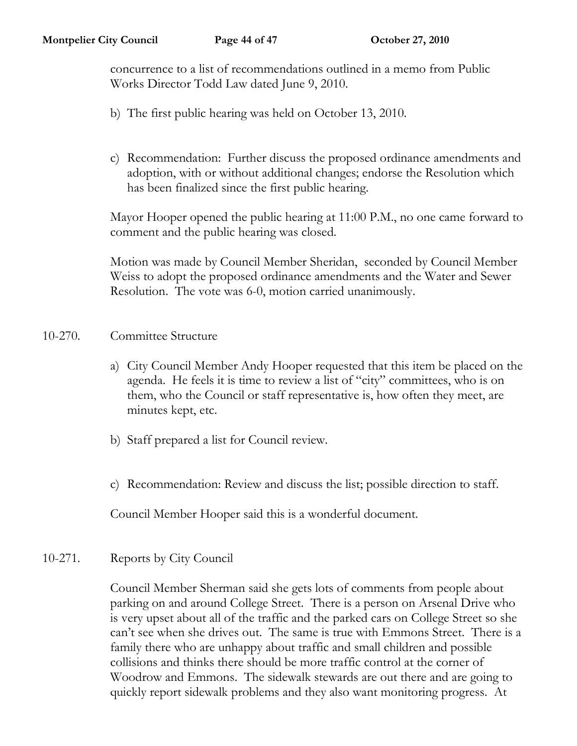concurrence to a list of recommendations outlined in a memo from Public Works Director Todd Law dated June 9, 2010.

b) The first public hearing was held on October 13, 2010.

c) Recommendation: Further discuss the proposed ordinance amendments and adoption, with or without additional changes; endorse the Resolution which has been finalized since the first public hearing.

Mayor Hooper opened the public hearing at 11:00 P.M., no one came forward to comment and the public hearing was closed.

Motion was made by Council Member Sheridan, seconded by Council Member Weiss to adopt the proposed ordinance amendments and the Water and Sewer Resolution. The vote was 6-0, motion carried unanimously.

10-270. Committee Structure

a) City Council Member Andy Hooper requested that this item be placed on the agenda. He feels it is time to review a list of "city" committees, who is on them, who the Council or staff representative is, how often they meet, are minutes kept, etc.

b) Staff prepared a list for Council review.

c) Recommendation: Review and discuss the list; possible direction to staff.

Council Member Hooper said this is a wonderful document.

10-271. Reports by City Council

Council Member Sherman said she gets lots of comments from people about parking on and around College Street. There is a person on Arsenal Drive who is very upset about all of the traffic and the parked cars on College Street so she can't see when she drives out. The same is true with Emmons Street. There is a family there who are unhappy about traffic and small children and possible collisions and thinks there should be more traffic control at the corner of Woodrow and Emmons. The sidewalk stewards are out there and are going to quickly report sidewalk problems and they also want monitoring progress. At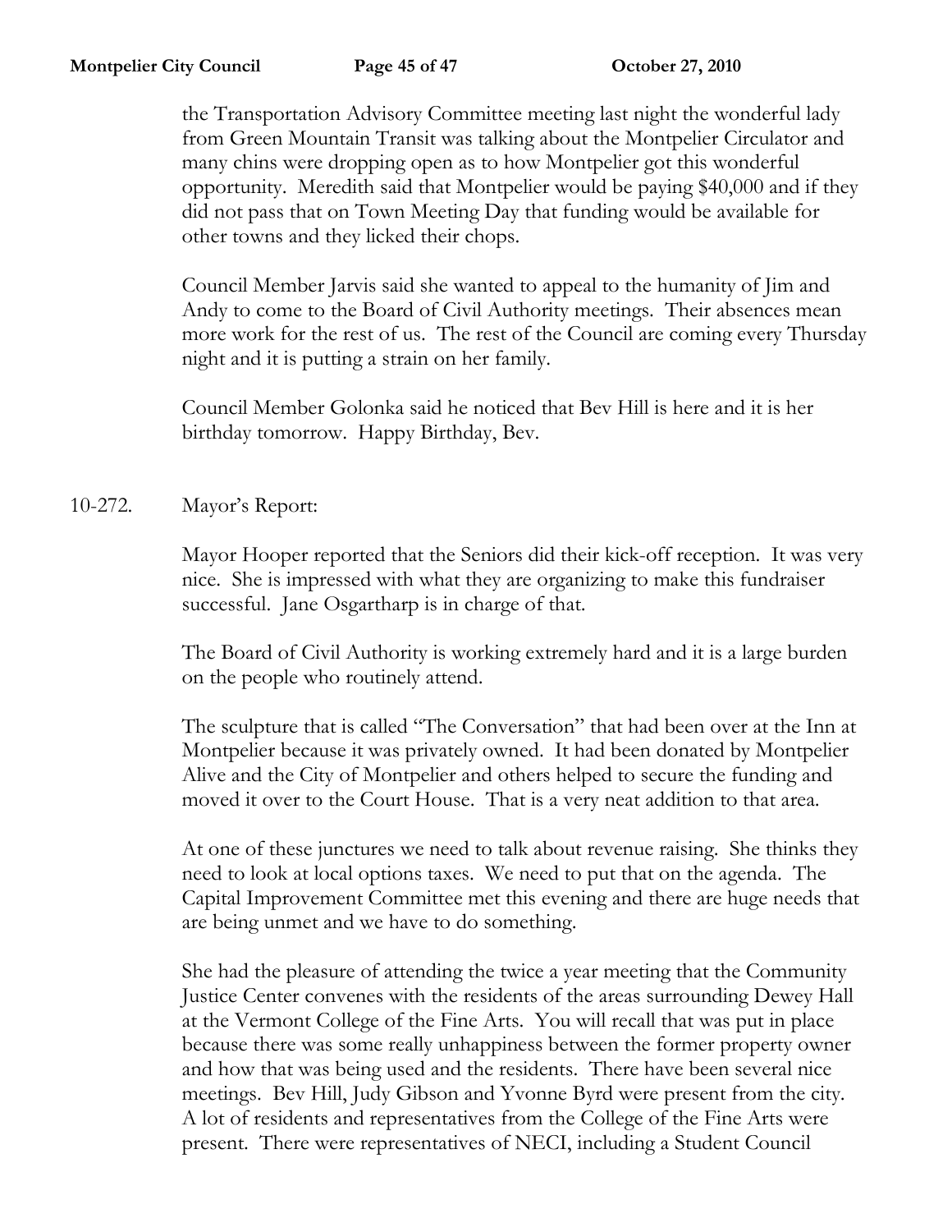the Transportation Advisory Committee meeting last night the wonderful lady from Green Mountain Transit was talking about the Montpelier Circulator and many chins were dropping open as to how Montpelier got this wonderful opportunity. Meredith said that Montpelier would be paying $40,000 and if they did not pass that on Town Meeting Day that funding would be available for other towns and they licked their chops.

Council Member Jarvis said she wanted to appeal to the humanity of Jim and Andy to come to the Board of Civil Authority meetings. Their absences mean more work for the rest of us. The rest of the Council are coming every Thursday night and it is putting a strain on her family.

Council Member Golonka said he noticed that Bev Hill is here and it is her birthday tomorrow. Happy Birthday, Bev.

10-272. Mayor's Report:

Mayor Hooper reported that the Seniors did their kick-off reception. It was very nice. She is impressed with what they are organizing to make this fundraiser successful. Jane Osgartharp is in charge of that.

The Board of Civil Authority is working extremely hard and it is a large burden on the people who routinely attend.

The sculpture that is called "The Conversation" that had been over at the Inn at Montpelier because it was privately owned. It had been donated by Montpelier Alive and the City of Montpelier and others helped to secure the funding and moved it over to the Court House. That is a very neat addition to that area.

At one of these junctures we need to talk about revenue raising. She thinks they need to look at local options taxes. We need to put that on the agenda. The Capital Improvement Committee met this evening and there are huge needs that are being unmet and we have to do something.

She had the pleasure of attending the twice a year meeting that the Community Justice Center convenes with the residents of the areas surrounding Dewey Hall at the Vermont College of the Fine Arts. You will recall that was put in place because there was some really unhappiness between the former property owner and how that was being used and the residents. There have been several nice meetings. Bev Hill, Judy Gibson and Yvonne Byrd were present from the city. A lot of residents and representatives from the College of the Fine Arts were present. There were representatives of NECI, including a Student Council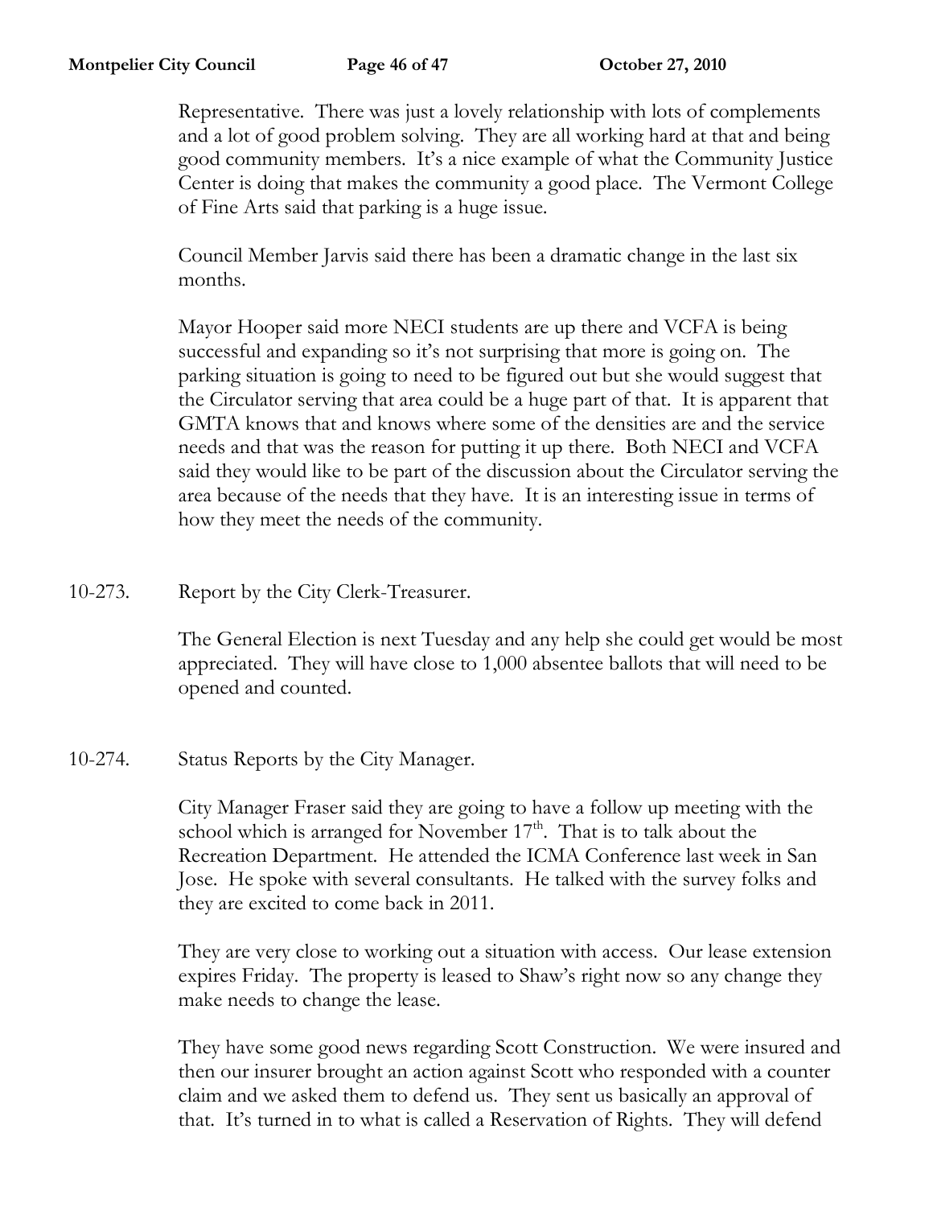Representative. There was just a lovely relationship with lots of complements and a lot of good problem solving. They are all working hard at that and being good community members. It's a nice example of what the Community Justice Center is doing that makes the community a good place. The Vermont College of Fine Arts said that parking is a huge issue.

Council Member Jarvis said there has been a dramatic change in the last six months.

Mayor Hooper said more NECI students are up there and VCFA is being successful and expanding so it's not surprising that more is going on. The parking situation is going to need to be figured out but she would suggest that the Circulator serving that area could be a huge part of that. It is apparent that GMTA knows that and knows where some of the densities are and the service needs and that was the reason for putting it up there. Both NECI and VCFA said they would like to be part of the discussion about the Circulator serving the area because of the needs that they have. It is an interesting issue in terms of how they meet the needs of the community.

10-273. Report by the City Clerk-Treasurer.

The General Election is next Tuesday and any help she could get would be most appreciated. They will have close to 1,000 absentee ballots that will need to be opened and counted.

10-274. Status Reports by the City Manager.

City Manager Fraser said they are going to have a follow up meeting with the school which is arranged for November 17th. That is to talk about the Recreation Department. He attended the ICMA Conference last week in San Jose. He spoke with several consultants. He talked with the survey folks and they are excited to come back in 2011.

They are very close to working out a situation with access. Our lease extension expires Friday. The property is leased to Shaw's right now so any change they make needs to change the lease.

They have some good news regarding Scott Construction. We were insured and then our insurer brought an action against Scott who responded with a counter claim and we asked them to defend us. They sent us basically an approval of that. It's turned in to what is called a Reservation of Rights. They will defend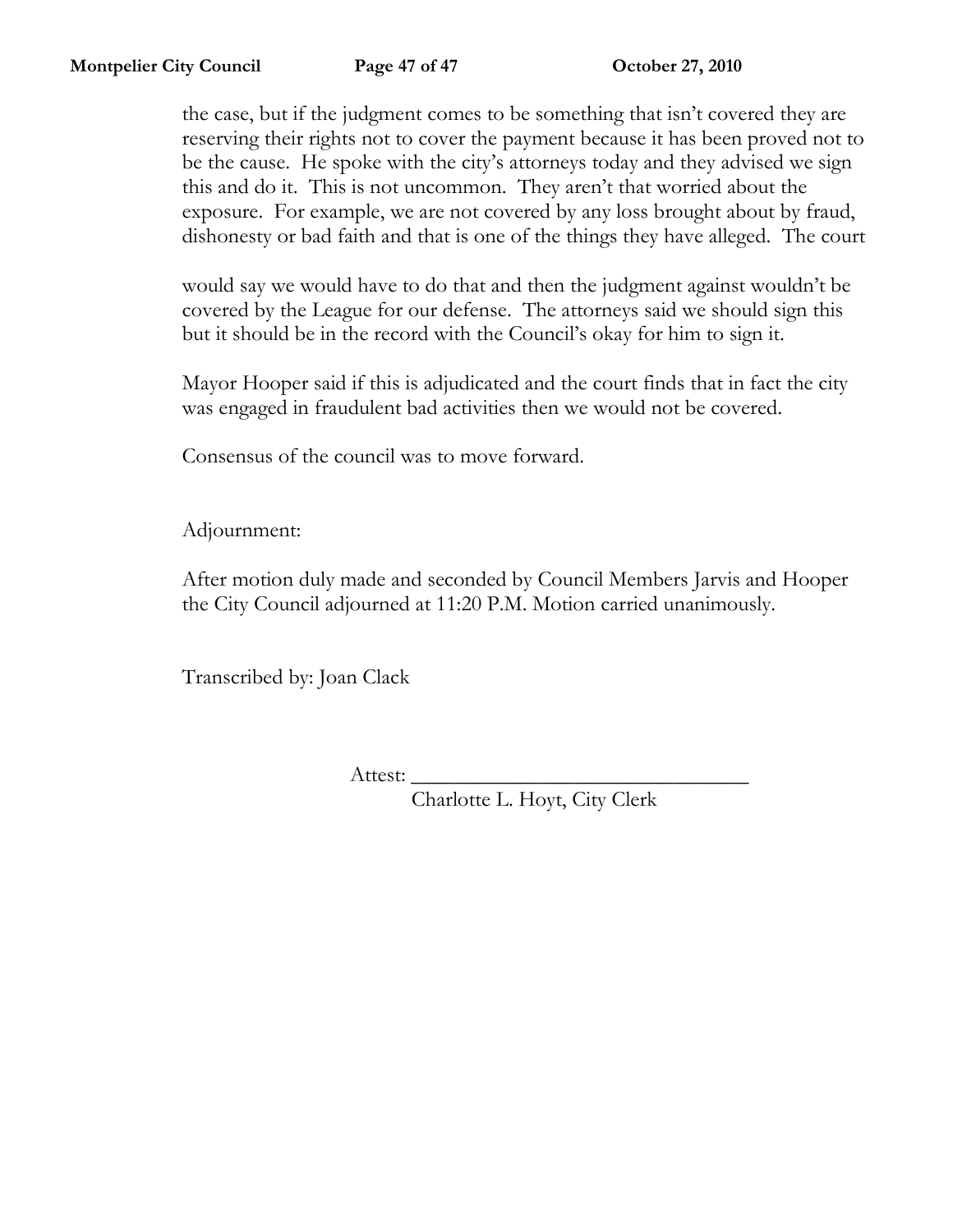the case, but if the judgment comes to be something that isn't covered they are reserving their rights not to cover the payment because it has been proved not to be the cause. He spoke with the city's attorneys today and they advised we sign this and do it. This is not uncommon. They aren't that worried about the exposure. For example, we are not covered by any loss brought about by fraud, dishonesty or bad faith and that is one of the things they have alleged. The court

would say we would have to do that and then the judgment against wouldn't be covered by the League for our defense. The attorneys said we should sign this but it should be in the record with the Council's okay for him to sign it.

Mayor Hooper said if this is adjudicated and the court finds that in fact the city was engaged in fraudulent bad activities then we would not be covered.

Consensus of the council was to move forward.

Adjournment:

After motion duly made and seconded by Council Members Jarvis and Hooper the City Council adjourned at 11:20 P.M. Motion carried unanimously.

Transcribed by: Joan Clack

Attest: \_\_\_\_\_\_\_\_\_\_\_\_\_\_\_\_\_\_\_\_\_\_\_\_\_\_\_\_\_\_\_\_

Charlotte L. Hoyt, City Clerk